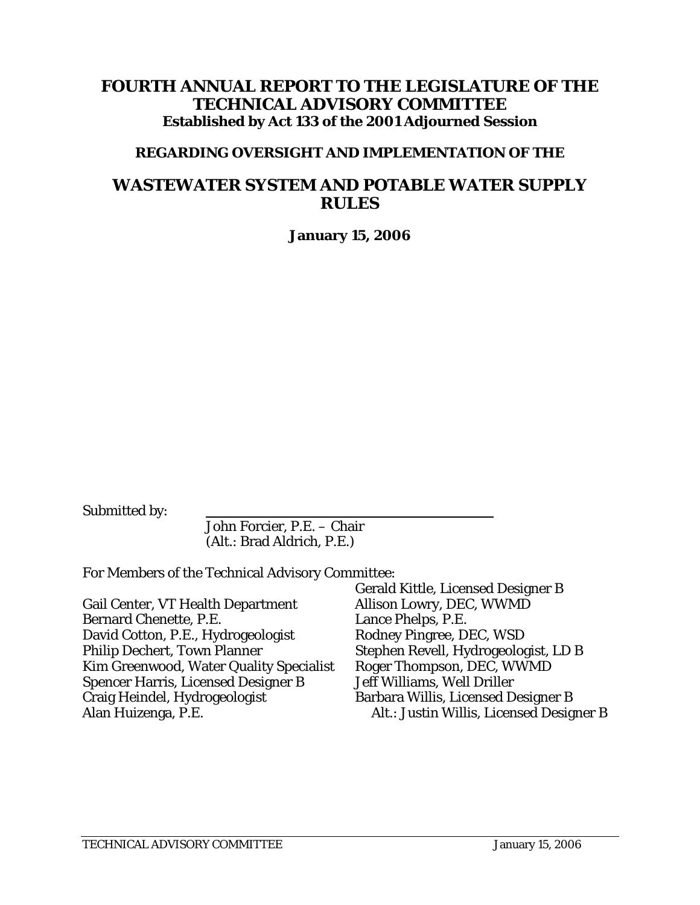# FOURTH ANNUAL REPORT TO THE LEGISLATURE OF THE TECHNICAL ADVISORY COMMITTEE

**Established by Act 133 of the 2001 Adjourned Session**

**REGARDING OVERSIGHT AND IMPLEMENTATION OF THE**

## WASTEWATER SYSTEM AND POTABLE WATER SUPPLY RULES

**January 15, 2006**

Submitted by: \_\_\_\_\_\_\_\_\_\_\_\_\_\_\_\_\_\_\_\_\_\_\_\_\_\_\_\_\_\_\_\_

John Forcier, P.E. – Chair
(Alt.: Brad Aldrich, P.E.)

For Members of the Technical Advisory Committee:

Gail Center, VT Health Department
Bernard Chenette, P.E.
David Cotton, P.E., Hydrogeologist
Philip Dechert, Town Planner
Kim Greenwood, Water Quality Specialist
Spencer Harris, Licensed Designer B
Craig Heindel, Hydrogeologist
Alan Huizenga, P.E.
Gerald Kittle, Licensed Designer B
Allison Lowry, DEC, WWMD
Lance Phelps, P.E.
Rodney Pingree, DEC, WSD
Stephen Revell, Hydrogeologist, LD B
Roger Thompson, DEC, WWMD
Jeff Williams, Well Driller
Barbara Willis, Licensed Designer B
Alt.: Justin Willis, Licensed Designer B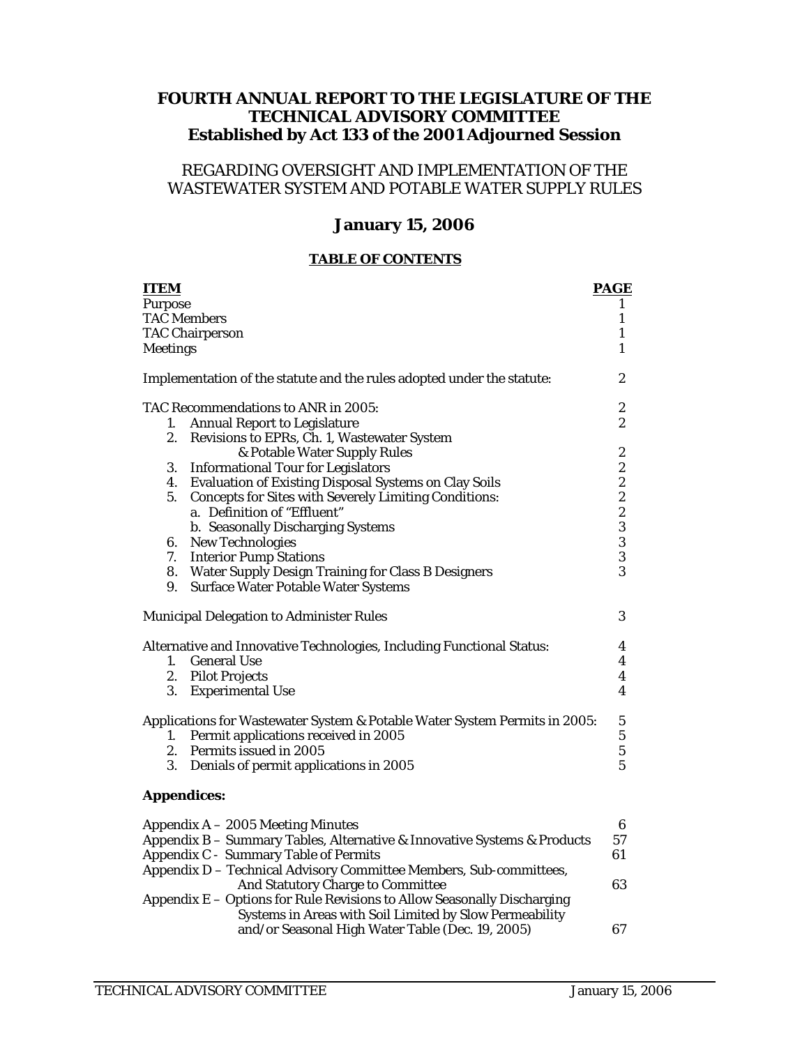# FOURTH ANNUAL REPORT TO THE LEGISLATURE OF THE TECHNICAL ADVISORY COMMITTEE
## Established by Act 133 of the 2001 Adjourned Session

REGARDING OVERSIGHT AND IMPLEMENTATION OF THE WASTEWATER SYSTEM AND POTABLE WATER SUPPLY RULES

## January 15, 2006

### TABLE OF CONTENTS

| ITEM | PAGE |
|---|---|
| Purpose | 1 |
| TAC Members | 1 |
| TAC Chairperson | 1 |
| Meetings | 1 |
| | |
| Implementation of the statute and the rules adopted under the statute: | 2 |
| | |
| TAC Recommendations to ANR in 2005: | 2 |
| 1. Annual Report to Legislature | 2 |
| 2. Revisions to EPRs, Ch. 1, Wastewater System & Potable Water Supply Rules | 2 |
| 3. Informational Tour for Legislators | 2 |
| 4. Evaluation of Existing Disposal Systems on Clay Soils | 2 |
| 5. Concepts for Sites with Severely Limiting Conditions: | 2 |
| a. Definition of "Effluent" | 2 |
| b. Seasonally Discharging Systems | 3 |
| 6. New Technologies | 3 |
| 7. Interior Pump Stations | 3 |
| 8. Water Supply Design Training for Class B Designers | 3 |
| 9. Surface Water Potable Water Systems | |
| | |
| Municipal Delegation to Administer Rules | 3 |
| | |
| Alternative and Innovative Technologies, Including Functional Status: | 4 |
| 1. General Use | 4 |
| 2. Pilot Projects | 4 |
| 3. Experimental Use | 4 |
| | |
| Applications for Wastewater System & Potable Water System Permits in 2005: | 5 |
| 1. Permit applications received in 2005 | 5 |
| 2. Permits issued in 2005 | 5 |
| 3. Denials of permit applications in 2005 | 5 |

**Appendices:**

| | |
|---|---|
| Appendix A – 2005 Meeting Minutes | 6 |
| Appendix B – Summary Tables, Alternative & Innovative Systems & Products | 57 |
| Appendix C - Summary Table of Permits | 61 |
| Appendix D – Technical Advisory Committee Members, Sub-committees, And Statutory Charge to Committee | 63 |
| Appendix E – Options for Rule Revisions to Allow Seasonally Discharging Systems in Areas with Soil Limited by Slow Permeability and/or Seasonal High Water Table (Dec. 19, 2005) | 67 |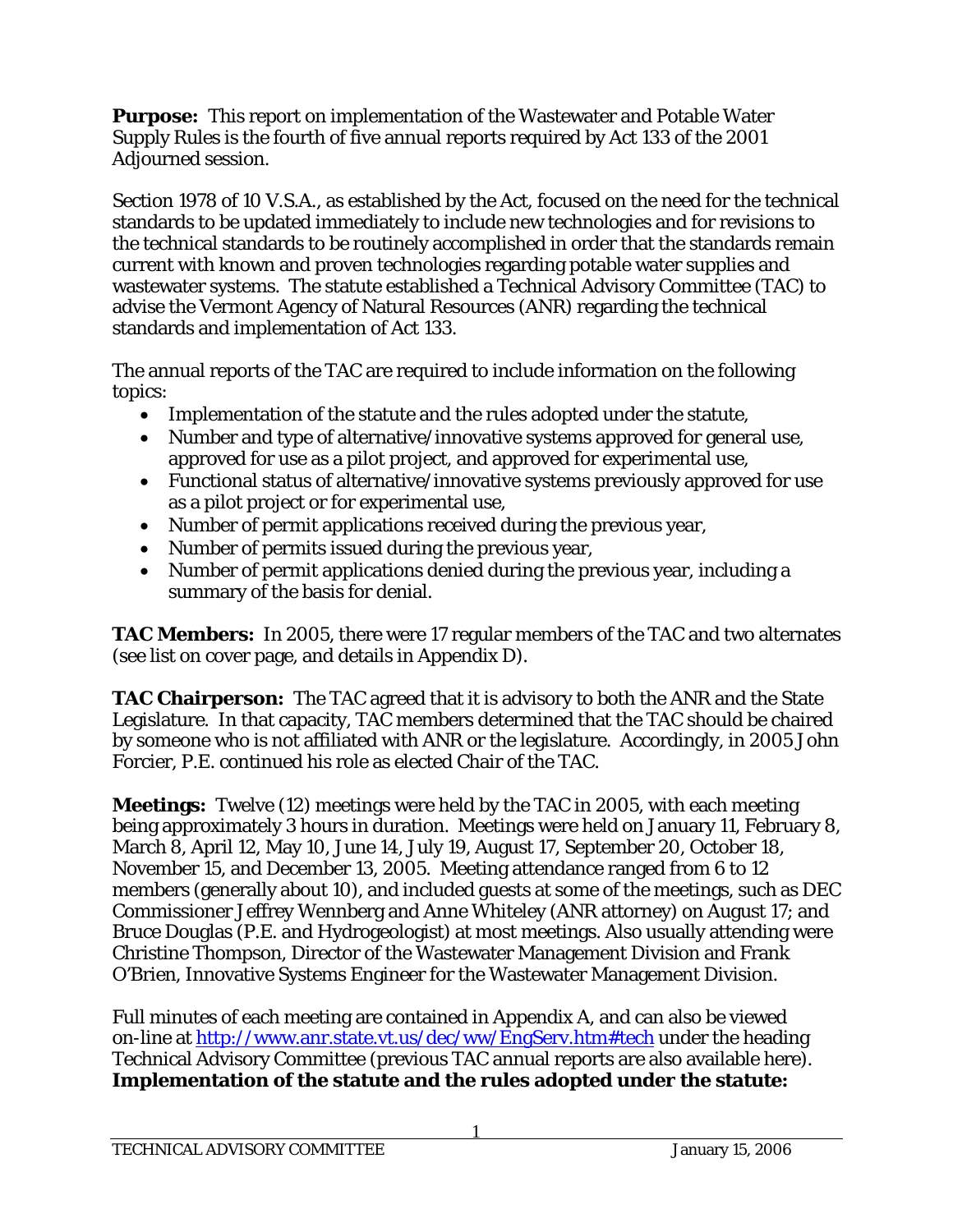**Purpose:** This report on implementation of the Wastewater and Potable Water Supply Rules is the fourth of five annual reports required by Act 133 of the 2001 Adjourned session.

Section 1978 of 10 V.S.A., as established by the Act, focused on the need for the technical standards to be updated immediately to include new technologies and for revisions to the technical standards to be routinely accomplished in order that the standards remain current with known and proven technologies regarding potable water supplies and wastewater systems. The statute established a Technical Advisory Committee (TAC) to advise the Vermont Agency of Natural Resources (ANR) regarding the technical standards and implementation of Act 133.

The annual reports of the TAC are required to include information on the following topics:

- Implementation of the statute and the rules adopted under the statute,
- Number and type of alternative/innovative systems approved for general use, approved for use as a pilot project, and approved for experimental use,
- Functional status of alternative/innovative systems previously approved for use as a pilot project or for experimental use,
- Number of permit applications received during the previous year,
- Number of permits issued during the previous year,
- Number of permit applications denied during the previous year, including a summary of the basis for denial.

**TAC Members:** In 2005, there were 17 regular members of the TAC and two alternates (see list on cover page, and details in Appendix D).

**TAC Chairperson:** The TAC agreed that it is advisory to both the ANR and the State Legislature. In that capacity, TAC members determined that the TAC should be chaired by someone who is not affiliated with ANR or the legislature. Accordingly, in 2005 John Forcier, P.E. continued his role as elected Chair of the TAC.

**Meetings:** Twelve (12) meetings were held by the TAC in 2005, with each meeting being approximately 3 hours in duration. Meetings were held on January 11, February 8, March 8, April 12, May 10, June 14, July 19, August 17, September 20, October 18, November 15, and December 13, 2005. Meeting attendance ranged from 6 to 12 members (generally about 10), and included guests at some of the meetings, such as DEC Commissioner Jeffrey Wennberg and Anne Whiteley (ANR attorney) on August 17; and Bruce Douglas (P.E. and Hydrogeologist) at most meetings. Also usually attending were Christine Thompson, Director of the Wastewater Management Division and Frank O'Brien, Innovative Systems Engineer for the Wastewater Management Division.

Full minutes of each meeting are contained in Appendix A, and can also be viewed on-line at http://www.anr.state.vt.us/dec/ww/EngServ.htm#tech under the heading Technical Advisory Committee (previous TAC annual reports are also available here).

**Implementation of the statute and the rules adopted under the statute:**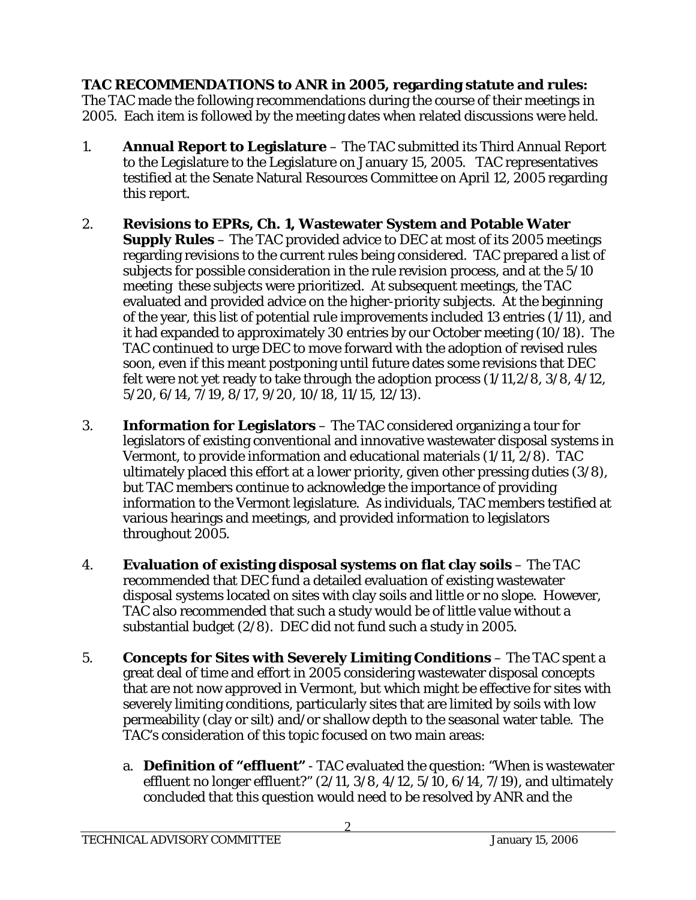**TAC RECOMMENDATIONS to ANR in 2005, regarding statute and rules:**
The TAC made the following recommendations during the course of their meetings in 2005. Each item is followed by the meeting dates when related discussions were held.

1. **Annual Report to Legislature** – The TAC submitted its Third Annual Report to the Legislature to the Legislature on January 15, 2005. TAC representatives testified at the Senate Natural Resources Committee on April 12, 2005 regarding this report.

2. **Revisions to EPRs, Ch. 1, Wastewater System and Potable Water Supply Rules** – The TAC provided advice to DEC at most of its 2005 meetings regarding revisions to the current rules being considered. TAC prepared a list of subjects for possible consideration in the rule revision process, and at the 5/10 meeting these subjects were prioritized. At subsequent meetings, the TAC evaluated and provided advice on the higher-priority subjects. At the beginning of the year, this list of potential rule improvements included 13 entries (1/11), and it had expanded to approximately 30 entries by our October meeting (10/18). The TAC continued to urge DEC to move forward with the adoption of revised rules soon, even if this meant postponing until future dates some revisions that DEC felt were not yet ready to take through the adoption process (1/11,2/8, 3/8, 4/12, 5/20, 6/14, 7/19, 8/17, 9/20, 10/18, 11/15, 12/13).

3. **Information for Legislators** – The TAC considered organizing a tour for legislators of existing conventional and innovative wastewater disposal systems in Vermont, to provide information and educational materials (1/11, 2/8). TAC ultimately placed this effort at a lower priority, given other pressing duties (3/8), but TAC members continue to acknowledge the importance of providing information to the Vermont legislature. As individuals, TAC members testified at various hearings and meetings, and provided information to legislators throughout 2005.

4. **Evaluation of existing disposal systems on flat clay soils** – The TAC recommended that DEC fund a detailed evaluation of existing wastewater disposal systems located on sites with clay soils and little or no slope. However, TAC also recommended that such a study would be of little value without a substantial budget (2/8). DEC did not fund such a study in 2005.

5. **Concepts for Sites with Severely Limiting Conditions** – The TAC spent a great deal of time and effort in 2005 considering wastewater disposal concepts that are not now approved in Vermont, but which might be effective for sites with severely limiting conditions, particularly sites that are limited by soils with low permeability (clay or silt) and/or shallow depth to the seasonal water table. The TAC's consideration of this topic focused on two main areas:

   a. **Definition of "effluent"** - TAC evaluated the question: "When is wastewater effluent no longer effluent?" (2/11, 3/8, 4/12, 5/10, 6/14, 7/19), and ultimately concluded that this question would need to be resolved by ANR and the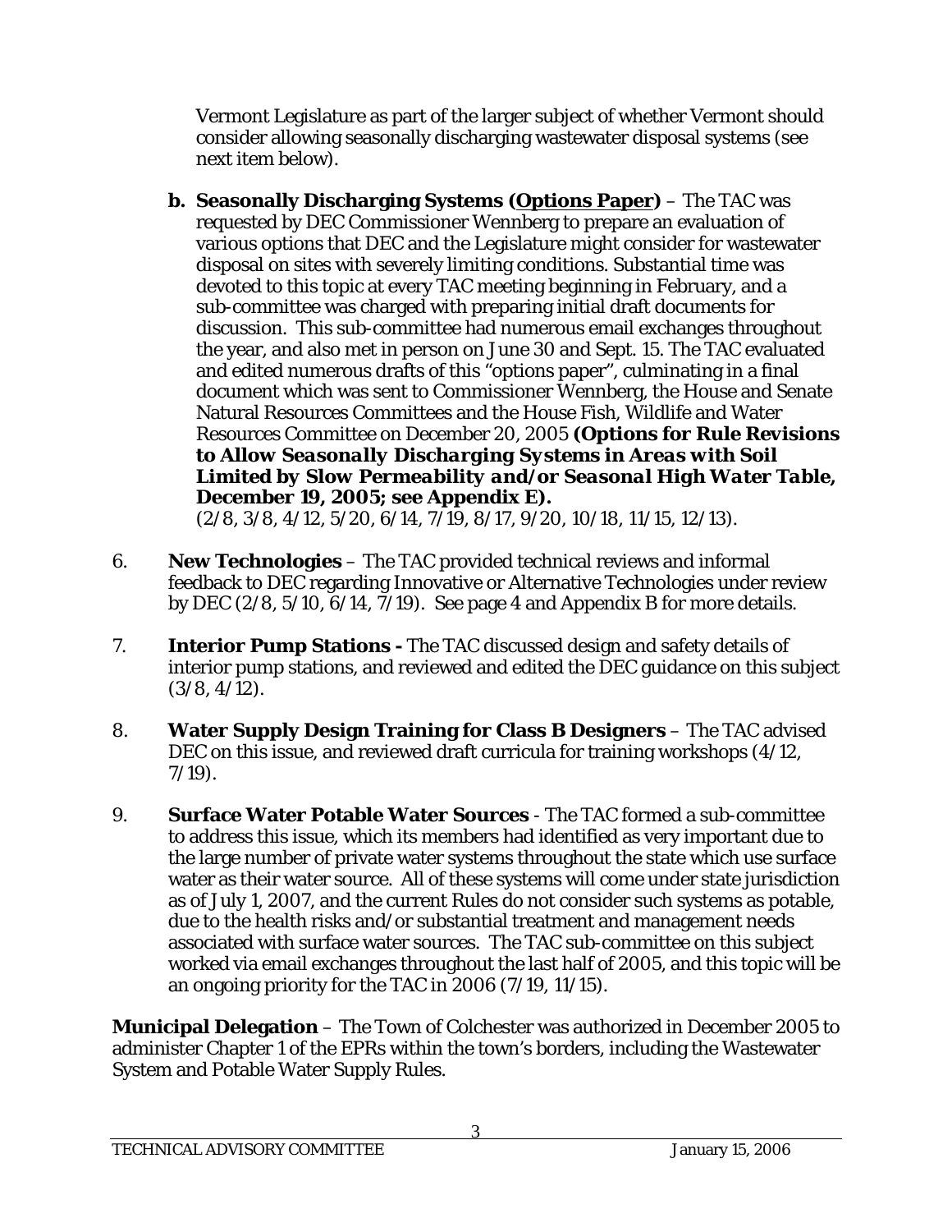Vermont Legislature as part of the larger subject of whether Vermont should consider allowing seasonally discharging wastewater disposal systems (see next item below).

**b. Seasonally Discharging Systems (Options Paper)** – The TAC was requested by DEC Commissioner Wennberg to prepare an evaluation of various options that DEC and the Legislature might consider for wastewater disposal on sites with severely limiting conditions. Substantial time was devoted to this topic at every TAC meeting beginning in February, and a sub-committee was charged with preparing initial draft documents for discussion. This sub-committee had numerous email exchanges throughout the year, and also met in person on June 30 and Sept. 15. The TAC evaluated and edited numerous drafts of this "options paper", culminating in a final document which was sent to Commissioner Wennberg, the House and Senate Natural Resources Committees and the House Fish, Wildlife and Water Resources Committee on December 20, 2005 **(*Options for Rule Revisions to Allow Seasonally Discharging Systems in Areas with Soil Limited by Slow Permeability and/or Seasonal High Water Table*, December 19, 2005; see Appendix E).** (2/8, 3/8, 4/12, 5/20, 6/14, 7/19, 8/17, 9/20, 10/18, 11/15, 12/13).

6. **New Technologies** – The TAC provided technical reviews and informal feedback to DEC regarding Innovative or Alternative Technologies under review by DEC (2/8, 5/10, 6/14, 7/19). See page 4 and Appendix B for more details.

7. **Interior Pump Stations -** The TAC discussed design and safety details of interior pump stations, and reviewed and edited the DEC guidance on this subject (3/8, 4/12).

8. **Water Supply Design Training for Class B Designers** – The TAC advised DEC on this issue, and reviewed draft curricula for training workshops (4/12, 7/19).

9. **Surface Water Potable Water Sources** - The TAC formed a sub-committee to address this issue, which its members had identified as very important due to the large number of private water systems throughout the state which use surface water as their water source. All of these systems will come under state jurisdiction as of July 1, 2007, and the current Rules do not consider such systems as potable, due to the health risks and/or substantial treatment and management needs associated with surface water sources. The TAC sub-committee on this subject worked via email exchanges throughout the last half of 2005, and this topic will be an ongoing priority for the TAC in 2006 (7/19, 11/15).

**Municipal Delegation** – The Town of Colchester was authorized in December 2005 to administer Chapter 1 of the EPRs within the town's borders, including the Wastewater System and Potable Water Supply Rules.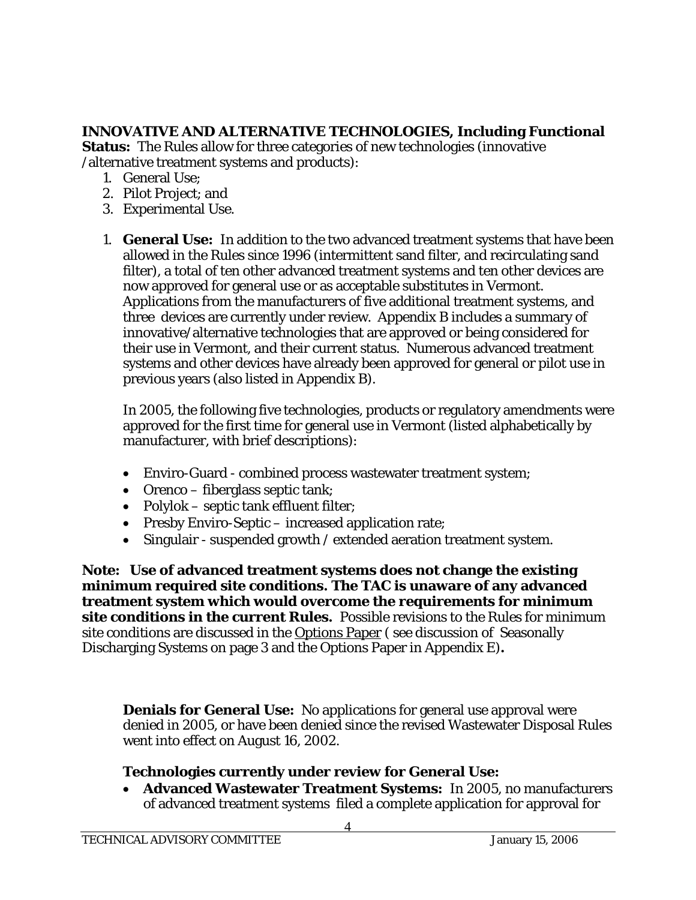**INNOVATIVE AND ALTERNATIVE TECHNOLOGIES, Including Functional Status:** The Rules allow for three categories of new technologies (innovative /alternative treatment systems and products):

1. General Use;
2. Pilot Project; and
3. Experimental Use.

1. **General Use:** In addition to the two advanced treatment systems that have been allowed in the Rules since 1996 (intermittent sand filter, and recirculating sand filter), a total of ten other advanced treatment systems and ten other devices are now approved for general use or as acceptable substitutes in Vermont. Applications from the manufacturers of five additional treatment systems, and three devices are currently under review. Appendix B includes a summary of innovative/alternative technologies that are approved or being considered for their use in Vermont, and their current status. Numerous advanced treatment systems and other devices have already been approved for general or pilot use in previous years (also listed in Appendix B).

   In 2005, the following five technologies, products or regulatory amendments were approved for the first time for general use in Vermont (listed alphabetically by manufacturer, with brief descriptions):

   - Enviro-Guard - combined process wastewater treatment system;
   - Orenco – fiberglass septic tank;
   - Polylok – septic tank effluent filter;
   - Presby Enviro-Septic – increased application rate;
   - Singulair - suspended growth / extended aeration treatment system.

**Note: Use of advanced treatment systems does not change the existing minimum required site conditions. The TAC is unaware of any advanced treatment system which would overcome the requirements for minimum site conditions in the current Rules.** Possible revisions to the Rules for minimum site conditions are discussed in the Options Paper ( see discussion of Seasonally Discharging Systems on page 3 and the Options Paper in Appendix E)**.**

**Denials for General Use:** No applications for general use approval were denied in 2005, or have been denied since the revised Wastewater Disposal Rules went into effect on August 16, 2002.

**Technologies currently under review for General Use:**

- **Advanced Wastewater Treatment Systems:** In 2005, no manufacturers of advanced treatment systems filed a complete application for approval for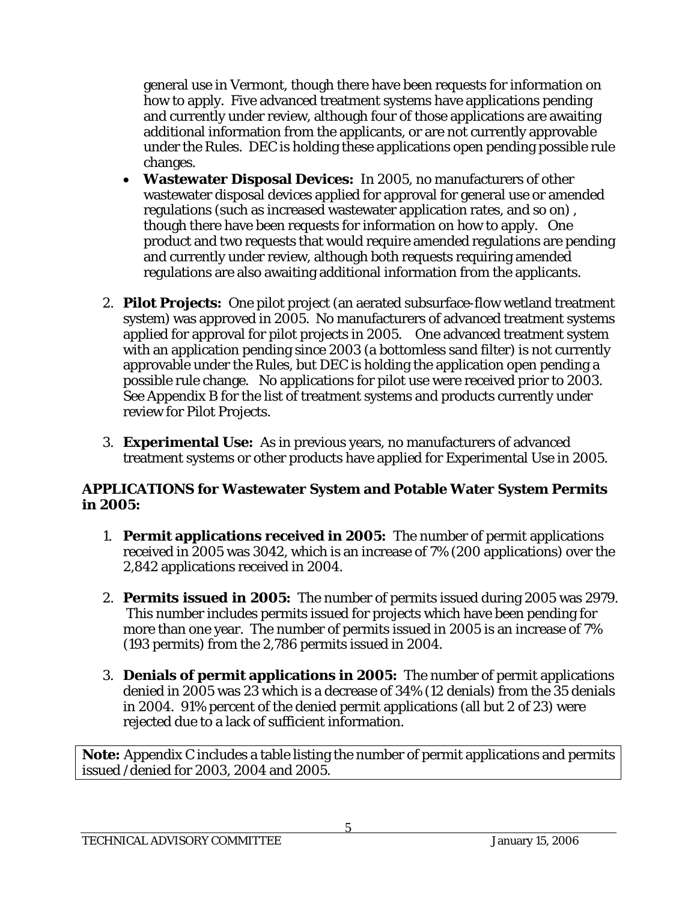general use in Vermont, though there have been requests for information on how to apply. Five advanced treatment systems have applications pending and currently under review, although four of those applications are awaiting additional information from the applicants, or are not currently approvable under the Rules. DEC is holding these applications open pending possible rule changes.

- **Wastewater Disposal Devices:** In 2005, no manufacturers of other wastewater disposal devices applied for approval for general use or amended regulations (such as increased wastewater application rates, and so on) , though there have been requests for information on how to apply. One product and two requests that would require amended regulations are pending and currently under review, although both requests requiring amended regulations are also awaiting additional information from the applicants.

2. **Pilot Projects:** One pilot project (an aerated subsurface-flow wetland treatment system) was approved in 2005. No manufacturers of advanced treatment systems applied for approval for pilot projects in 2005. One advanced treatment system with an application pending since 2003 (a bottomless sand filter) is not currently approvable under the Rules, but DEC is holding the application open pending a possible rule change. No applications for pilot use were received prior to 2003. See Appendix B for the list of treatment systems and products currently under review for Pilot Projects.

3. **Experimental Use:** As in previous years, no manufacturers of advanced treatment systems or other products have applied for Experimental Use in 2005.

**APPLICATIONS for Wastewater System and Potable Water System Permits in 2005:**

1. **Permit applications received in 2005:** The number of permit applications received in 2005 was 3042, which is an increase of 7% (200 applications) over the 2,842 applications received in 2004.

2. **Permits issued in 2005:** The number of permits issued during 2005 was 2979. This number includes permits issued for projects which have been pending for more than one year. The number of permits issued in 2005 is an increase of 7% (193 permits) from the 2,786 permits issued in 2004.

3. **Denials of permit applications in 2005:** The number of permit applications denied in 2005 was 23 which is a decrease of 34% (12 denials) from the 35 denials in 2004. 91% percent of the denied permit applications (all but 2 of 23) were rejected due to a lack of sufficient information.

**Note:** Appendix C includes a table listing the number of permit applications and permits issued /denied for 2003, 2004 and 2005.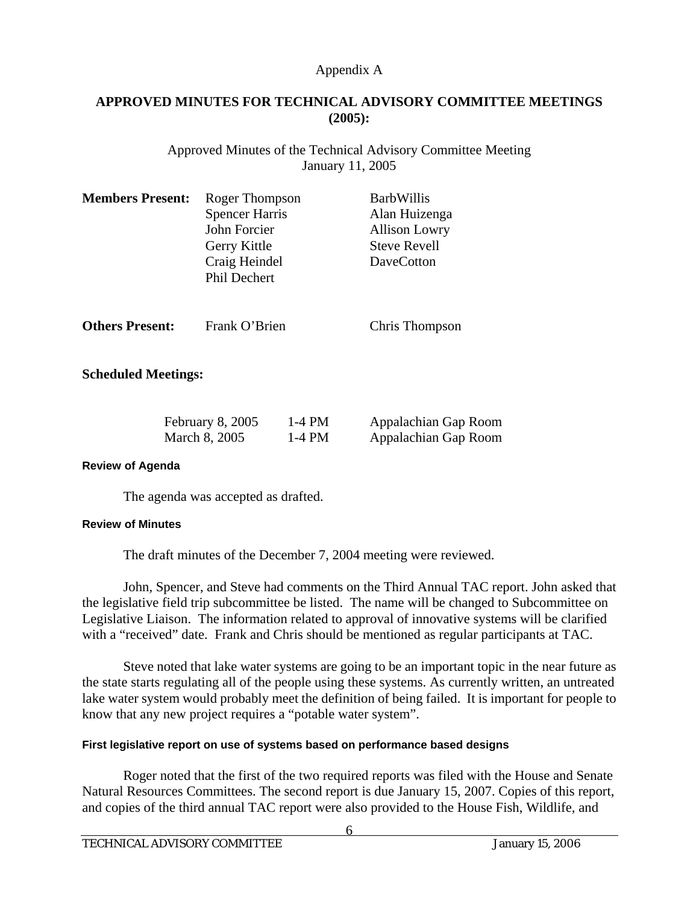Appendix A

## APPROVED MINUTES FOR TECHNICAL ADVISORY COMMITTEE MEETINGS (2005):

Approved Minutes of the Technical Advisory Committee Meeting
January 11, 2005

| **Members Present:** | Roger Thompson | BarbWillis |
|---|---|---|
| | Spencer Harris | Alan Huizenga |
| | John Forcier | Allison Lowry |
| | Gerry Kittle | Steve Revell |
| | Craig Heindel | DaveCotton |
| | Phil Dechert | |

| **Others Present:** | Frank O'Brien | Chris Thompson |
|---|---|---|

**Scheduled Meetings:**

| | | |
|---|---|---|
| February 8, 2005 | 1-4 PM | Appalachian Gap Room |
| March 8, 2005 | 1-4 PM | Appalachian Gap Room |

**Review of Agenda**

The agenda was accepted as drafted.

**Review of Minutes**

The draft minutes of the December 7, 2004 meeting were reviewed.

John, Spencer, and Steve had comments on the Third Annual TAC report. John asked that the legislative field trip subcommittee be listed. The name will be changed to Subcommittee on Legislative Liaison. The information related to approval of innovative systems will be clarified with a "received" date. Frank and Chris should be mentioned as regular participants at TAC.

Steve noted that lake water systems are going to be an important topic in the near future as the state starts regulating all of the people using these systems. As currently written, an untreated lake water system would probably meet the definition of being failed. It is important for people to know that any new project requires a "potable water system".

**First legislative report on use of systems based on performance based designs**

Roger noted that the first of the two required reports was filed with the House and Senate Natural Resources Committees. The second report is due January 15, 2007. Copies of this report, and copies of the third annual TAC report were also provided to the House Fish, Wildlife, and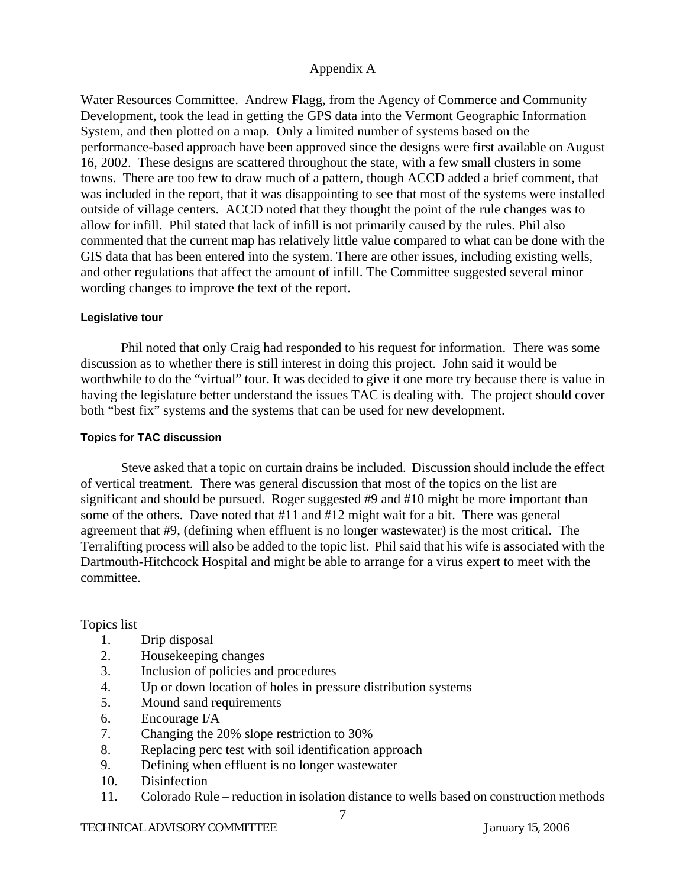Appendix A

Water Resources Committee. Andrew Flagg, from the Agency of Commerce and Community Development, took the lead in getting the GPS data into the Vermont Geographic Information System, and then plotted on a map. Only a limited number of systems based on the performance-based approach have been approved since the designs were first available on August 16, 2002. These designs are scattered throughout the state, with a few small clusters in some towns. There are too few to draw much of a pattern, though ACCD added a brief comment, that was included in the report, that it was disappointing to see that most of the systems were installed outside of village centers. ACCD noted that they thought the point of the rule changes was to allow for infill. Phil stated that lack of infill is not primarily caused by the rules. Phil also commented that the current map has relatively little value compared to what can be done with the GIS data that has been entered into the system. There are other issues, including existing wells, and other regulations that affect the amount of infill. The Committee suggested several minor wording changes to improve the text of the report.

#### Legislative tour

Phil noted that only Craig had responded to his request for information. There was some discussion as to whether there is still interest in doing this project. John said it would be worthwhile to do the "virtual" tour. It was decided to give it one more try because there is value in having the legislature better understand the issues TAC is dealing with. The project should cover both "best fix" systems and the systems that can be used for new development.

#### Topics for TAC discussion

Steve asked that a topic on curtain drains be included. Discussion should include the effect of vertical treatment. There was general discussion that most of the topics on the list are significant and should be pursued. Roger suggested #9 and #10 might be more important than some of the others. Dave noted that #11 and #12 might wait for a bit. There was general agreement that #9, (defining when effluent is no longer wastewater) is the most critical. The Terralifting process will also be added to the topic list. Phil said that his wife is associated with the Dartmouth-Hitchcock Hospital and might be able to arrange for a virus expert to meet with the committee.

Topics list

1. Drip disposal
2. Housekeeping changes
3. Inclusion of policies and procedures
4. Up or down location of holes in pressure distribution systems
5. Mound sand requirements
6. Encourage I/A
7. Changing the 20% slope restriction to 30%
8. Replacing perc test with soil identification approach
9. Defining when effluent is no longer wastewater
10. Disinfection
11. Colorado Rule – reduction in isolation distance to wells based on construction methods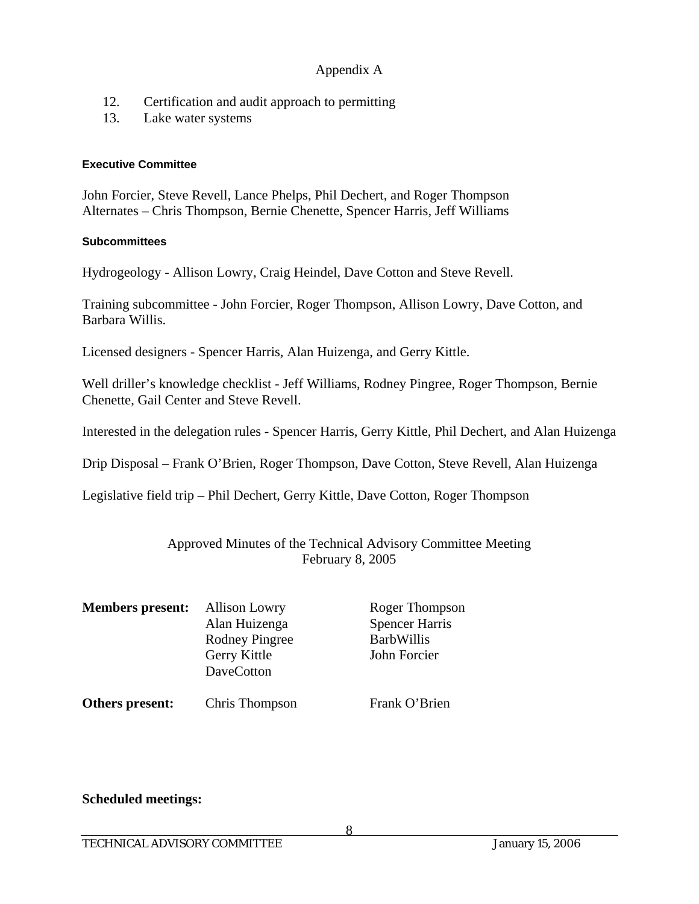Appendix A

12. Certification and audit approach to permitting
13. Lake water systems

**Executive Committee**

John Forcier, Steve Revell, Lance Phelps, Phil Dechert, and Roger Thompson
Alternates – Chris Thompson, Bernie Chenette, Spencer Harris, Jeff Williams

**Subcommittees**

Hydrogeology - Allison Lowry, Craig Heindel, Dave Cotton and Steve Revell.

Training subcommittee - John Forcier, Roger Thompson, Allison Lowry, Dave Cotton, and Barbara Willis.

Licensed designers - Spencer Harris, Alan Huizenga, and Gerry Kittle.

Well driller's knowledge checklist - Jeff Williams, Rodney Pingree, Roger Thompson, Bernie Chenette, Gail Center and Steve Revell.

Interested in the delegation rules - Spencer Harris, Gerry Kittle, Phil Dechert, and Alan Huizenga

Drip Disposal – Frank O'Brien, Roger Thompson, Dave Cotton, Steve Revell, Alan Huizenga

Legislative field trip – Phil Dechert, Gerry Kittle, Dave Cotton, Roger Thompson

Approved Minutes of the Technical Advisory Committee Meeting
February 8, 2005

| | | |
|---|---|---|
| **Members present:** | Allison Lowry | Roger Thompson |
| | Alan Huizenga | Spencer Harris |
| | Rodney Pingree | BarbWillis |
| | Gerry Kittle | John Forcier |
| | DaveCotton | |
| **Others present:** | Chris Thompson | Frank O'Brien |

**Scheduled meetings:**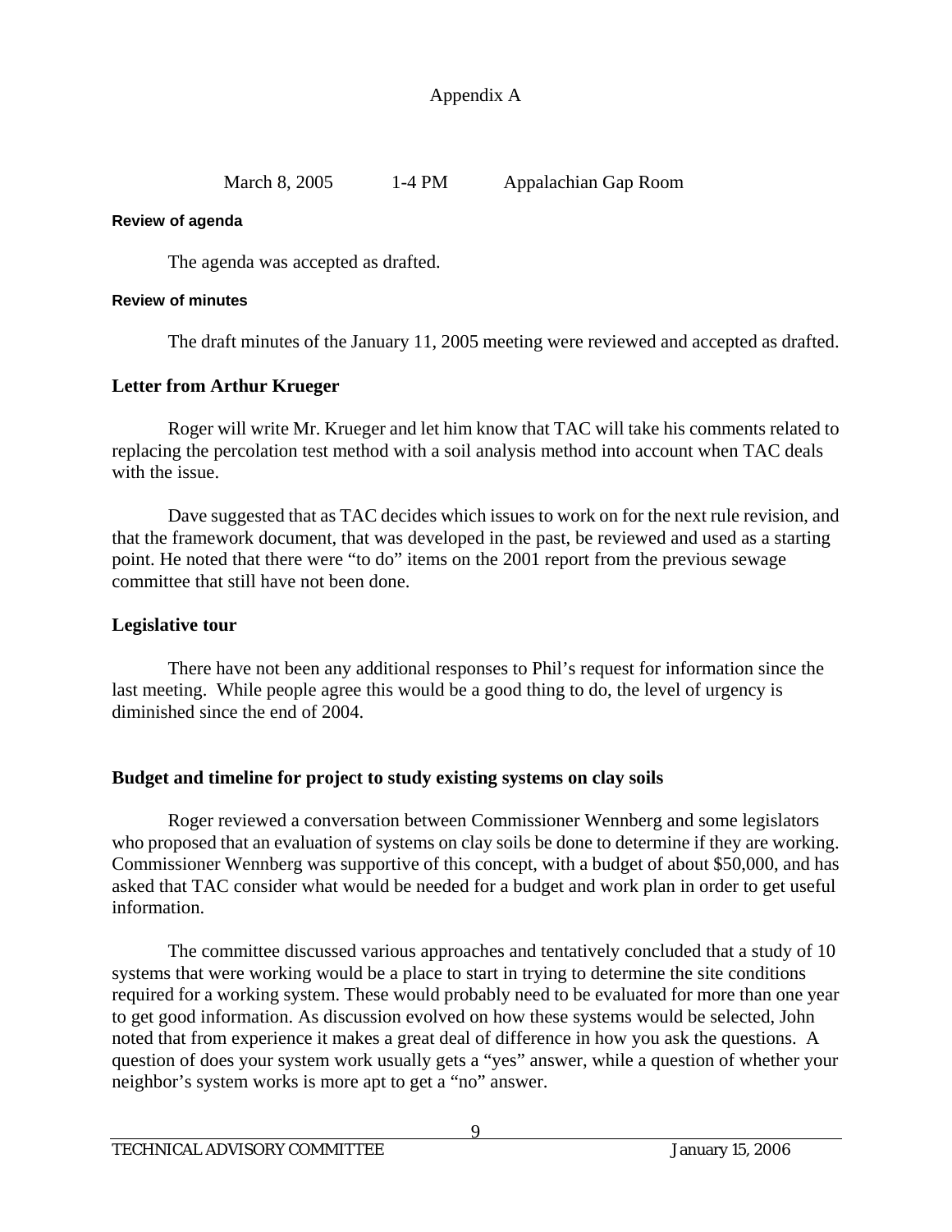Appendix A

March 8, 2005 1-4 PM Appalachian Gap Room

#### Review of agenda

The agenda was accepted as drafted.

#### Review of minutes

The draft minutes of the January 11, 2005 meeting were reviewed and accepted as drafted.

### Letter from Arthur Krueger

Roger will write Mr. Krueger and let him know that TAC will take his comments related to replacing the percolation test method with a soil analysis method into account when TAC deals with the issue.

Dave suggested that as TAC decides which issues to work on for the next rule revision, and that the framework document, that was developed in the past, be reviewed and used as a starting point. He noted that there were "to do" items on the 2001 report from the previous sewage committee that still have not been done.

### Legislative tour

There have not been any additional responses to Phil's request for information since the last meeting. While people agree this would be a good thing to do, the level of urgency is diminished since the end of 2004.

### Budget and timeline for project to study existing systems on clay soils

Roger reviewed a conversation between Commissioner Wennberg and some legislators who proposed that an evaluation of systems on clay soils be done to determine if they are working. Commissioner Wennberg was supportive of this concept, with a budget of about $50,000, and has asked that TAC consider what would be needed for a budget and work plan in order to get useful information.

The committee discussed various approaches and tentatively concluded that a study of 10 systems that were working would be a place to start in trying to determine the site conditions required for a working system. These would probably need to be evaluated for more than one year to get good information. As discussion evolved on how these systems would be selected, John noted that from experience it makes a great deal of difference in how you ask the questions. A question of does your system work usually gets a "yes" answer, while a question of whether your neighbor's system works is more apt to get a "no" answer.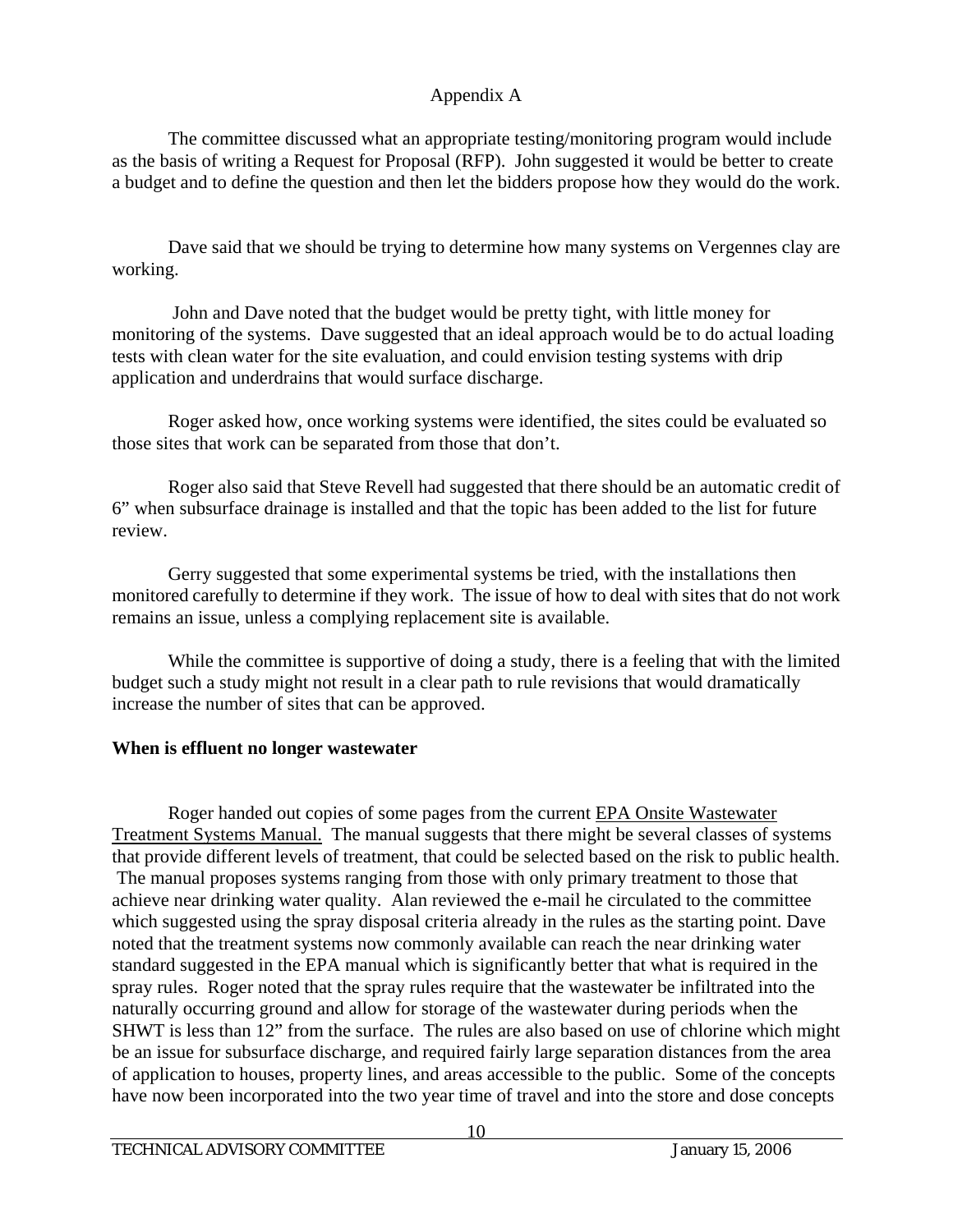Appendix A

The committee discussed what an appropriate testing/monitoring program would include as the basis of writing a Request for Proposal (RFP). John suggested it would be better to create a budget and to define the question and then let the bidders propose how they would do the work.

Dave said that we should be trying to determine how many systems on Vergennes clay are working.

John and Dave noted that the budget would be pretty tight, with little money for monitoring of the systems. Dave suggested that an ideal approach would be to do actual loading tests with clean water for the site evaluation, and could envision testing systems with drip application and underdrains that would surface discharge.

Roger asked how, once working systems were identified, the sites could be evaluated so those sites that work can be separated from those that don't.

Roger also said that Steve Revell had suggested that there should be an automatic credit of 6" when subsurface drainage is installed and that the topic has been added to the list for future review.

Gerry suggested that some experimental systems be tried, with the installations then monitored carefully to determine if they work. The issue of how to deal with sites that do not work remains an issue, unless a complying replacement site is available.

While the committee is supportive of doing a study, there is a feeling that with the limited budget such a study might not result in a clear path to rule revisions that would dramatically increase the number of sites that can be approved.

**When is effluent no longer wastewater**

Roger handed out copies of some pages from the current EPA Onsite Wastewater Treatment Systems Manual. The manual suggests that there might be several classes of systems that provide different levels of treatment, that could be selected based on the risk to public health. The manual proposes systems ranging from those with only primary treatment to those that achieve near drinking water quality. Alan reviewed the e-mail he circulated to the committee which suggested using the spray disposal criteria already in the rules as the starting point. Dave noted that the treatment systems now commonly available can reach the near drinking water standard suggested in the EPA manual which is significantly better that what is required in the spray rules. Roger noted that the spray rules require that the wastewater be infiltrated into the naturally occurring ground and allow for storage of the wastewater during periods when the SHWT is less than 12" from the surface. The rules are also based on use of chlorine which might be an issue for subsurface discharge, and required fairly large separation distances from the area of application to houses, property lines, and areas accessible to the public. Some of the concepts have now been incorporated into the two year time of travel and into the store and dose concepts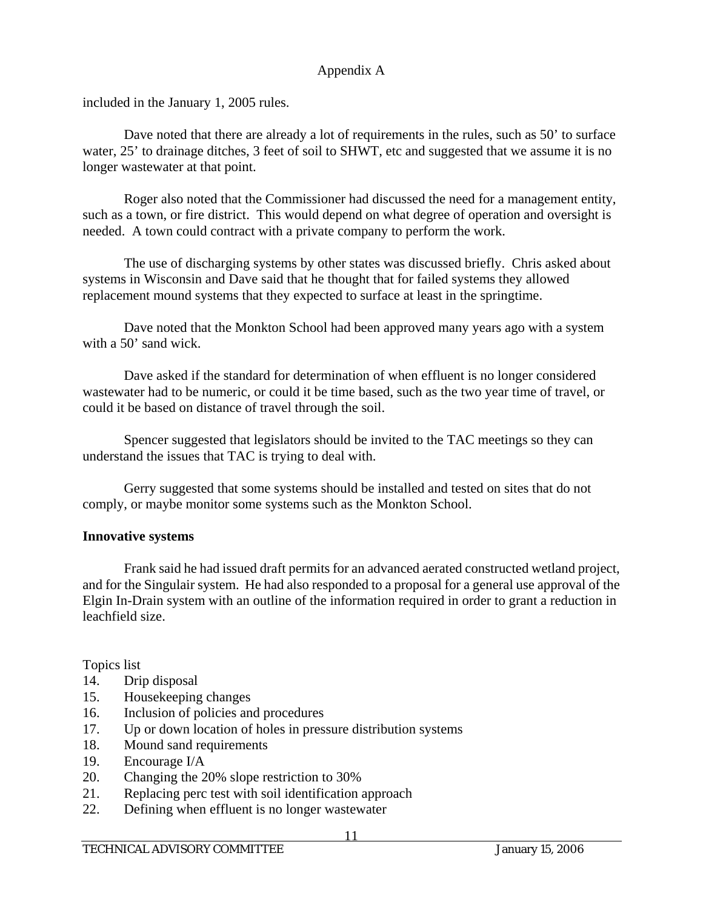Appendix A

included in the January 1, 2005 rules.

Dave noted that there are already a lot of requirements in the rules, such as 50' to surface water, 25' to drainage ditches, 3 feet of soil to SHWT, etc and suggested that we assume it is no longer wastewater at that point.

Roger also noted that the Commissioner had discussed the need for a management entity, such as a town, or fire district. This would depend on what degree of operation and oversight is needed. A town could contract with a private company to perform the work.

The use of discharging systems by other states was discussed briefly. Chris asked about systems in Wisconsin and Dave said that he thought that for failed systems they allowed replacement mound systems that they expected to surface at least in the springtime.

Dave noted that the Monkton School had been approved many years ago with a system with a 50' sand wick.

Dave asked if the standard for determination of when effluent is no longer considered wastewater had to be numeric, or could it be time based, such as the two year time of travel, or could it be based on distance of travel through the soil.

Spencer suggested that legislators should be invited to the TAC meetings so they can understand the issues that TAC is trying to deal with.

Gerry suggested that some systems should be installed and tested on sites that do not comply, or maybe monitor some systems such as the Monkton School.

**Innovative systems**

Frank said he had issued draft permits for an advanced aerated constructed wetland project, and for the Singulair system. He had also responded to a proposal for a general use approval of the Elgin In-Drain system with an outline of the information required in order to grant a reduction in leachfield size.

Topics list

14. Drip disposal
15. Housekeeping changes
16. Inclusion of policies and procedures
17. Up or down location of holes in pressure distribution systems
18. Mound sand requirements
19. Encourage I/A
20. Changing the 20% slope restriction to 30%
21. Replacing perc test with soil identification approach
22. Defining when effluent is no longer wastewater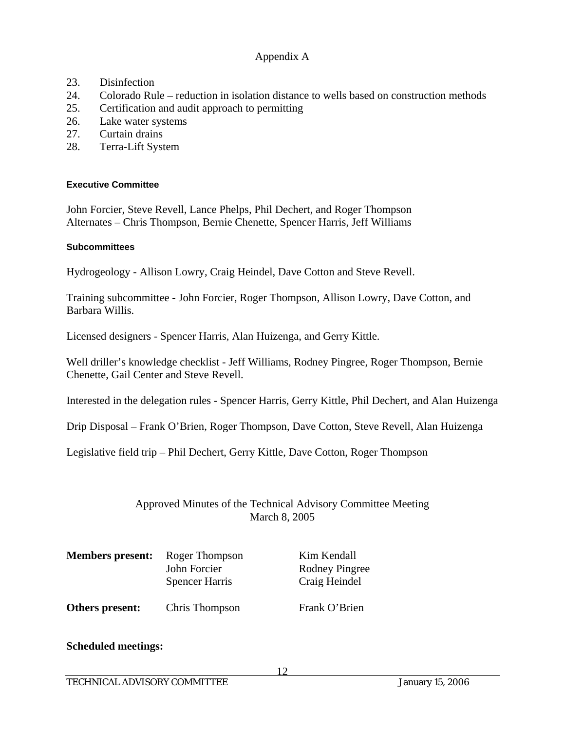Appendix A

23. Disinfection
24. Colorado Rule – reduction in isolation distance to wells based on construction methods
25. Certification and audit approach to permitting
26. Lake water systems
27. Curtain drains
28. Terra-Lift System

#### Executive Committee

John Forcier, Steve Revell, Lance Phelps, Phil Dechert, and Roger Thompson
Alternates – Chris Thompson, Bernie Chenette, Spencer Harris, Jeff Williams

#### Subcommittees

Hydrogeology - Allison Lowry, Craig Heindel, Dave Cotton and Steve Revell.

Training subcommittee - John Forcier, Roger Thompson, Allison Lowry, Dave Cotton, and Barbara Willis.

Licensed designers - Spencer Harris, Alan Huizenga, and Gerry Kittle.

Well driller's knowledge checklist - Jeff Williams, Rodney Pingree, Roger Thompson, Bernie Chenette, Gail Center and Steve Revell.

Interested in the delegation rules - Spencer Harris, Gerry Kittle, Phil Dechert, and Alan Huizenga

Drip Disposal – Frank O'Brien, Roger Thompson, Dave Cotton, Steve Revell, Alan Huizenga

Legislative field trip – Phil Dechert, Gerry Kittle, Dave Cotton, Roger Thompson

## Approved Minutes of the Technical Advisory Committee Meeting
## March 8, 2005

| | | |
|---|---|---|
| **Members present:** | Roger Thompson | Kim Kendall |
| | John Forcier | Rodney Pingree |
| | Spencer Harris | Craig Heindel |
| **Others present:** | Chris Thompson | Frank O'Brien |

**Scheduled meetings:**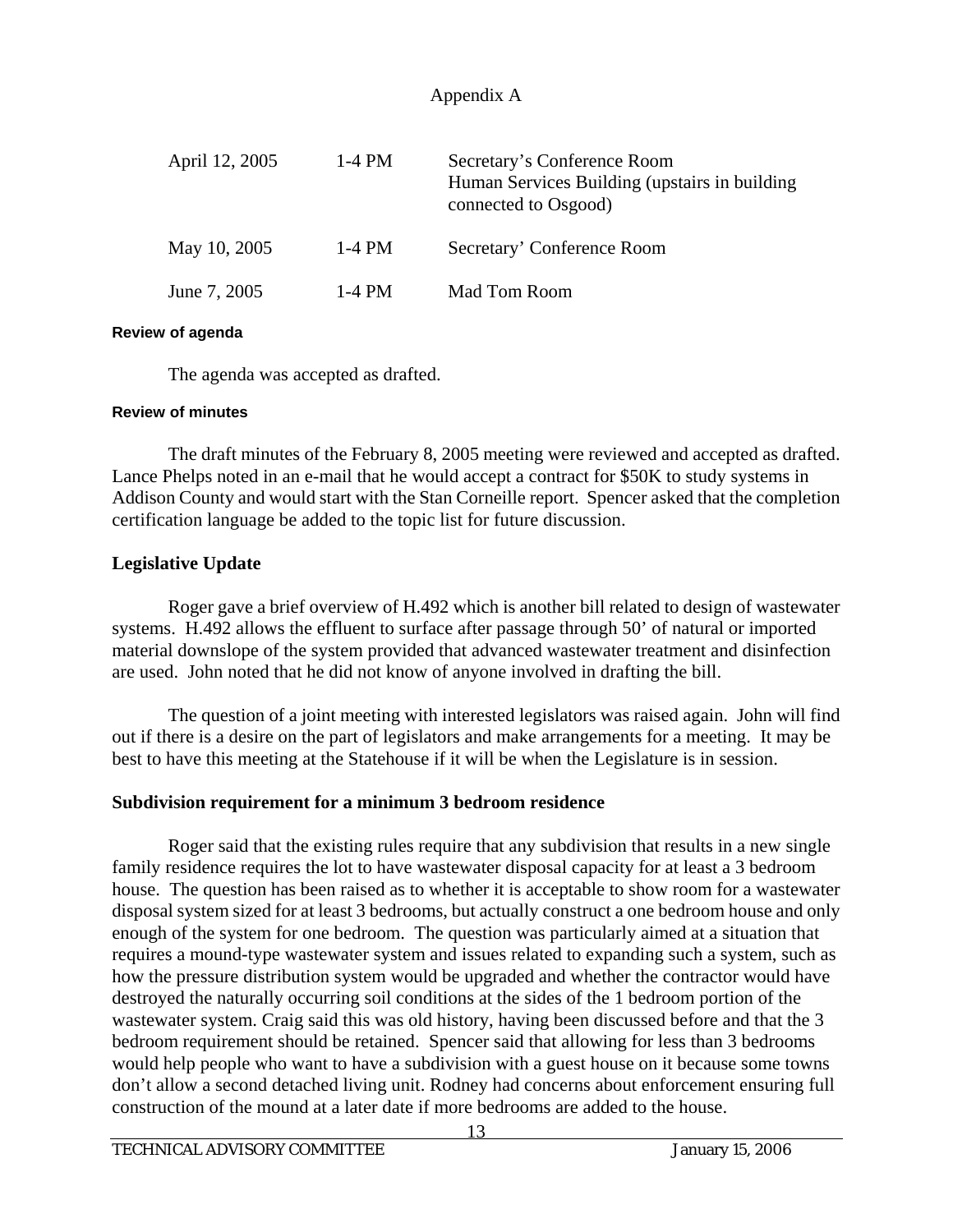Appendix A

| | | |
|---|---|---|
| April 12, 2005 | 1-4 PM | Secretary's Conference Room<br>Human Services Building (upstairs in building connected to Osgood) |
| May 10, 2005 | 1-4 PM | Secretary' Conference Room |
| June 7, 2005 | 1-4 PM | Mad Tom Room |

#### Review of agenda

The agenda was accepted as drafted.

#### Review of minutes

The draft minutes of the February 8, 2005 meeting were reviewed and accepted as drafted. Lance Phelps noted in an e-mail that he would accept a contract for $50K to study systems in Addison County and would start with the Stan Corneille report. Spencer asked that the completion certification language be added to the topic list for future discussion.

### Legislative Update

Roger gave a brief overview of H.492 which is another bill related to design of wastewater systems. H.492 allows the effluent to surface after passage through 50' of natural or imported material downslope of the system provided that advanced wastewater treatment and disinfection are used. John noted that he did not know of anyone involved in drafting the bill.

The question of a joint meeting with interested legislators was raised again. John will find out if there is a desire on the part of legislators and make arrangements for a meeting. It may be best to have this meeting at the Statehouse if it will be when the Legislature is in session.

### Subdivision requirement for a minimum 3 bedroom residence

Roger said that the existing rules require that any subdivision that results in a new single family residence requires the lot to have wastewater disposal capacity for at least a 3 bedroom house. The question has been raised as to whether it is acceptable to show room for a wastewater disposal system sized for at least 3 bedrooms, but actually construct a one bedroom house and only enough of the system for one bedroom. The question was particularly aimed at a situation that requires a mound-type wastewater system and issues related to expanding such a system, such as how the pressure distribution system would be upgraded and whether the contractor would have destroyed the naturally occurring soil conditions at the sides of the 1 bedroom portion of the wastewater system. Craig said this was old history, having been discussed before and that the 3 bedroom requirement should be retained. Spencer said that allowing for less than 3 bedrooms would help people who want to have a subdivision with a guest house on it because some towns don't allow a second detached living unit. Rodney had concerns about enforcement ensuring full construction of the mound at a later date if more bedrooms are added to the house.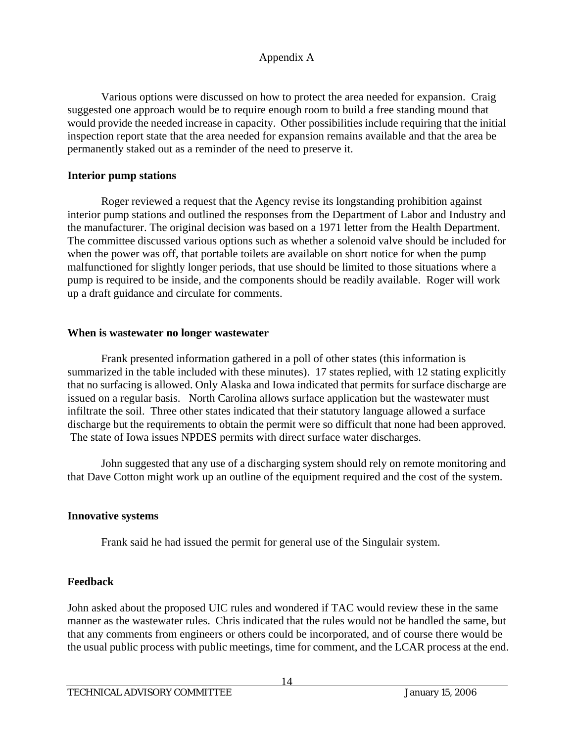Appendix A

Various options were discussed on how to protect the area needed for expansion. Craig suggested one approach would be to require enough room to build a free standing mound that would provide the needed increase in capacity. Other possibilities include requiring that the initial inspection report state that the area needed for expansion remains available and that the area be permanently staked out as a reminder of the need to preserve it.

**Interior pump stations**

Roger reviewed a request that the Agency revise its longstanding prohibition against interior pump stations and outlined the responses from the Department of Labor and Industry and the manufacturer. The original decision was based on a 1971 letter from the Health Department. The committee discussed various options such as whether a solenoid valve should be included for when the power was off, that portable toilets are available on short notice for when the pump malfunctioned for slightly longer periods, that use should be limited to those situations where a pump is required to be inside, and the components should be readily available. Roger will work up a draft guidance and circulate for comments.

**When is wastewater no longer wastewater**

Frank presented information gathered in a poll of other states (this information is summarized in the table included with these minutes). 17 states replied, with 12 stating explicitly that no surfacing is allowed. Only Alaska and Iowa indicated that permits for surface discharge are issued on a regular basis. North Carolina allows surface application but the wastewater must infiltrate the soil. Three other states indicated that their statutory language allowed a surface discharge but the requirements to obtain the permit were so difficult that none had been approved. The state of Iowa issues NPDES permits with direct surface water discharges.

John suggested that any use of a discharging system should rely on remote monitoring and that Dave Cotton might work up an outline of the equipment required and the cost of the system.

**Innovative systems**

Frank said he had issued the permit for general use of the Singulair system.

**Feedback**

John asked about the proposed UIC rules and wondered if TAC would review these in the same manner as the wastewater rules. Chris indicated that the rules would not be handled the same, but that any comments from engineers or others could be incorporated, and of course there would be the usual public process with public meetings, time for comment, and the LCAR process at the end.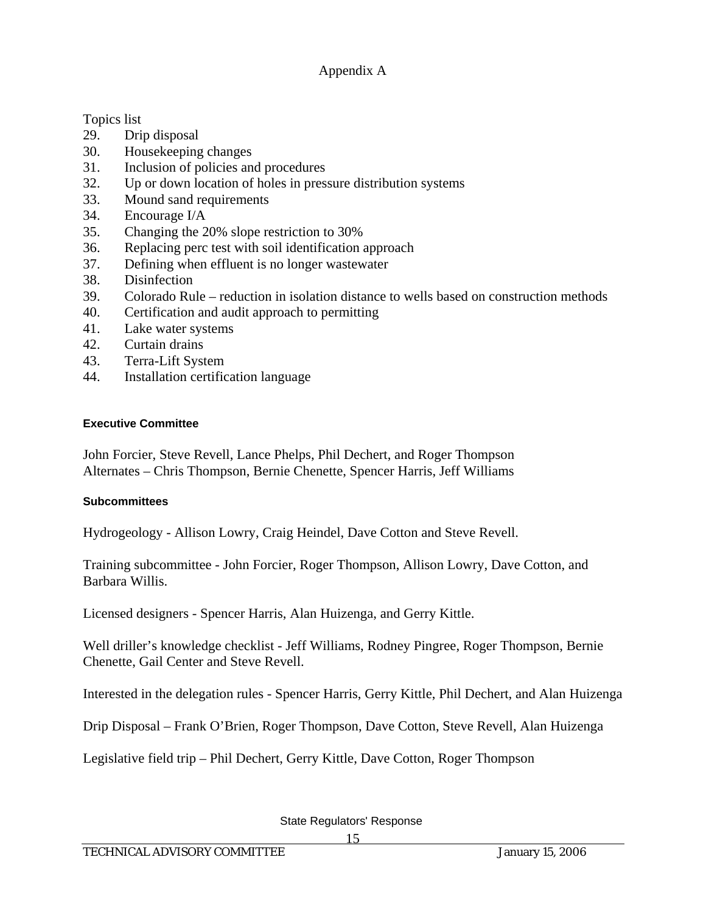Appendix A

Topics list

29. Drip disposal
30. Housekeeping changes
31. Inclusion of policies and procedures
32. Up or down location of holes in pressure distribution systems
33. Mound sand requirements
34. Encourage I/A
35. Changing the 20% slope restriction to 30%
36. Replacing perc test with soil identification approach
37. Defining when effluent is no longer wastewater
38. Disinfection
39. Colorado Rule – reduction in isolation distance to wells based on construction methods
40. Certification and audit approach to permitting
41. Lake water systems
42. Curtain drains
43. Terra-Lift System
44. Installation certification language

#### Executive Committee

John Forcier, Steve Revell, Lance Phelps, Phil Dechert, and Roger Thompson
Alternates – Chris Thompson, Bernie Chenette, Spencer Harris, Jeff Williams

#### Subcommittees

Hydrogeology - Allison Lowry, Craig Heindel, Dave Cotton and Steve Revell.

Training subcommittee - John Forcier, Roger Thompson, Allison Lowry, Dave Cotton, and Barbara Willis.

Licensed designers - Spencer Harris, Alan Huizenga, and Gerry Kittle.

Well driller's knowledge checklist - Jeff Williams, Rodney Pingree, Roger Thompson, Bernie Chenette, Gail Center and Steve Revell.

Interested in the delegation rules - Spencer Harris, Gerry Kittle, Phil Dechert, and Alan Huizenga

Drip Disposal – Frank O'Brien, Roger Thompson, Dave Cotton, Steve Revell, Alan Huizenga

Legislative field trip – Phil Dechert, Gerry Kittle, Dave Cotton, Roger Thompson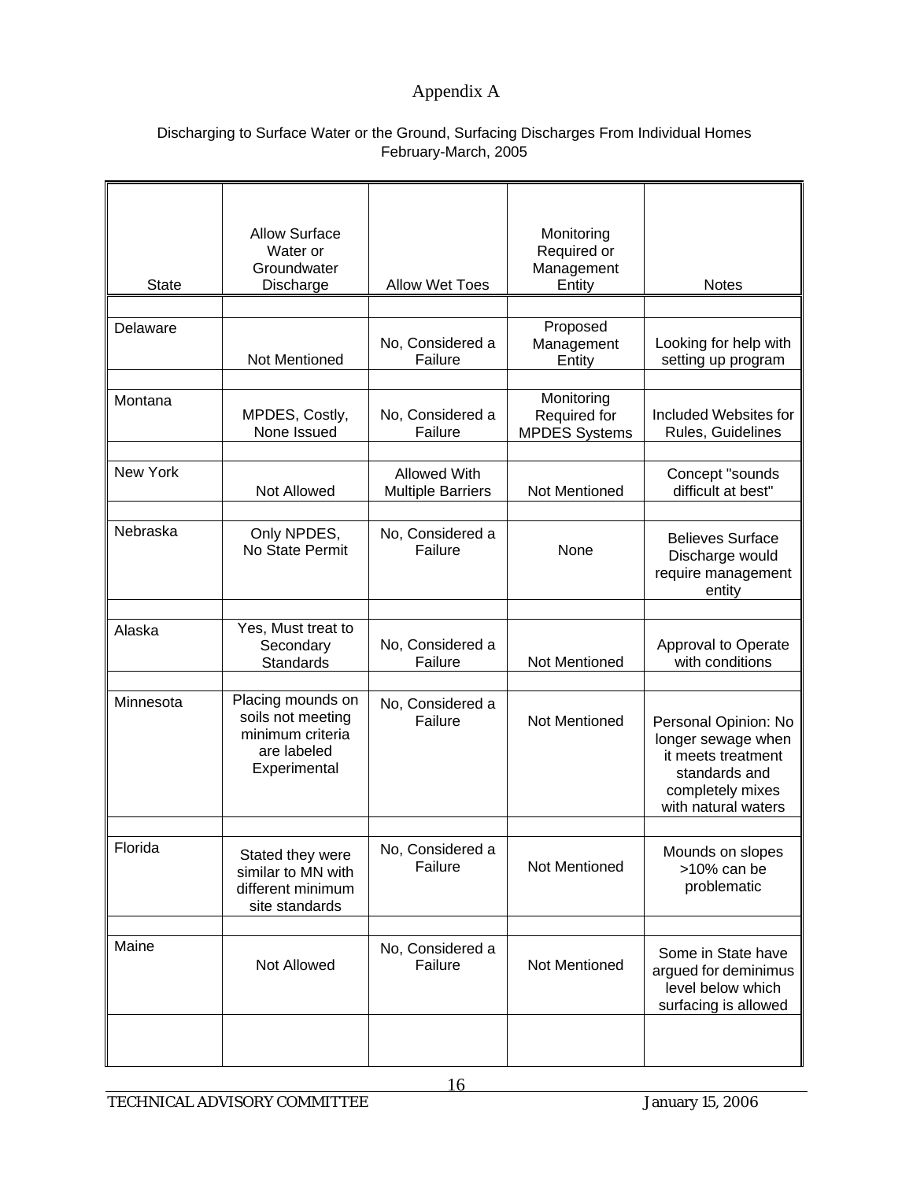# Appendix A

Discharging to Surface Water or the Ground, Surfacing Discharges From Individual Homes
February-March, 2005

| State | Allow Surface Water or Groundwater Discharge | Allow Wet Toes | Monitoring Required or Management Entity | Notes |
|---|---|---|---|---|
| Delaware | Not Mentioned | No, Considered a Failure | Proposed Management Entity | Looking for help with setting up program |
| Montana | MPDES, Costly, None Issued | No, Considered a Failure | Monitoring Required for MPDES Systems | Included Websites for Rules, Guidelines |
| New York | Not Allowed | Allowed With Multiple Barriers | Not Mentioned | Concept "sounds difficult at best" |
| Nebraska | Only NPDES, No State Permit | No, Considered a Failure | None | Believes Surface Discharge would require management entity |
| Alaska | Yes, Must treat to Secondary Standards | No, Considered a Failure | Not Mentioned | Approval to Operate with conditions |
| Minnesota | Placing mounds on soils not meeting minimum criteria are labeled Experimental | No, Considered a Failure | Not Mentioned | Personal Opinion: No longer sewage when it meets treatment standards and completely mixes with natural waters |
| Florida | Stated they were similar to MN with different minimum site standards | No, Considered a Failure | Not Mentioned | Mounds on slopes >10% can be problematic |
| Maine | Not Allowed | No, Considered a Failure | Not Mentioned | Some in State have argued for deminimus level below which surfacing is allowed |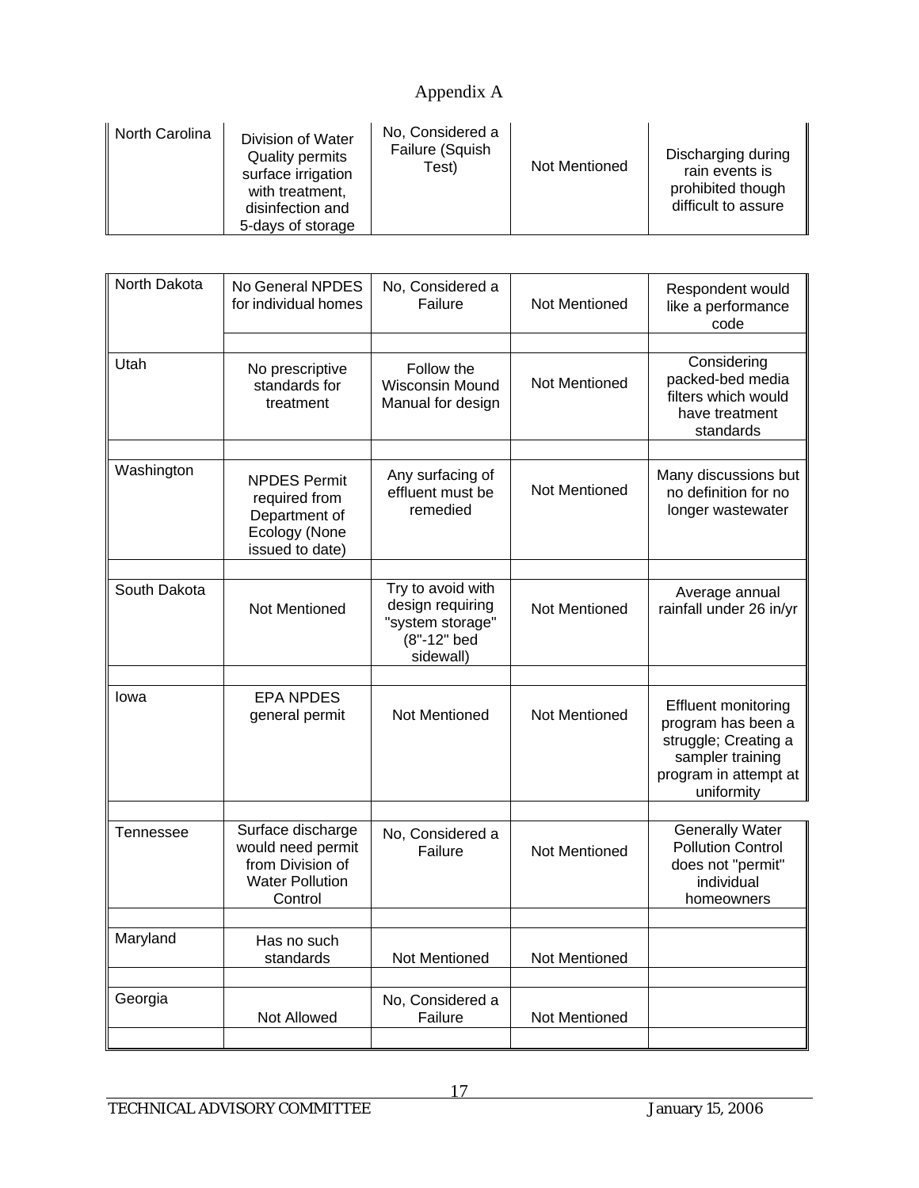# Appendix A

| | | | | |
|---|---|---|---|---|
| North Carolina | Division of Water Quality permits surface irrigation with treatment, disinfection and 5-days of storage | No, Considered a Failure (Squish Test) | Not Mentioned | Discharging during rain events is prohibited though difficult to assure |

| | | | | |
|---|---|---|---|---|
| North Dakota | No General NPDES for individual homes | No, Considered a Failure | Not Mentioned | Respondent would like a performance code |
| | | | | |
| Utah | No prescriptive standards for treatment | Follow the Wisconsin Mound Manual for design | Not Mentioned | Considering packed-bed media filters which would have treatment standards |
| | | | | |
| Washington | NPDES Permit required from Department of Ecology (None issued to date) | Any surfacing of effluent must be remedied | Not Mentioned | Many discussions but no definition for no longer wastewater |
| | | | | |
| South Dakota | Not Mentioned | Try to avoid with design requiring "system storage" (8"-12" bed sidewall) | Not Mentioned | Average annual rainfall under 26 in/yr |
| | | | | |
| Iowa | EPA NPDES general permit | Not Mentioned | Not Mentioned | Effluent monitoring program has been a struggle; Creating a sampler training program in attempt at uniformity |
| | | | | |
| Tennessee | Surface discharge would need permit from Division of Water Pollution Control | No, Considered a Failure | Not Mentioned | Generally Water Pollution Control does not "permit" individual homeowners |
| | | | | |
| Maryland | Has no such standards | Not Mentioned | Not Mentioned | |
| | | | | |
| Georgia | Not Allowed | No, Considered a Failure | Not Mentioned | |
| | | | | |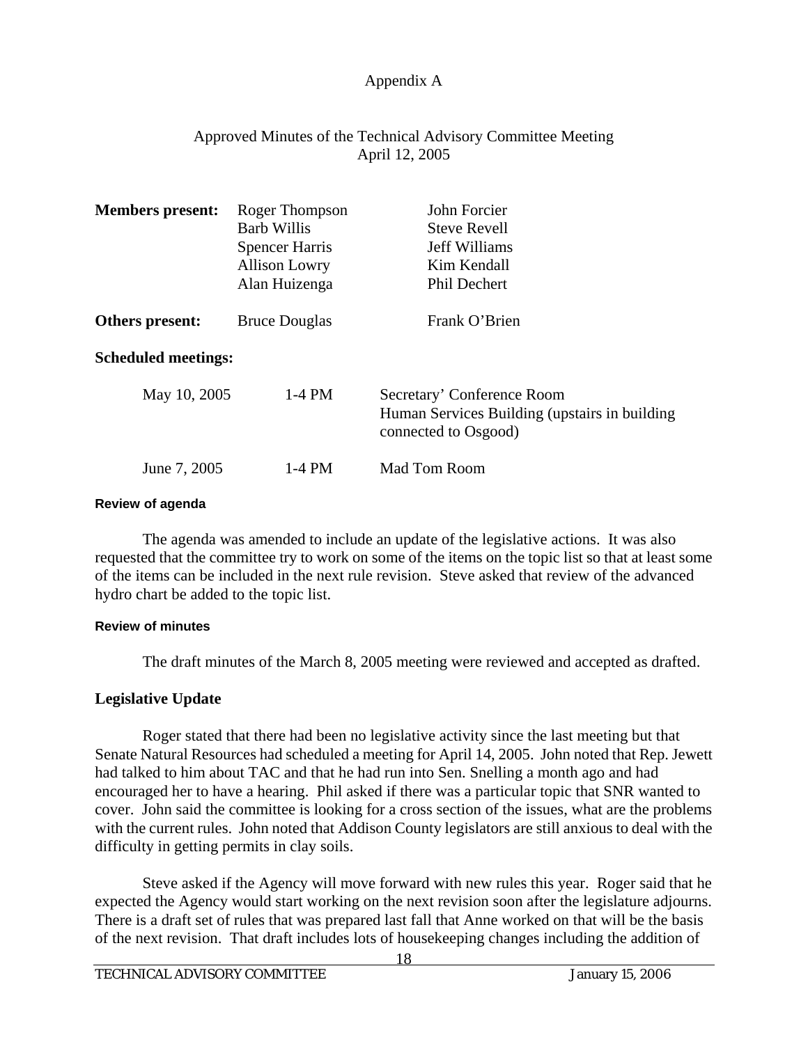Appendix A

Approved Minutes of the Technical Advisory Committee Meeting
April 12, 2005

**Members present:**

| | |
|---|---|
| Roger Thompson | John Forcier |
| Barb Willis | Steve Revell |
| Spencer Harris | Jeff Williams |
| Allison Lowry | Kim Kendall |
| Alan Huizenga | Phil Dechert |

**Others present:** Bruce Douglas, Frank O'Brien

**Scheduled meetings:**

| | | |
|---|---|---|
| May 10, 2005 | 1-4 PM | Secretary' Conference Room Human Services Building (upstairs in building connected to Osgood) |
| June 7, 2005 | 1-4 PM | Mad Tom Room |

**Review of agenda**

The agenda was amended to include an update of the legislative actions. It was also requested that the committee try to work on some of the items on the topic list so that at least some of the items can be included in the next rule revision. Steve asked that review of the advanced hydro chart be added to the topic list.

**Review of minutes**

The draft minutes of the March 8, 2005 meeting were reviewed and accepted as drafted.

**Legislative Update**

Roger stated that there had been no legislative activity since the last meeting but that Senate Natural Resources had scheduled a meeting for April 14, 2005. John noted that Rep. Jewett had talked to him about TAC and that he had run into Sen. Snelling a month ago and had encouraged her to have a hearing. Phil asked if there was a particular topic that SNR wanted to cover. John said the committee is looking for a cross section of the issues, what are the problems with the current rules. John noted that Addison County legislators are still anxious to deal with the difficulty in getting permits in clay soils.

Steve asked if the Agency will move forward with new rules this year. Roger said that he expected the Agency would start working on the next revision soon after the legislature adjourns. There is a draft set of rules that was prepared last fall that Anne worked on that will be the basis of the next revision. That draft includes lots of housekeeping changes including the addition of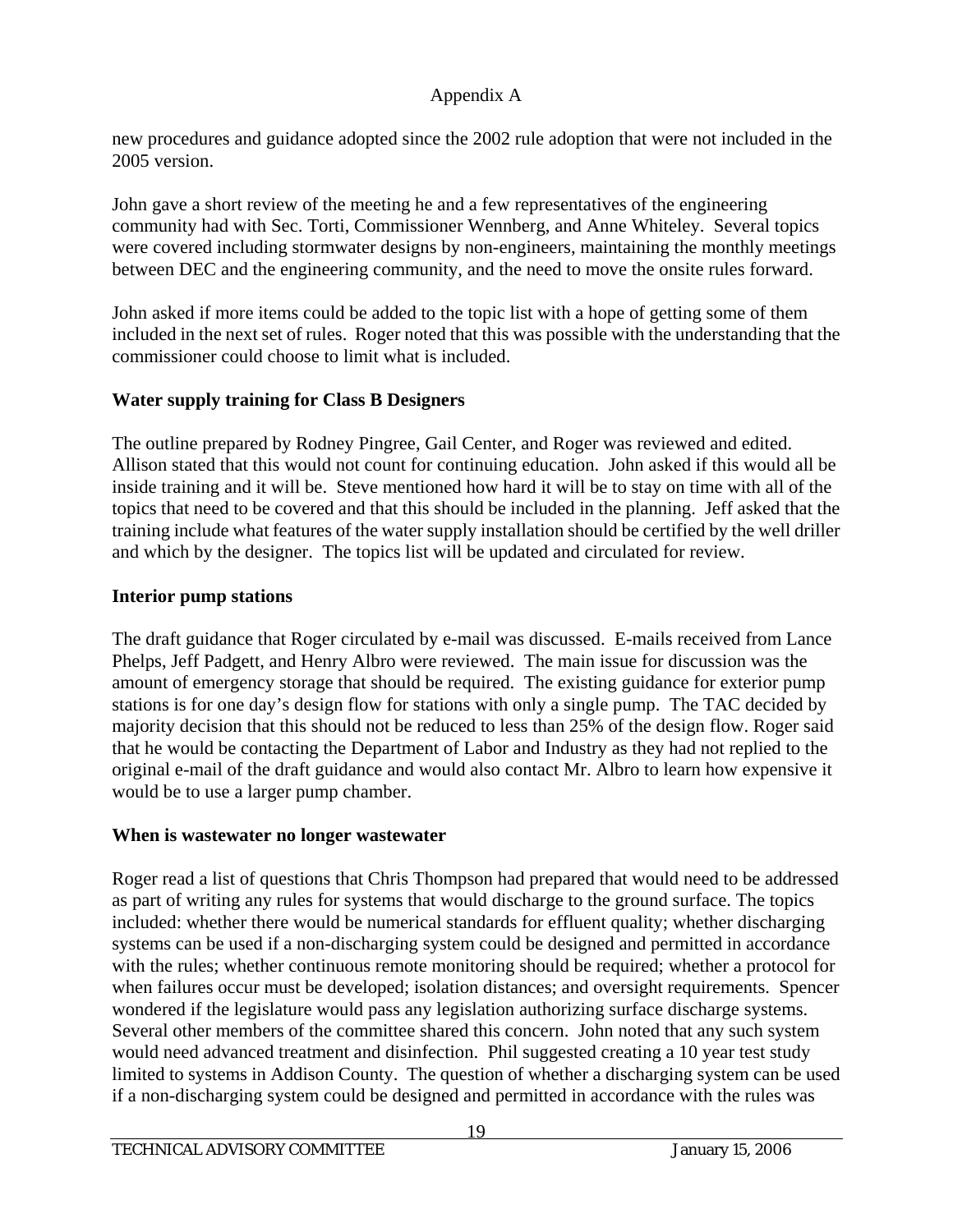Appendix A

new procedures and guidance adopted since the 2002 rule adoption that were not included in the 2005 version.

John gave a short review of the meeting he and a few representatives of the engineering community had with Sec. Torti, Commissioner Wennberg, and Anne Whiteley. Several topics were covered including stormwater designs by non-engineers, maintaining the monthly meetings between DEC and the engineering community, and the need to move the onsite rules forward.

John asked if more items could be added to the topic list with a hope of getting some of them included in the next set of rules. Roger noted that this was possible with the understanding that the commissioner could choose to limit what is included.

**Water supply training for Class B Designers**

The outline prepared by Rodney Pingree, Gail Center, and Roger was reviewed and edited. Allison stated that this would not count for continuing education. John asked if this would all be inside training and it will be. Steve mentioned how hard it will be to stay on time with all of the topics that need to be covered and that this should be included in the planning. Jeff asked that the training include what features of the water supply installation should be certified by the well driller and which by the designer. The topics list will be updated and circulated for review.

**Interior pump stations**

The draft guidance that Roger circulated by e-mail was discussed. E-mails received from Lance Phelps, Jeff Padgett, and Henry Albro were reviewed. The main issue for discussion was the amount of emergency storage that should be required. The existing guidance for exterior pump stations is for one day's design flow for stations with only a single pump. The TAC decided by majority decision that this should not be reduced to less than 25% of the design flow. Roger said that he would be contacting the Department of Labor and Industry as they had not replied to the original e-mail of the draft guidance and would also contact Mr. Albro to learn how expensive it would be to use a larger pump chamber.

**When is wastewater no longer wastewater**

Roger read a list of questions that Chris Thompson had prepared that would need to be addressed as part of writing any rules for systems that would discharge to the ground surface. The topics included: whether there would be numerical standards for effluent quality; whether discharging systems can be used if a non-discharging system could be designed and permitted in accordance with the rules; whether continuous remote monitoring should be required; whether a protocol for when failures occur must be developed; isolation distances; and oversight requirements. Spencer wondered if the legislature would pass any legislation authorizing surface discharge systems. Several other members of the committee shared this concern. John noted that any such system would need advanced treatment and disinfection. Phil suggested creating a 10 year test study limited to systems in Addison County. The question of whether a discharging system can be used if a non-discharging system could be designed and permitted in accordance with the rules was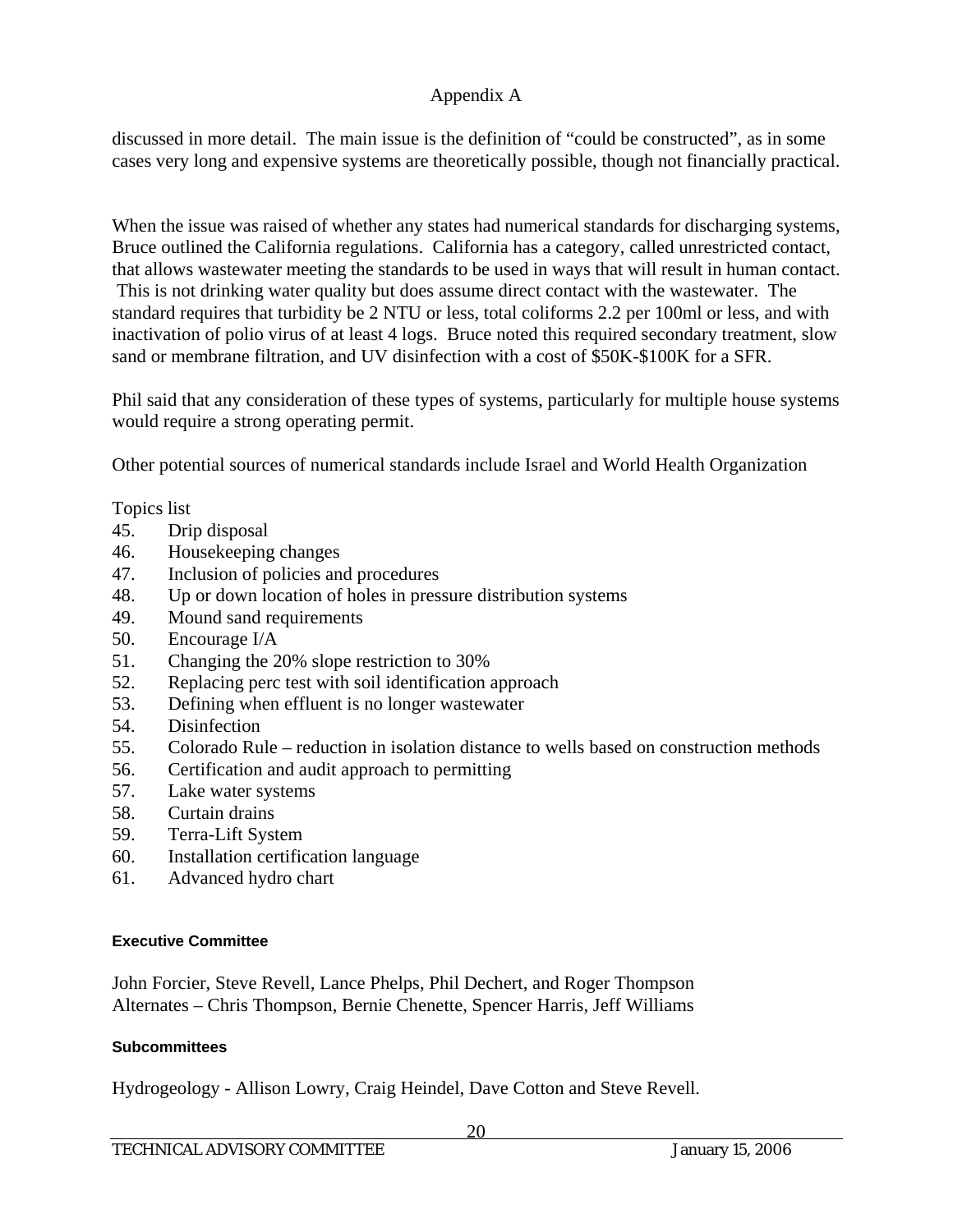discussed in more detail. The main issue is the definition of "could be constructed", as in some cases very long and expensive systems are theoretically possible, though not financially practical.

When the issue was raised of whether any states had numerical standards for discharging systems, Bruce outlined the California regulations. California has a category, called unrestricted contact, that allows wastewater meeting the standards to be used in ways that will result in human contact. This is not drinking water quality but does assume direct contact with the wastewater. The standard requires that turbidity be 2 NTU or less, total coliforms 2.2 per 100ml or less, and with inactivation of polio virus of at least 4 logs. Bruce noted this required secondary treatment, slow sand or membrane filtration, and UV disinfection with a cost of $50K-$100K for a SFR.

Phil said that any consideration of these types of systems, particularly for multiple house systems would require a strong operating permit.

Other potential sources of numerical standards include Israel and World Health Organization

Topics list

45. Drip disposal
46. Housekeeping changes
47. Inclusion of policies and procedures
48. Up or down location of holes in pressure distribution systems
49. Mound sand requirements
50. Encourage I/A
51. Changing the 20% slope restriction to 30%
52. Replacing perc test with soil identification approach
53. Defining when effluent is no longer wastewater
54. Disinfection
55. Colorado Rule – reduction in isolation distance to wells based on construction methods
56. Certification and audit approach to permitting
57. Lake water systems
58. Curtain drains
59. Terra-Lift System
60. Installation certification language
61. Advanced hydro chart

#### Executive Committee

John Forcier, Steve Revell, Lance Phelps, Phil Dechert, and Roger Thompson
Alternates – Chris Thompson, Bernie Chenette, Spencer Harris, Jeff Williams

#### Subcommittees

Hydrogeology - Allison Lowry, Craig Heindel, Dave Cotton and Steve Revell.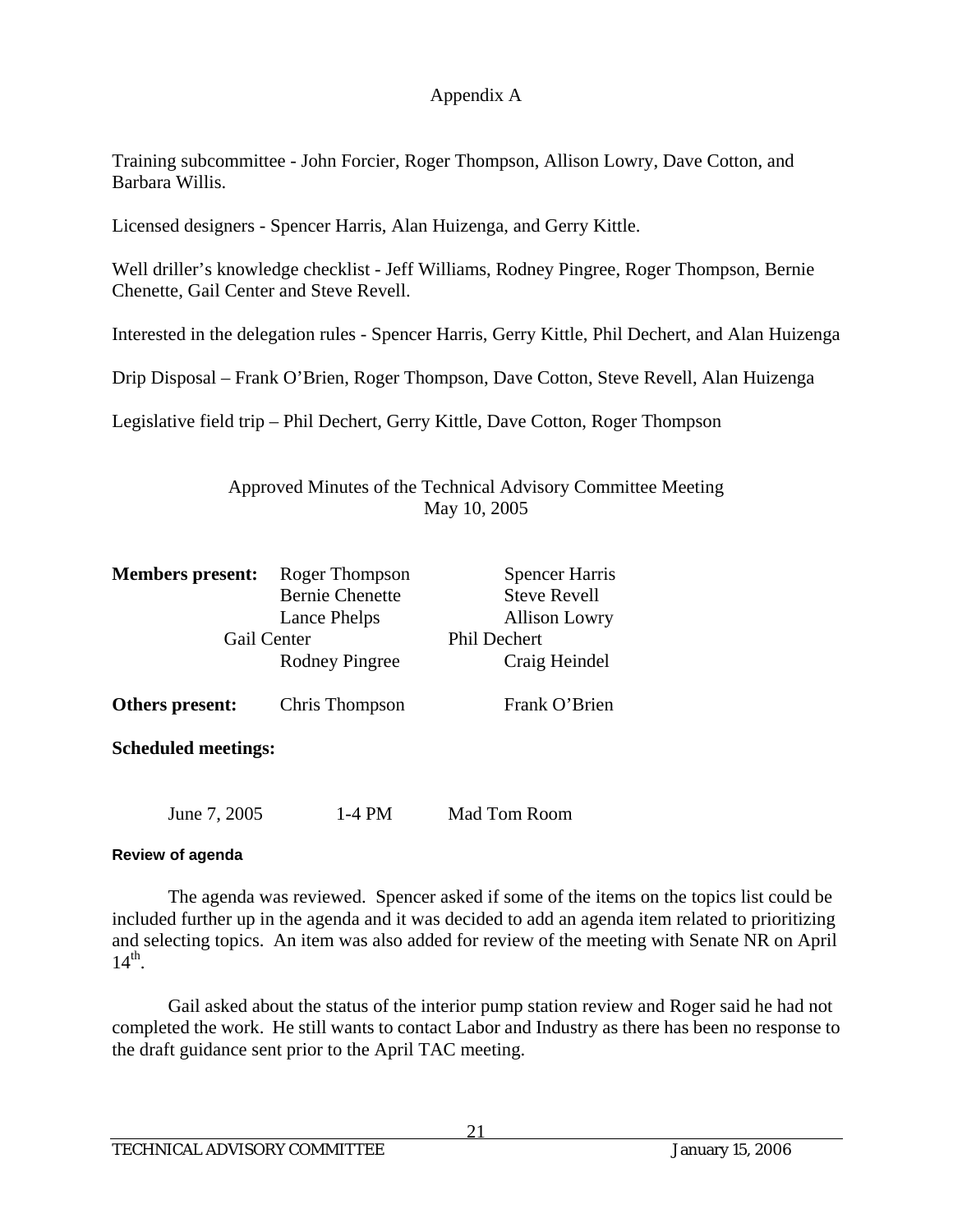Appendix A

Training subcommittee - John Forcier, Roger Thompson, Allison Lowry, Dave Cotton, and Barbara Willis.

Licensed designers - Spencer Harris, Alan Huizenga, and Gerry Kittle.

Well driller's knowledge checklist - Jeff Williams, Rodney Pingree, Roger Thompson, Bernie Chenette, Gail Center and Steve Revell.

Interested in the delegation rules - Spencer Harris, Gerry Kittle, Phil Dechert, and Alan Huizenga

Drip Disposal – Frank O'Brien, Roger Thompson, Dave Cotton, Steve Revell, Alan Huizenga

Legislative field trip – Phil Dechert, Gerry Kittle, Dave Cotton, Roger Thompson

## Approved Minutes of the Technical Advisory Committee Meeting
## May 10, 2005

| **Members present:** | Roger Thompson | Spencer Harris |
|---|---|---|
| | Bernie Chenette | Steve Revell |
| | Lance Phelps | Allison Lowry |
| | Gail Center | Phil Dechert |
| | Rodney Pingree | Craig Heindel |
| **Others present:** | Chris Thompson | Frank O'Brien |

**Scheduled meetings:**

| June 7, 2005 | 1-4 PM | Mad Tom Room |
|---|---|---|

**Review of agenda**

The agenda was reviewed. Spencer asked if some of the items on the topics list could be included further up in the agenda and it was decided to add an agenda item related to prioritizing and selecting topics. An item was also added for review of the meeting with Senate NR on April 14th.

Gail asked about the status of the interior pump station review and Roger said he had not completed the work. He still wants to contact Labor and Industry as there has been no response to the draft guidance sent prior to the April TAC meeting.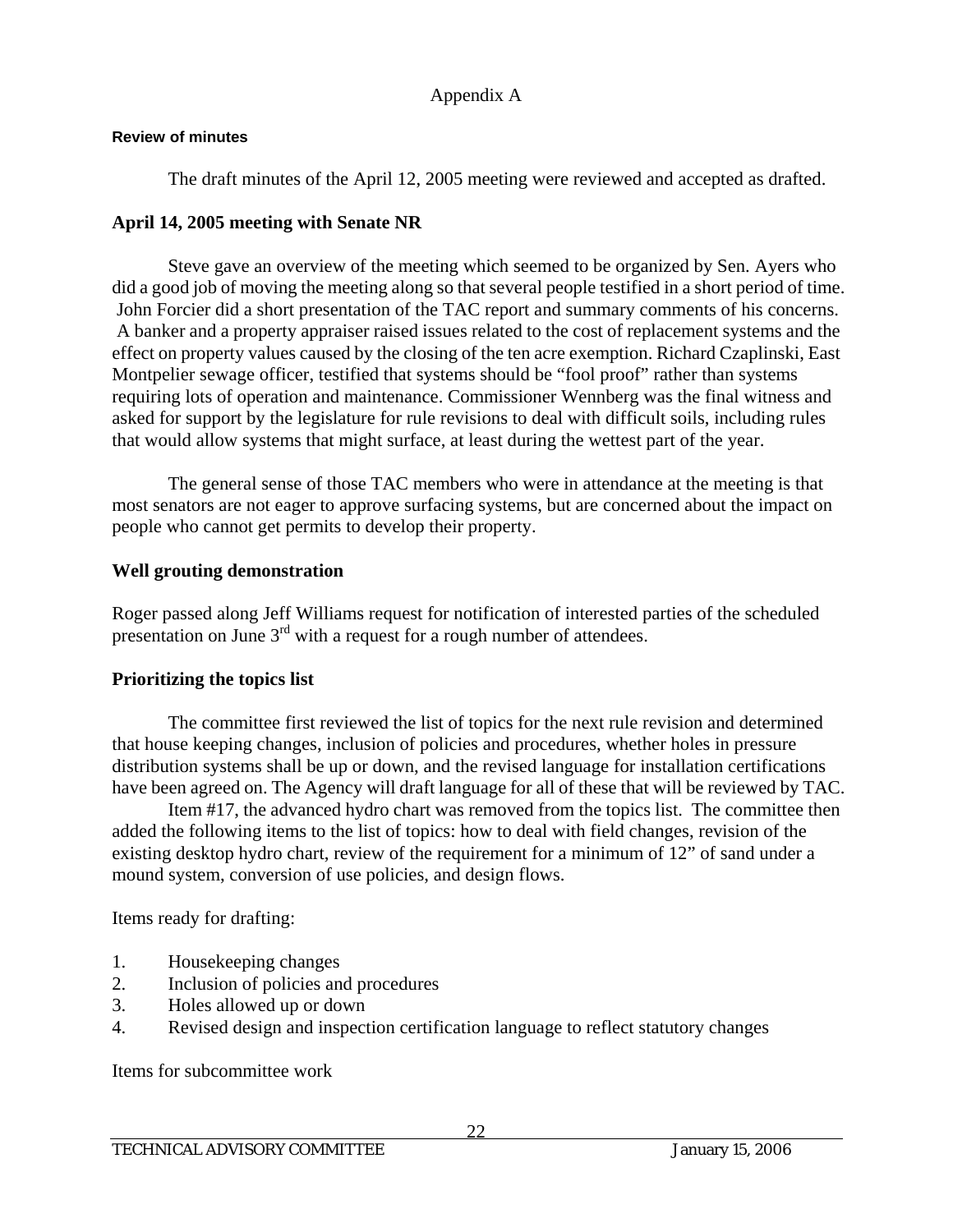Appendix A

#### Review of minutes

The draft minutes of the April 12, 2005 meeting were reviewed and accepted as drafted.

### April 14, 2005 meeting with Senate NR

Steve gave an overview of the meeting which seemed to be organized by Sen. Ayers who did a good job of moving the meeting along so that several people testified in a short period of time. John Forcier did a short presentation of the TAC report and summary comments of his concerns. A banker and a property appraiser raised issues related to the cost of replacement systems and the effect on property values caused by the closing of the ten acre exemption. Richard Czaplinski, East Montpelier sewage officer, testified that systems should be "fool proof" rather than systems requiring lots of operation and maintenance. Commissioner Wennberg was the final witness and asked for support by the legislature for rule revisions to deal with difficult soils, including rules that would allow systems that might surface, at least during the wettest part of the year.

The general sense of those TAC members who were in attendance at the meeting is that most senators are not eager to approve surfacing systems, but are concerned about the impact on people who cannot get permits to develop their property.

### Well grouting demonstration

Roger passed along Jeff Williams request for notification of interested parties of the scheduled presentation on June 3rd with a request for a rough number of attendees.

### Prioritizing the topics list

The committee first reviewed the list of topics for the next rule revision and determined that house keeping changes, inclusion of policies and procedures, whether holes in pressure distribution systems shall be up or down, and the revised language for installation certifications have been agreed on. The Agency will draft language for all of these that will be reviewed by TAC.

Item #17, the advanced hydro chart was removed from the topics list. The committee then added the following items to the list of topics: how to deal with field changes, revision of the existing desktop hydro chart, review of the requirement for a minimum of 12" of sand under a mound system, conversion of use policies, and design flows.

Items ready for drafting:

1. Housekeeping changes
2. Inclusion of policies and procedures
3. Holes allowed up or down
4. Revised design and inspection certification language to reflect statutory changes

Items for subcommittee work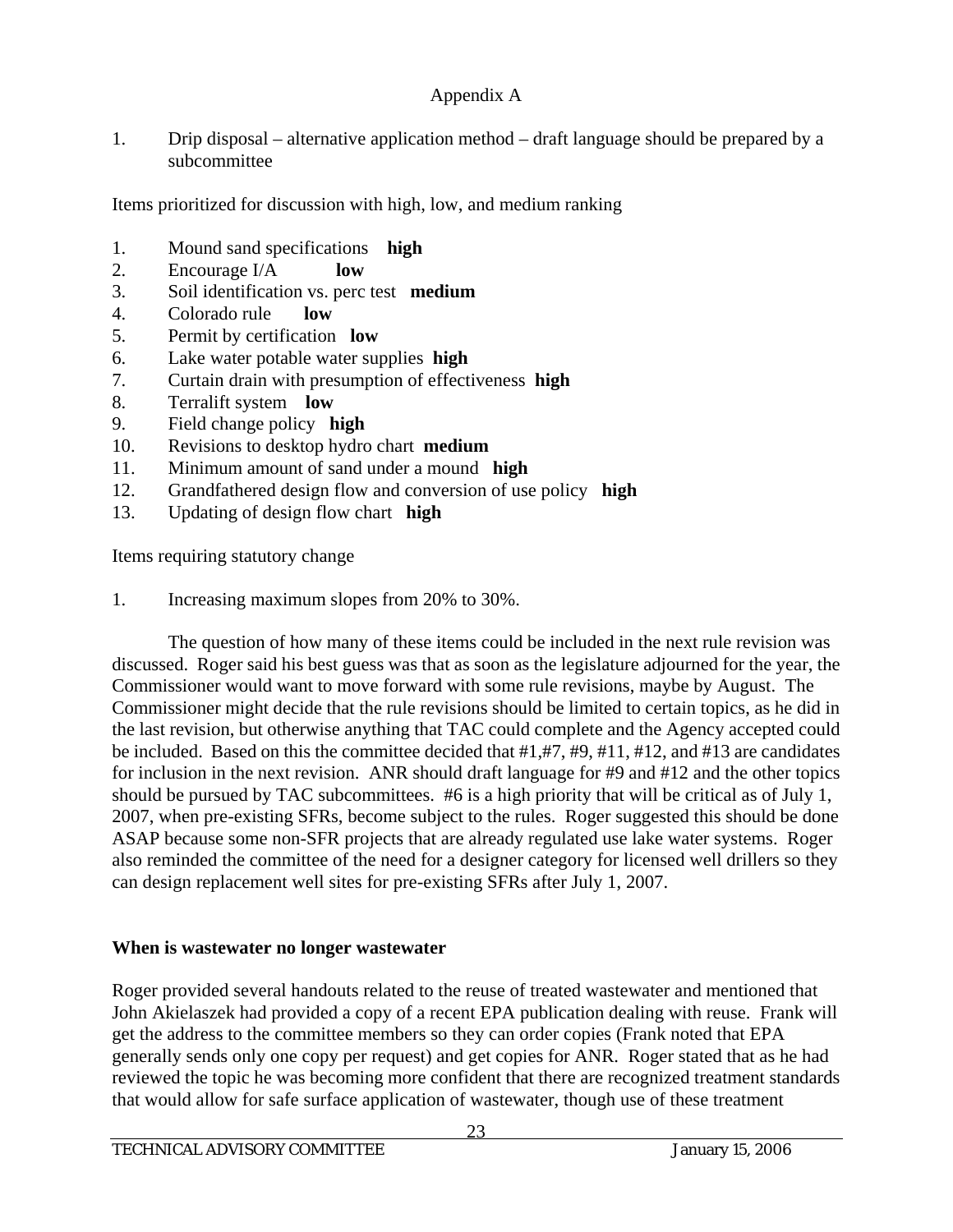Appendix A

1. Drip disposal – alternative application method – draft language should be prepared by a subcommittee

Items prioritized for discussion with high, low, and medium ranking

1. Mound sand specifications **high**
2. Encourage I/A **low**
3. Soil identification vs. perc test **medium**
4. Colorado rule **low**
5. Permit by certification **low**
6. Lake water potable water supplies **high**
7. Curtain drain with presumption of effectiveness **high**
8. Terralift system **low**
9. Field change policy **high**
10. Revisions to desktop hydro chart **medium**
11. Minimum amount of sand under a mound **high**
12. Grandfathered design flow and conversion of use policy **high**
13. Updating of design flow chart **high**

Items requiring statutory change

1. Increasing maximum slopes from 20% to 30%.

The question of how many of these items could be included in the next rule revision was discussed. Roger said his best guess was that as soon as the legislature adjourned for the year, the Commissioner would want to move forward with some rule revisions, maybe by August. The Commissioner might decide that the rule revisions should be limited to certain topics, as he did in the last revision, but otherwise anything that TAC could complete and the Agency accepted could be included. Based on this the committee decided that #1,#7, #9, #11, #12, and #13 are candidates for inclusion in the next revision. ANR should draft language for #9 and #12 and the other topics should be pursued by TAC subcommittees. #6 is a high priority that will be critical as of July 1, 2007, when pre-existing SFRs, become subject to the rules. Roger suggested this should be done ASAP because some non-SFR projects that are already regulated use lake water systems. Roger also reminded the committee of the need for a designer category for licensed well drillers so they can design replacement well sites for pre-existing SFRs after July 1, 2007.

**When is wastewater no longer wastewater**

Roger provided several handouts related to the reuse of treated wastewater and mentioned that John Akielaszek had provided a copy of a recent EPA publication dealing with reuse. Frank will get the address to the committee members so they can order copies (Frank noted that EPA generally sends only one copy per request) and get copies for ANR. Roger stated that as he had reviewed the topic he was becoming more confident that there are recognized treatment standards that would allow for safe surface application of wastewater, though use of these treatment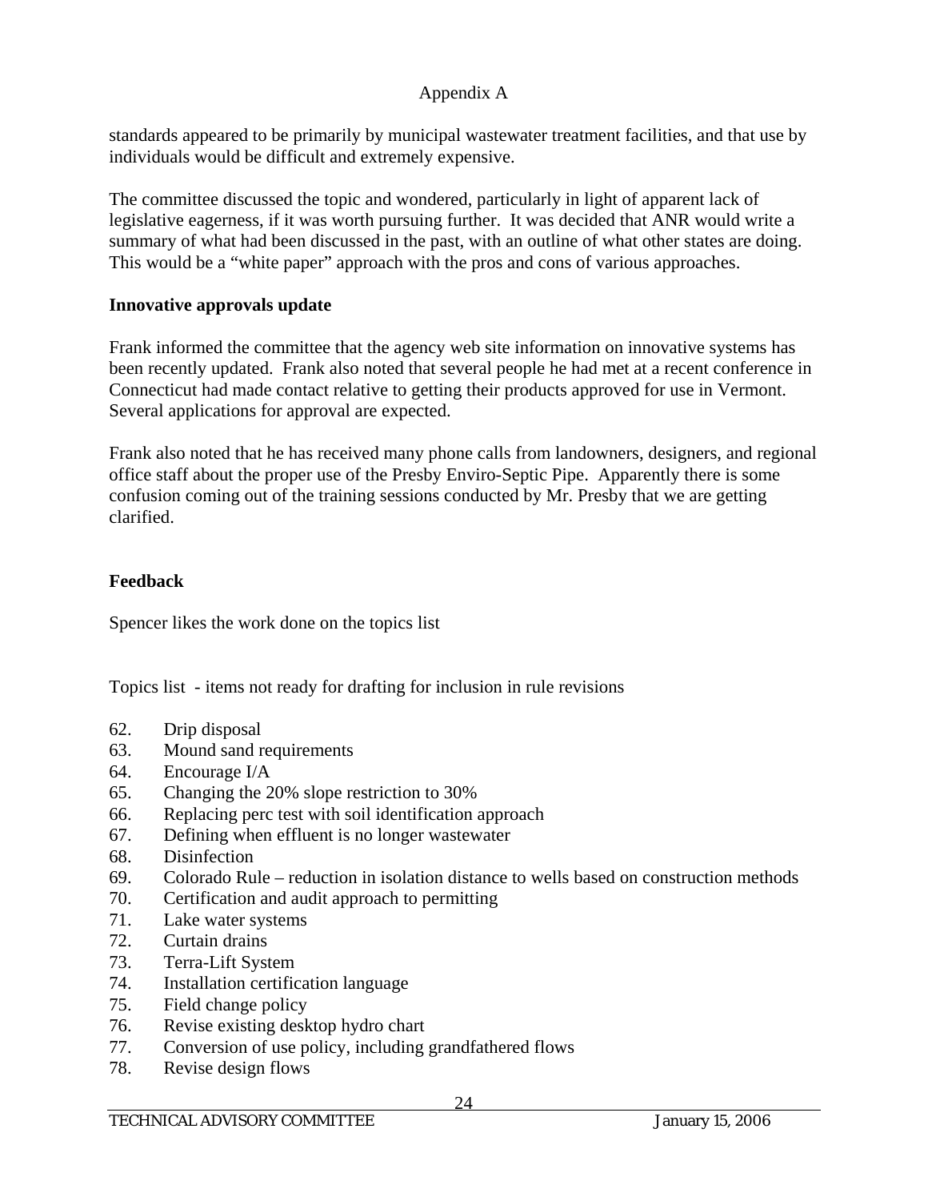standards appeared to be primarily by municipal wastewater treatment facilities, and that use by individuals would be difficult and extremely expensive.

The committee discussed the topic and wondered, particularly in light of apparent lack of legislative eagerness, if it was worth pursuing further. It was decided that ANR would write a summary of what had been discussed in the past, with an outline of what other states are doing. This would be a "white paper" approach with the pros and cons of various approaches.

**Innovative approvals update**

Frank informed the committee that the agency web site information on innovative systems has been recently updated. Frank also noted that several people he had met at a recent conference in Connecticut had made contact relative to getting their products approved for use in Vermont. Several applications for approval are expected.

Frank also noted that he has received many phone calls from landowners, designers, and regional office staff about the proper use of the Presby Enviro-Septic Pipe. Apparently there is some confusion coming out of the training sessions conducted by Mr. Presby that we are getting clarified.

**Feedback**

Spencer likes the work done on the topics list

Topics list - items not ready for drafting for inclusion in rule revisions

62. Drip disposal
63. Mound sand requirements
64. Encourage I/A
65. Changing the 20% slope restriction to 30%
66. Replacing perc test with soil identification approach
67. Defining when effluent is no longer wastewater
68. Disinfection
69. Colorado Rule – reduction in isolation distance to wells based on construction methods
70. Certification and audit approach to permitting
71. Lake water systems
72. Curtain drains
73. Terra-Lift System
74. Installation certification language
75. Field change policy
76. Revise existing desktop hydro chart
77. Conversion of use policy, including grandfathered flows
78. Revise design flows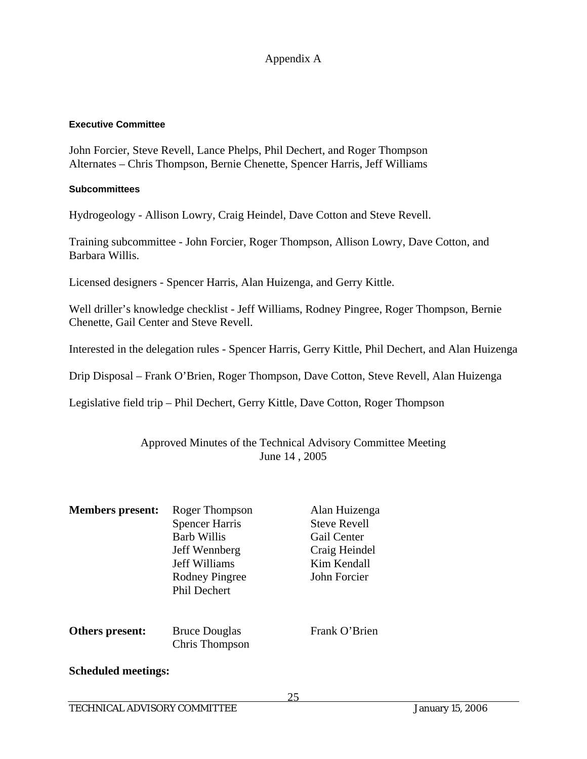Appendix A

#### Executive Committee

John Forcier, Steve Revell, Lance Phelps, Phil Dechert, and Roger Thompson
Alternates – Chris Thompson, Bernie Chenette, Spencer Harris, Jeff Williams

#### Subcommittees

Hydrogeology - Allison Lowry, Craig Heindel, Dave Cotton and Steve Revell.

Training subcommittee - John Forcier, Roger Thompson, Allison Lowry, Dave Cotton, and Barbara Willis.

Licensed designers - Spencer Harris, Alan Huizenga, and Gerry Kittle.

Well driller's knowledge checklist - Jeff Williams, Rodney Pingree, Roger Thompson, Bernie Chenette, Gail Center and Steve Revell.

Interested in the delegation rules - Spencer Harris, Gerry Kittle, Phil Dechert, and Alan Huizenga

Drip Disposal – Frank O'Brien, Roger Thompson, Dave Cotton, Steve Revell, Alan Huizenga

Legislative field trip – Phil Dechert, Gerry Kittle, Dave Cotton, Roger Thompson

Approved Minutes of the Technical Advisory Committee Meeting
June 14 , 2005

| **Members present:** | Roger Thompson | Alan Huizenga |
|---|---|---|
| | Spencer Harris | Steve Revell |
| | Barb Willis | Gail Center |
| | Jeff Wennberg | Craig Heindel |
| | Jeff Williams | Kim Kendall |
| | Rodney Pingree | John Forcier |
| | Phil Dechert | |

| **Others present:** | Bruce Douglas | Frank O'Brien |
|---|---|---|
| | Chris Thompson | |

**Scheduled meetings:**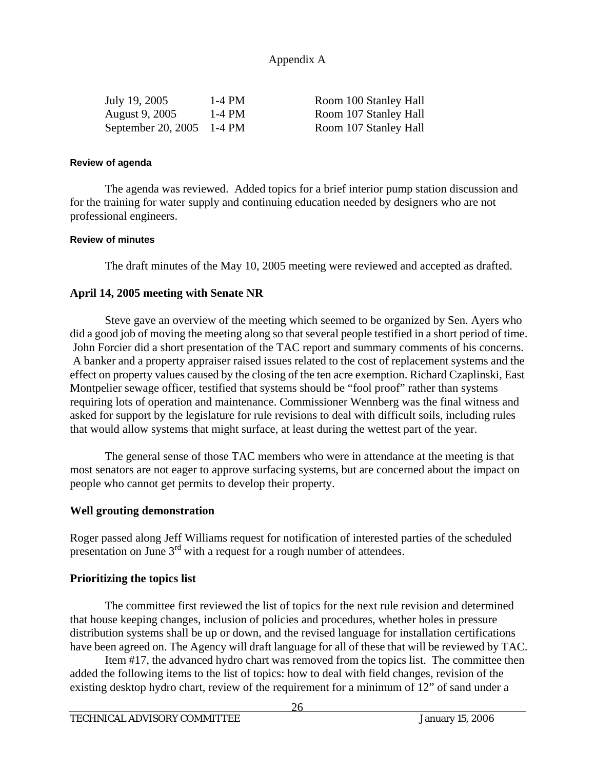Appendix A

| | | |
|---|---|---|
| July 19, 2005 | 1-4 PM | Room 100 Stanley Hall |
| August 9, 2005 | 1-4 PM | Room 107 Stanley Hall |
| September 20, 2005 | 1-4 PM | Room 107 Stanley Hall |

#### Review of agenda

The agenda was reviewed. Added topics for a brief interior pump station discussion and for the training for water supply and continuing education needed by designers who are not professional engineers.

#### Review of minutes

The draft minutes of the May 10, 2005 meeting were reviewed and accepted as drafted.

### April 14, 2005 meeting with Senate NR

Steve gave an overview of the meeting which seemed to be organized by Sen. Ayers who did a good job of moving the meeting along so that several people testified in a short period of time. John Forcier did a short presentation of the TAC report and summary comments of his concerns. A banker and a property appraiser raised issues related to the cost of replacement systems and the effect on property values caused by the closing of the ten acre exemption. Richard Czaplinski, East Montpelier sewage officer, testified that systems should be "fool proof" rather than systems requiring lots of operation and maintenance. Commissioner Wennberg was the final witness and asked for support by the legislature for rule revisions to deal with difficult soils, including rules that would allow systems that might surface, at least during the wettest part of the year.

The general sense of those TAC members who were in attendance at the meeting is that most senators are not eager to approve surfacing systems, but are concerned about the impact on people who cannot get permits to develop their property.

### Well grouting demonstration

Roger passed along Jeff Williams request for notification of interested parties of the scheduled presentation on June 3rd with a request for a rough number of attendees.

### Prioritizing the topics list

The committee first reviewed the list of topics for the next rule revision and determined that house keeping changes, inclusion of policies and procedures, whether holes in pressure distribution systems shall be up or down, and the revised language for installation certifications have been agreed on. The Agency will draft language for all of these that will be reviewed by TAC.

Item #17, the advanced hydro chart was removed from the topics list. The committee then added the following items to the list of topics: how to deal with field changes, revision of the existing desktop hydro chart, review of the requirement for a minimum of 12" of sand under a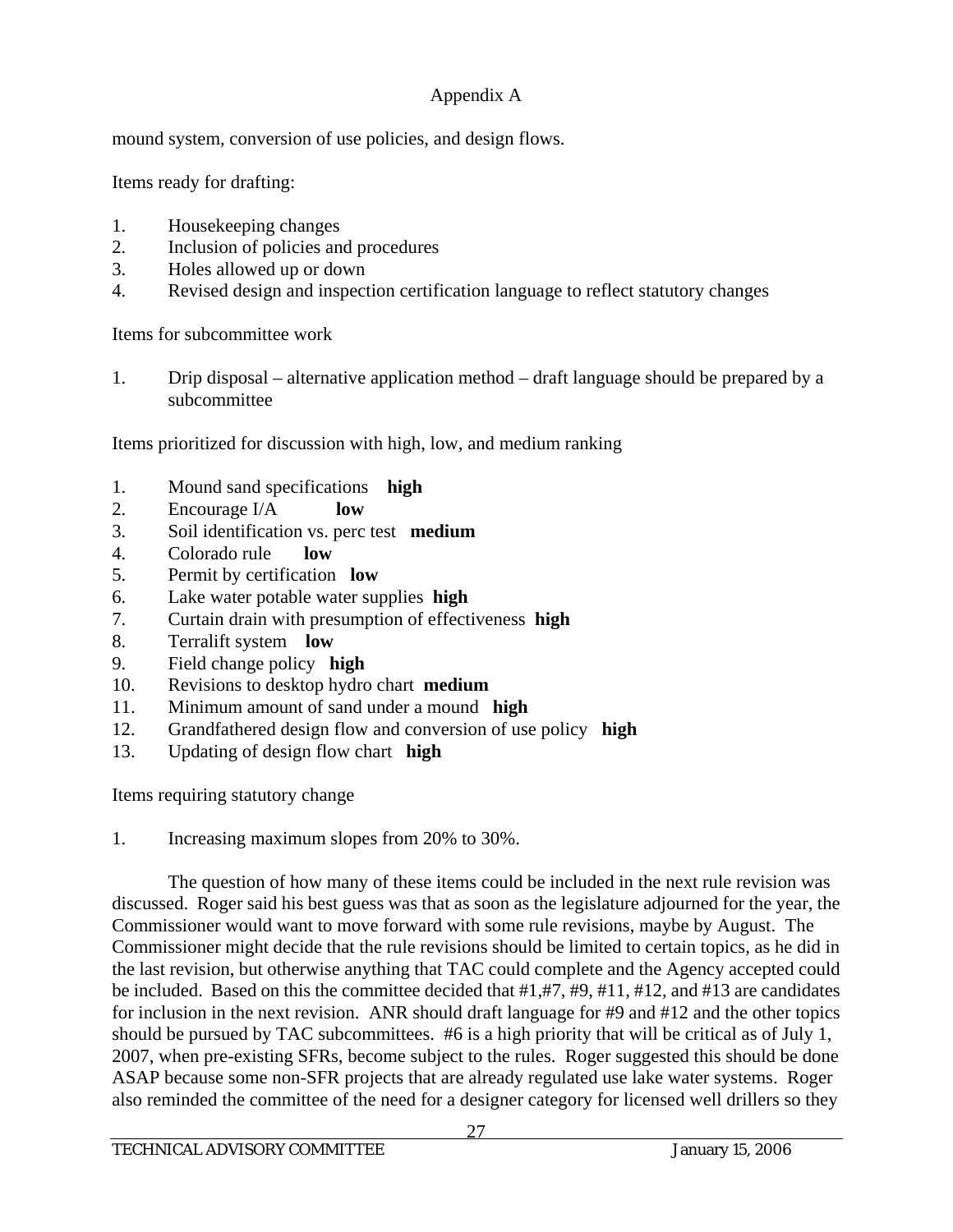Appendix A

mound system, conversion of use policies, and design flows.

Items ready for drafting:

1. Housekeeping changes
2. Inclusion of policies and procedures
3. Holes allowed up or down
4. Revised design and inspection certification language to reflect statutory changes

Items for subcommittee work

1. Drip disposal – alternative application method – draft language should be prepared by a subcommittee

Items prioritized for discussion with high, low, and medium ranking

1. Mound sand specifications **high**
2. Encourage I/A **low**
3. Soil identification vs. perc test **medium**
4. Colorado rule **low**
5. Permit by certification **low**
6. Lake water potable water supplies **high**
7. Curtain drain with presumption of effectiveness **high**
8. Terralift system **low**
9. Field change policy **high**
10. Revisions to desktop hydro chart **medium**
11. Minimum amount of sand under a mound **high**
12. Grandfathered design flow and conversion of use policy **high**
13. Updating of design flow chart **high**

Items requiring statutory change

1. Increasing maximum slopes from 20% to 30%.

The question of how many of these items could be included in the next rule revision was discussed. Roger said his best guess was that as soon as the legislature adjourned for the year, the Commissioner would want to move forward with some rule revisions, maybe by August. The Commissioner might decide that the rule revisions should be limited to certain topics, as he did in the last revision, but otherwise anything that TAC could complete and the Agency accepted could be included. Based on this the committee decided that #1,#7, #9, #11, #12, and #13 are candidates for inclusion in the next revision. ANR should draft language for #9 and #12 and the other topics should be pursued by TAC subcommittees. #6 is a high priority that will be critical as of July 1, 2007, when pre-existing SFRs, become subject to the rules. Roger suggested this should be done ASAP because some non-SFR projects that are already regulated use lake water systems. Roger also reminded the committee of the need for a designer category for licensed well drillers so they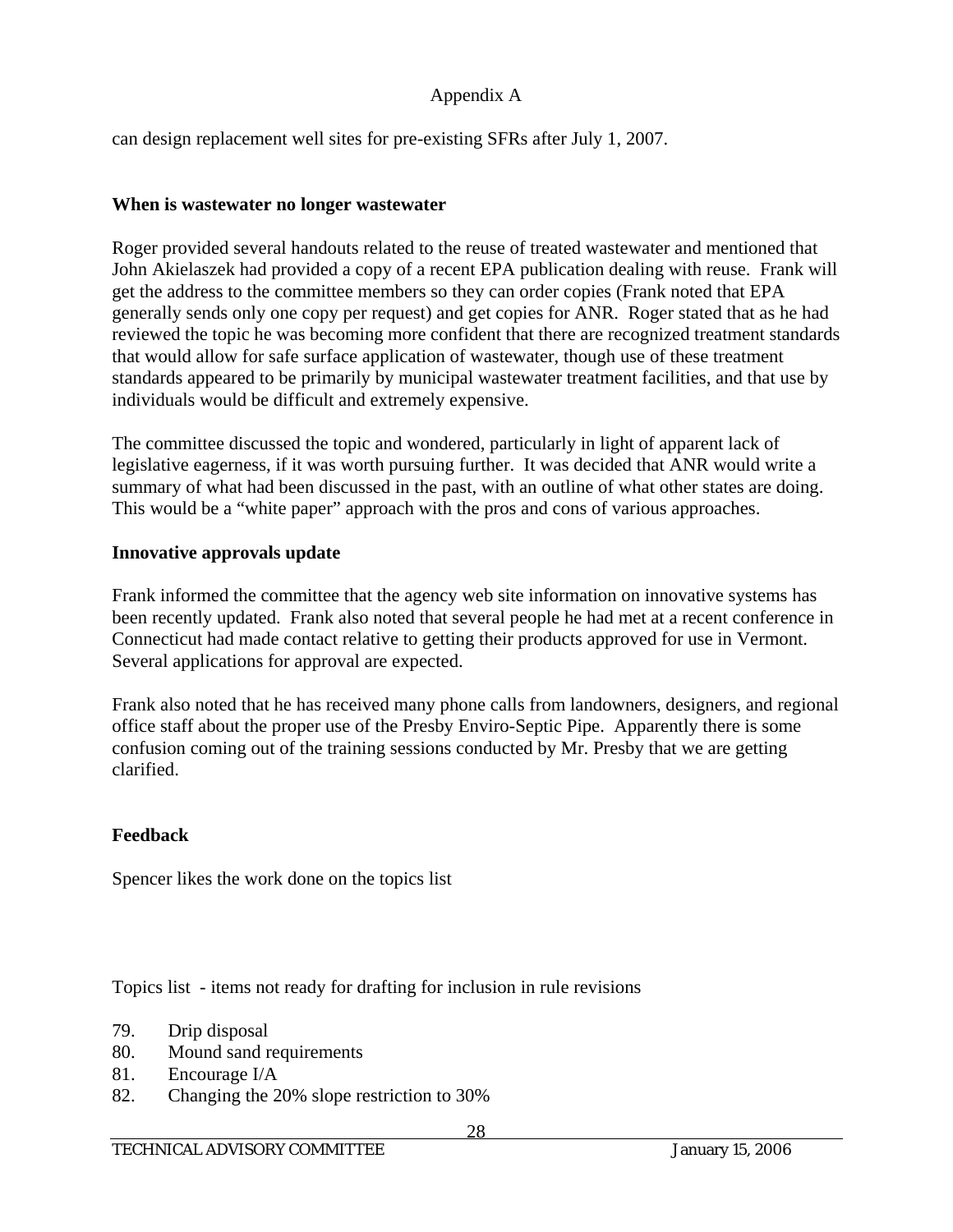can design replacement well sites for pre-existing SFRs after July 1, 2007.

**When is wastewater no longer wastewater**

Roger provided several handouts related to the reuse of treated wastewater and mentioned that John Akielaszek had provided a copy of a recent EPA publication dealing with reuse. Frank will get the address to the committee members so they can order copies (Frank noted that EPA generally sends only one copy per request) and get copies for ANR. Roger stated that as he had reviewed the topic he was becoming more confident that there are recognized treatment standards that would allow for safe surface application of wastewater, though use of these treatment standards appeared to be primarily by municipal wastewater treatment facilities, and that use by individuals would be difficult and extremely expensive.

The committee discussed the topic and wondered, particularly in light of apparent lack of legislative eagerness, if it was worth pursuing further. It was decided that ANR would write a summary of what had been discussed in the past, with an outline of what other states are doing. This would be a "white paper" approach with the pros and cons of various approaches.

**Innovative approvals update**

Frank informed the committee that the agency web site information on innovative systems has been recently updated. Frank also noted that several people he had met at a recent conference in Connecticut had made contact relative to getting their products approved for use in Vermont. Several applications for approval are expected.

Frank also noted that he has received many phone calls from landowners, designers, and regional office staff about the proper use of the Presby Enviro-Septic Pipe. Apparently there is some confusion coming out of the training sessions conducted by Mr. Presby that we are getting clarified.

**Feedback**

Spencer likes the work done on the topics list

Topics list - items not ready for drafting for inclusion in rule revisions

79. Drip disposal
80. Mound sand requirements
81. Encourage I/A
82. Changing the 20% slope restriction to 30%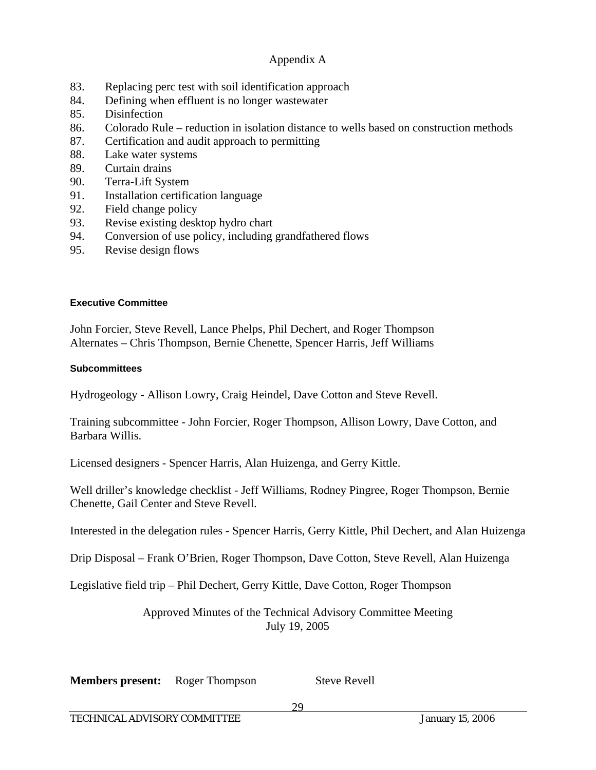Appendix A

83. Replacing perc test with soil identification approach
84. Defining when effluent is no longer wastewater
85. Disinfection
86. Colorado Rule – reduction in isolation distance to wells based on construction methods
87. Certification and audit approach to permitting
88. Lake water systems
89. Curtain drains
90. Terra-Lift System
91. Installation certification language
92. Field change policy
93. Revise existing desktop hydro chart
94. Conversion of use policy, including grandfathered flows
95. Revise design flows

**Executive Committee**

John Forcier, Steve Revell, Lance Phelps, Phil Dechert, and Roger Thompson
Alternates – Chris Thompson, Bernie Chenette, Spencer Harris, Jeff Williams

**Subcommittees**

Hydrogeology - Allison Lowry, Craig Heindel, Dave Cotton and Steve Revell.

Training subcommittee - John Forcier, Roger Thompson, Allison Lowry, Dave Cotton, and Barbara Willis.

Licensed designers - Spencer Harris, Alan Huizenga, and Gerry Kittle.

Well driller's knowledge checklist - Jeff Williams, Rodney Pingree, Roger Thompson, Bernie Chenette, Gail Center and Steve Revell.

Interested in the delegation rules - Spencer Harris, Gerry Kittle, Phil Dechert, and Alan Huizenga

Drip Disposal – Frank O'Brien, Roger Thompson, Dave Cotton, Steve Revell, Alan Huizenga

Legislative field trip – Phil Dechert, Gerry Kittle, Dave Cotton, Roger Thompson

Approved Minutes of the Technical Advisory Committee Meeting
July 19, 2005

**Members present:** Roger Thompson Steve Revell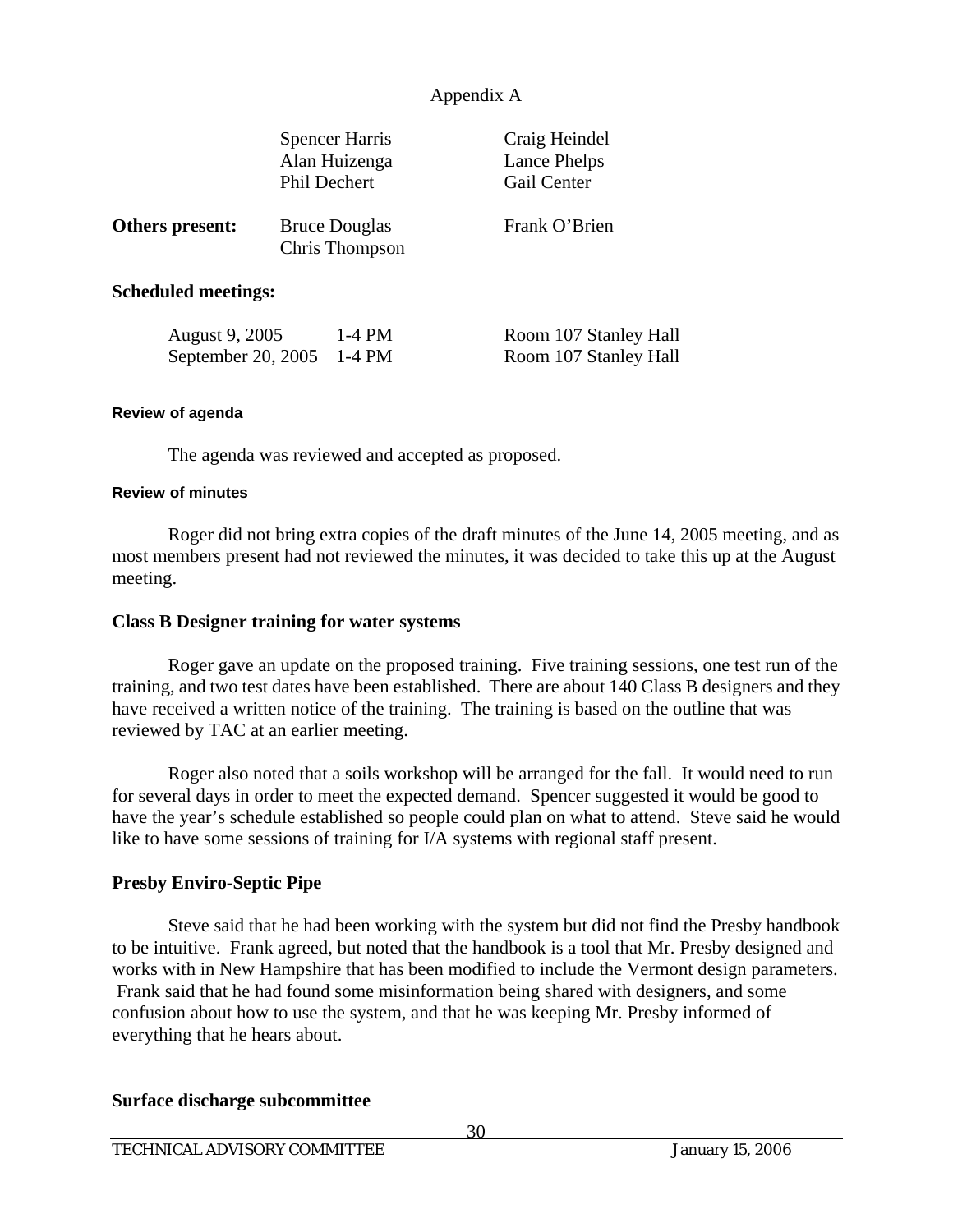Appendix A

| | | |
|---|---|---|
| | Spencer Harris | Craig Heindel |
| | Alan Huizenga | Lance Phelps |
| | Phil Dechert | Gail Center |
| **Others present:** | Bruce Douglas | Frank O'Brien |
| | Chris Thompson | |

**Scheduled meetings:**

| | | |
|---|---|---|
| August 9, 2005 | 1-4 PM | Room 107 Stanley Hall |
| September 20, 2005 | 1-4 PM | Room 107 Stanley Hall |

**Review of agenda**

The agenda was reviewed and accepted as proposed.

**Review of minutes**

Roger did not bring extra copies of the draft minutes of the June 14, 2005 meeting, and as most members present had not reviewed the minutes, it was decided to take this up at the August meeting.

**Class B Designer training for water systems**

Roger gave an update on the proposed training. Five training sessions, one test run of the training, and two test dates have been established. There are about 140 Class B designers and they have received a written notice of the training. The training is based on the outline that was reviewed by TAC at an earlier meeting.

Roger also noted that a soils workshop will be arranged for the fall. It would need to run for several days in order to meet the expected demand. Spencer suggested it would be good to have the year's schedule established so people could plan on what to attend. Steve said he would like to have some sessions of training for I/A systems with regional staff present.

**Presby Enviro-Septic Pipe**

Steve said that he had been working with the system but did not find the Presby handbook to be intuitive. Frank agreed, but noted that the handbook is a tool that Mr. Presby designed and works with in New Hampshire that has been modified to include the Vermont design parameters. Frank said that he had found some misinformation being shared with designers, and some confusion about how to use the system, and that he was keeping Mr. Presby informed of everything that he hears about.

**Surface discharge subcommittee**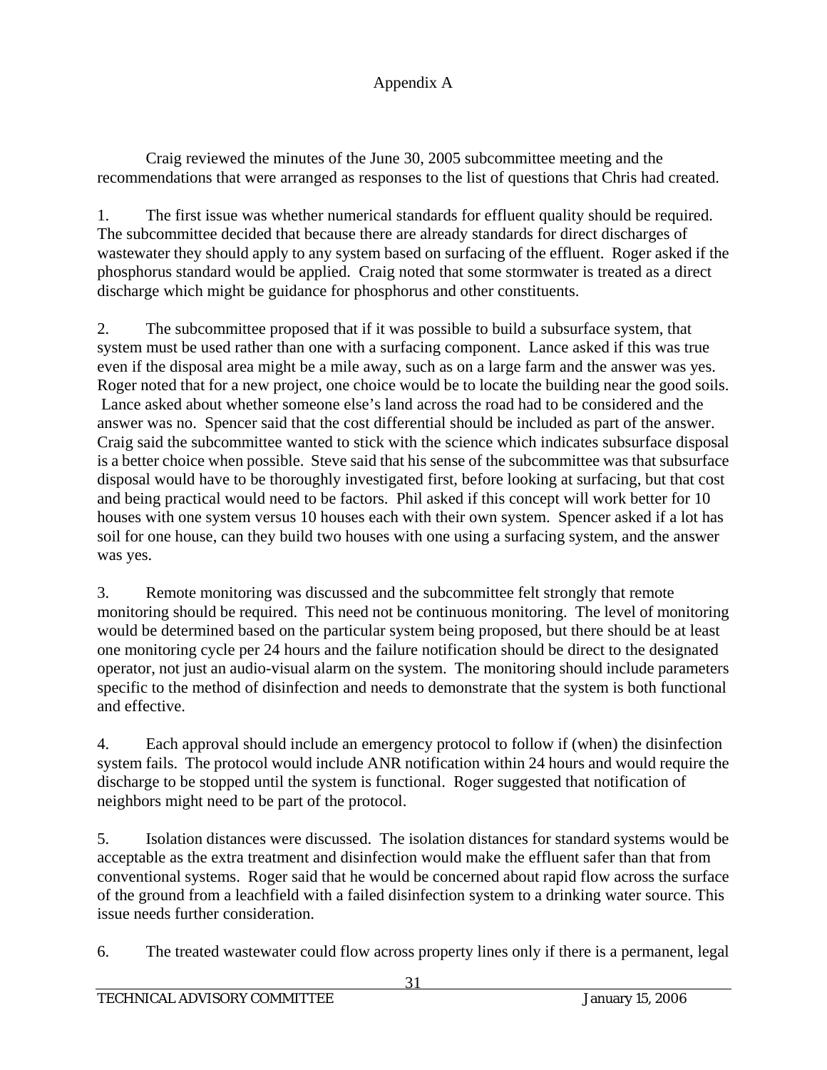# Appendix A

Craig reviewed the minutes of the June 30, 2005 subcommittee meeting and the recommendations that were arranged as responses to the list of questions that Chris had created.

1. The first issue was whether numerical standards for effluent quality should be required. The subcommittee decided that because there are already standards for direct discharges of wastewater they should apply to any system based on surfacing of the effluent. Roger asked if the phosphorus standard would be applied. Craig noted that some stormwater is treated as a direct discharge which might be guidance for phosphorus and other constituents.

2. The subcommittee proposed that if it was possible to build a subsurface system, that system must be used rather than one with a surfacing component. Lance asked if this was true even if the disposal area might be a mile away, such as on a large farm and the answer was yes. Roger noted that for a new project, one choice would be to locate the building near the good soils. Lance asked about whether someone else's land across the road had to be considered and the answer was no. Spencer said that the cost differential should be included as part of the answer. Craig said the subcommittee wanted to stick with the science which indicates subsurface disposal is a better choice when possible. Steve said that his sense of the subcommittee was that subsurface disposal would have to be thoroughly investigated first, before looking at surfacing, but that cost and being practical would need to be factors. Phil asked if this concept will work better for 10 houses with one system versus 10 houses each with their own system. Spencer asked if a lot has soil for one house, can they build two houses with one using a surfacing system, and the answer was yes.

3. Remote monitoring was discussed and the subcommittee felt strongly that remote monitoring should be required. This need not be continuous monitoring. The level of monitoring would be determined based on the particular system being proposed, but there should be at least one monitoring cycle per 24 hours and the failure notification should be direct to the designated operator, not just an audio-visual alarm on the system. The monitoring should include parameters specific to the method of disinfection and needs to demonstrate that the system is both functional and effective.

4. Each approval should include an emergency protocol to follow if (when) the disinfection system fails. The protocol would include ANR notification within 24 hours and would require the discharge to be stopped until the system is functional. Roger suggested that notification of neighbors might need to be part of the protocol.

5. Isolation distances were discussed. The isolation distances for standard systems would be acceptable as the extra treatment and disinfection would make the effluent safer than that from conventional systems. Roger said that he would be concerned about rapid flow across the surface of the ground from a leachfield with a failed disinfection system to a drinking water source. This issue needs further consideration.

6. The treated wastewater could flow across property lines only if there is a permanent, legal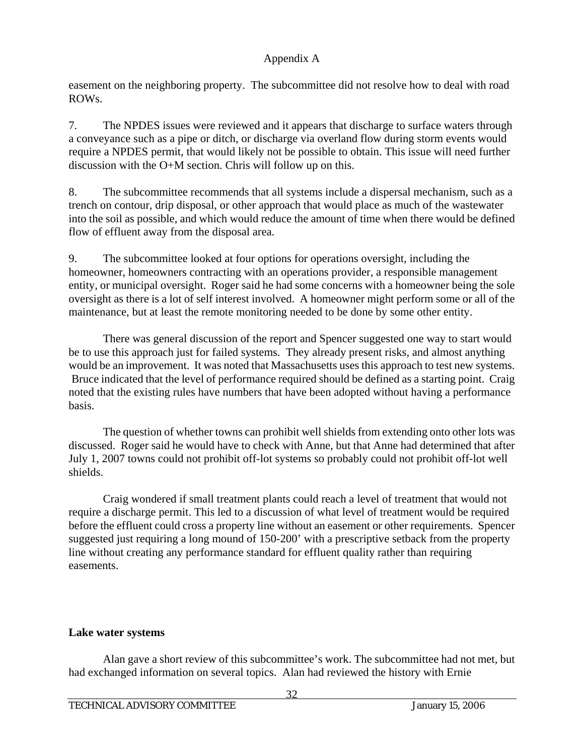easement on the neighboring property. The subcommittee did not resolve how to deal with road ROWs.

7. The NPDES issues were reviewed and it appears that discharge to surface waters through a conveyance such as a pipe or ditch, or discharge via overland flow during storm events would require a NPDES permit, that would likely not be possible to obtain. This issue will need further discussion with the O+M section. Chris will follow up on this.

8. The subcommittee recommends that all systems include a dispersal mechanism, such as a trench on contour, drip disposal, or other approach that would place as much of the wastewater into the soil as possible, and which would reduce the amount of time when there would be defined flow of effluent away from the disposal area.

9. The subcommittee looked at four options for operations oversight, including the homeowner, homeowners contracting with an operations provider, a responsible management entity, or municipal oversight. Roger said he had some concerns with a homeowner being the sole oversight as there is a lot of self interest involved. A homeowner might perform some or all of the maintenance, but at least the remote monitoring needed to be done by some other entity.

There was general discussion of the report and Spencer suggested one way to start would be to use this approach just for failed systems. They already present risks, and almost anything would be an improvement. It was noted that Massachusetts uses this approach to test new systems. Bruce indicated that the level of performance required should be defined as a starting point. Craig noted that the existing rules have numbers that have been adopted without having a performance basis.

The question of whether towns can prohibit well shields from extending onto other lots was discussed. Roger said he would have to check with Anne, but that Anne had determined that after July 1, 2007 towns could not prohibit off-lot systems so probably could not prohibit off-lot well shields.

Craig wondered if small treatment plants could reach a level of treatment that would not require a discharge permit. This led to a discussion of what level of treatment would be required before the effluent could cross a property line without an easement or other requirements. Spencer suggested just requiring a long mound of 150-200' with a prescriptive setback from the property line without creating any performance standard for effluent quality rather than requiring easements.

**Lake water systems**

Alan gave a short review of this subcommittee's work. The subcommittee had not met, but had exchanged information on several topics. Alan had reviewed the history with Ernie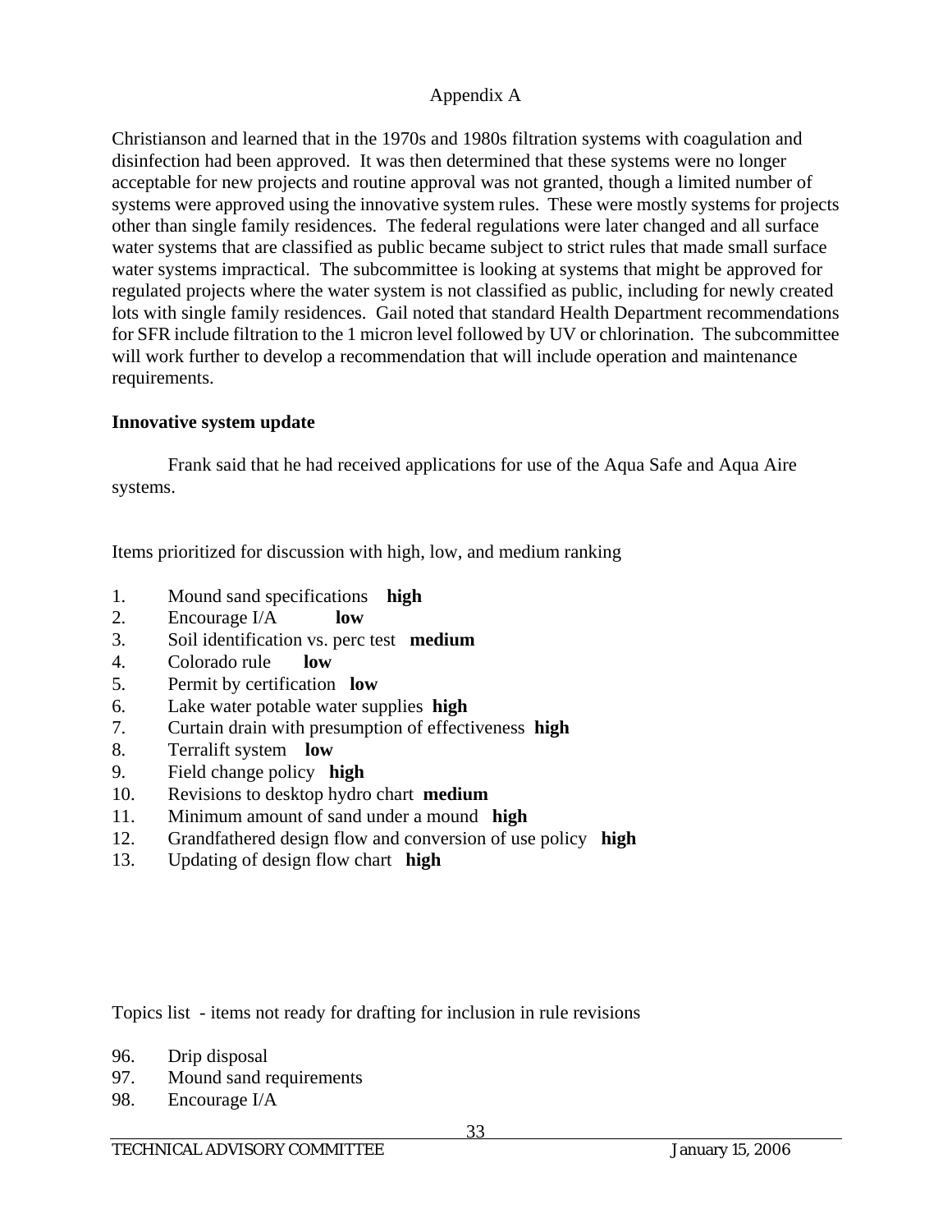Appendix A

Christianson and learned that in the 1970s and 1980s filtration systems with coagulation and disinfection had been approved. It was then determined that these systems were no longer acceptable for new projects and routine approval was not granted, though a limited number of systems were approved using the innovative system rules. These were mostly systems for projects other than single family residences. The federal regulations were later changed and all surface water systems that are classified as public became subject to strict rules that made small surface water systems impractical. The subcommittee is looking at systems that might be approved for regulated projects where the water system is not classified as public, including for newly created lots with single family residences. Gail noted that standard Health Department recommendations for SFR include filtration to the 1 micron level followed by UV or chlorination. The subcommittee will work further to develop a recommendation that will include operation and maintenance requirements.

**Innovative system update**

Frank said that he had received applications for use of the Aqua Safe and Aqua Aire systems.

Items prioritized for discussion with high, low, and medium ranking

1. Mound sand specifications **high**
2. Encourage I/A **low**
3. Soil identification vs. perc test **medium**
4. Colorado rule **low**
5. Permit by certification **low**
6. Lake water potable water supplies **high**
7. Curtain drain with presumption of effectiveness **high**
8. Terralift system **low**
9. Field change policy **high**
10. Revisions to desktop hydro chart **medium**
11. Minimum amount of sand under a mound **high**
12. Grandfathered design flow and conversion of use policy **high**
13. Updating of design flow chart **high**

Topics list - items not ready for drafting for inclusion in rule revisions

96. Drip disposal
97. Mound sand requirements
98. Encourage I/A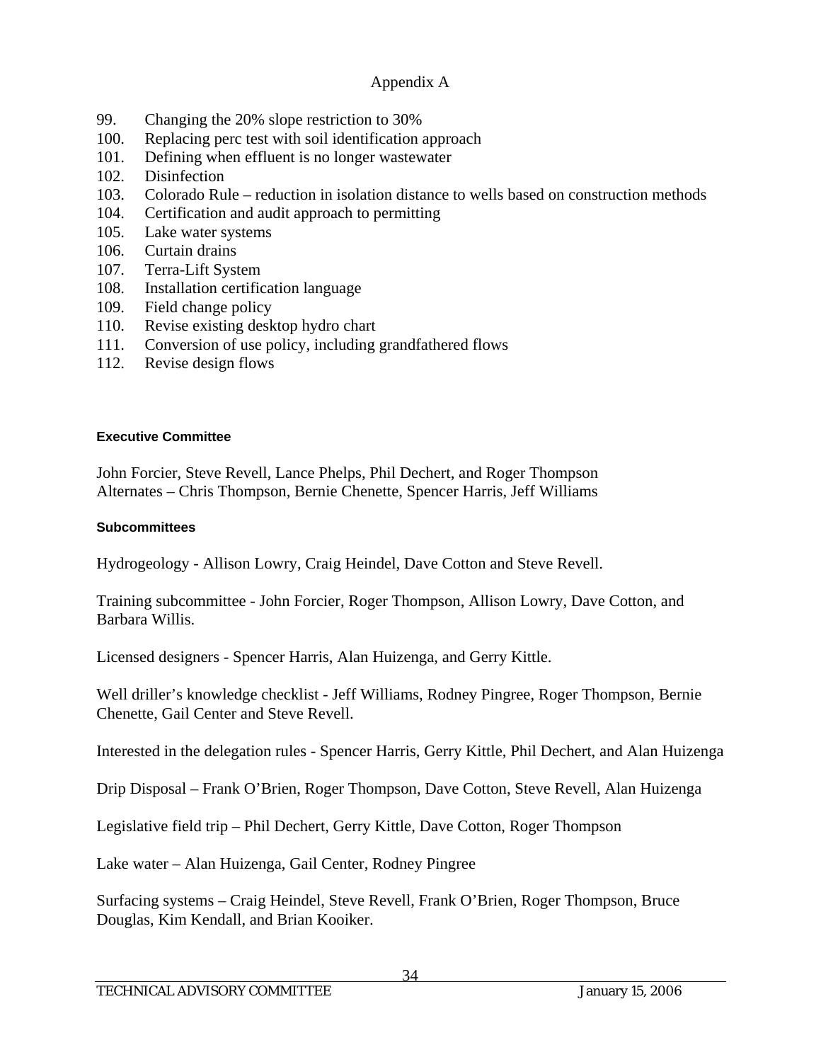Appendix A

99. Changing the 20% slope restriction to 30%
100. Replacing perc test with soil identification approach
101. Defining when effluent is no longer wastewater
102. Disinfection
103. Colorado Rule – reduction in isolation distance to wells based on construction methods
104. Certification and audit approach to permitting
105. Lake water systems
106. Curtain drains
107. Terra-Lift System
108. Installation certification language
109. Field change policy
110. Revise existing desktop hydro chart
111. Conversion of use policy, including grandfathered flows
112. Revise design flows

#### Executive Committee

John Forcier, Steve Revell, Lance Phelps, Phil Dechert, and Roger Thompson
Alternates – Chris Thompson, Bernie Chenette, Spencer Harris, Jeff Williams

#### Subcommittees

Hydrogeology - Allison Lowry, Craig Heindel, Dave Cotton and Steve Revell.

Training subcommittee - John Forcier, Roger Thompson, Allison Lowry, Dave Cotton, and Barbara Willis.

Licensed designers - Spencer Harris, Alan Huizenga, and Gerry Kittle.

Well driller's knowledge checklist - Jeff Williams, Rodney Pingree, Roger Thompson, Bernie Chenette, Gail Center and Steve Revell.

Interested in the delegation rules - Spencer Harris, Gerry Kittle, Phil Dechert, and Alan Huizenga

Drip Disposal – Frank O'Brien, Roger Thompson, Dave Cotton, Steve Revell, Alan Huizenga

Legislative field trip – Phil Dechert, Gerry Kittle, Dave Cotton, Roger Thompson

Lake water – Alan Huizenga, Gail Center, Rodney Pingree

Surfacing systems – Craig Heindel, Steve Revell, Frank O'Brien, Roger Thompson, Bruce Douglas, Kim Kendall, and Brian Kooiker.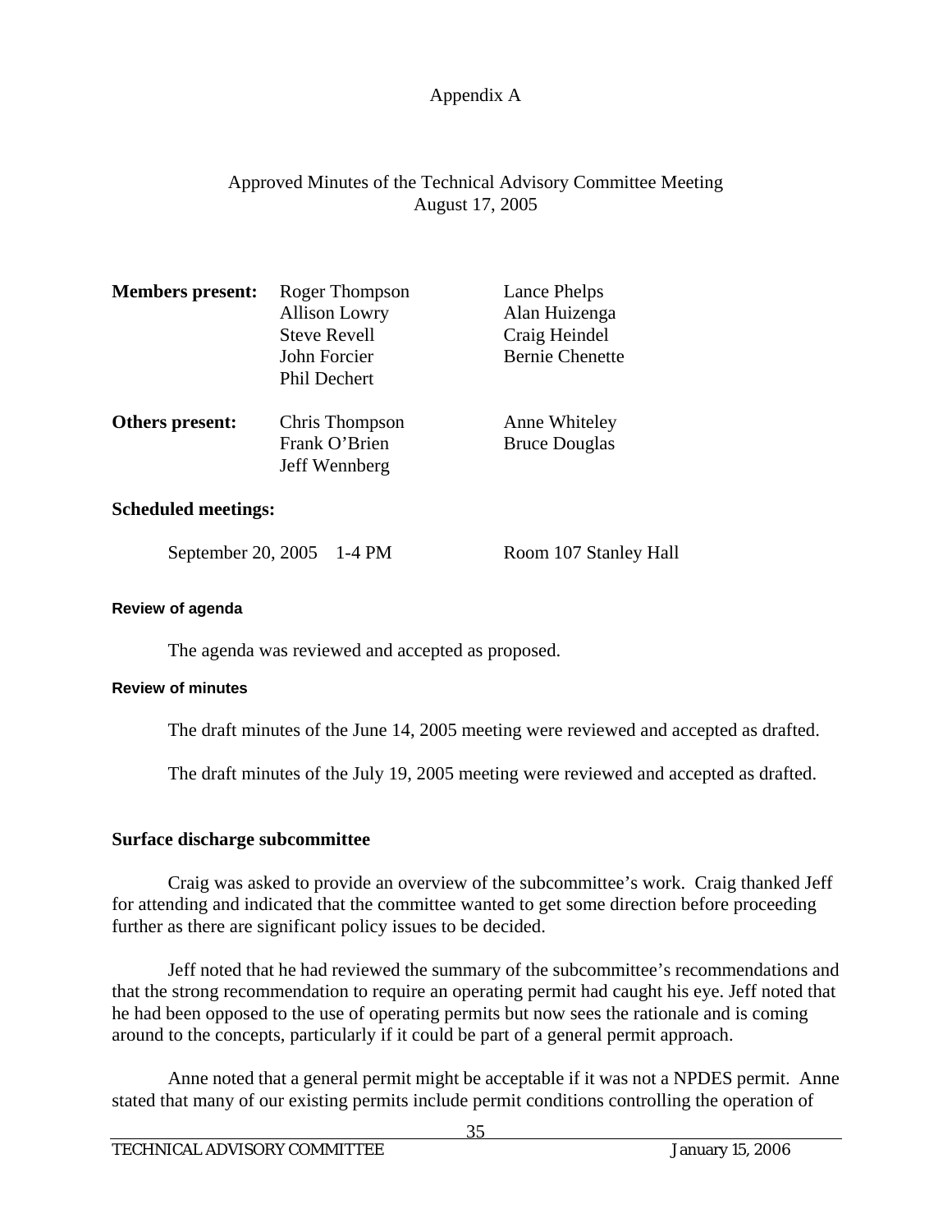Appendix A

# Approved Minutes of the Technical Advisory Committee Meeting
August 17, 2005

| | | |
|---|---|---|
| **Members present:** | Roger Thompson | Lance Phelps |
| | Allison Lowry | Alan Huizenga |
| | Steve Revell | Craig Heindel |
| | John Forcier | Bernie Chenette |
| | Phil Dechert | |
| **Others present:** | Chris Thompson | Anne Whiteley |
| | Frank O'Brien | Bruce Douglas |
| | Jeff Wennberg | |

**Scheduled meetings:**

September 20, 2005 1-4 PM Room 107 Stanley Hall

**Review of agenda**

The agenda was reviewed and accepted as proposed.

**Review of minutes**

The draft minutes of the June 14, 2005 meeting were reviewed and accepted as drafted.

The draft minutes of the July 19, 2005 meeting were reviewed and accepted as drafted.

## Surface discharge subcommittee

Craig was asked to provide an overview of the subcommittee's work. Craig thanked Jeff for attending and indicated that the committee wanted to get some direction before proceeding further as there are significant policy issues to be decided.

Jeff noted that he had reviewed the summary of the subcommittee's recommendations and that the strong recommendation to require an operating permit had caught his eye. Jeff noted that he had been opposed to the use of operating permits but now sees the rationale and is coming around to the concepts, particularly if it could be part of a general permit approach.

Anne noted that a general permit might be acceptable if it was not a NPDES permit. Anne stated that many of our existing permits include permit conditions controlling the operation of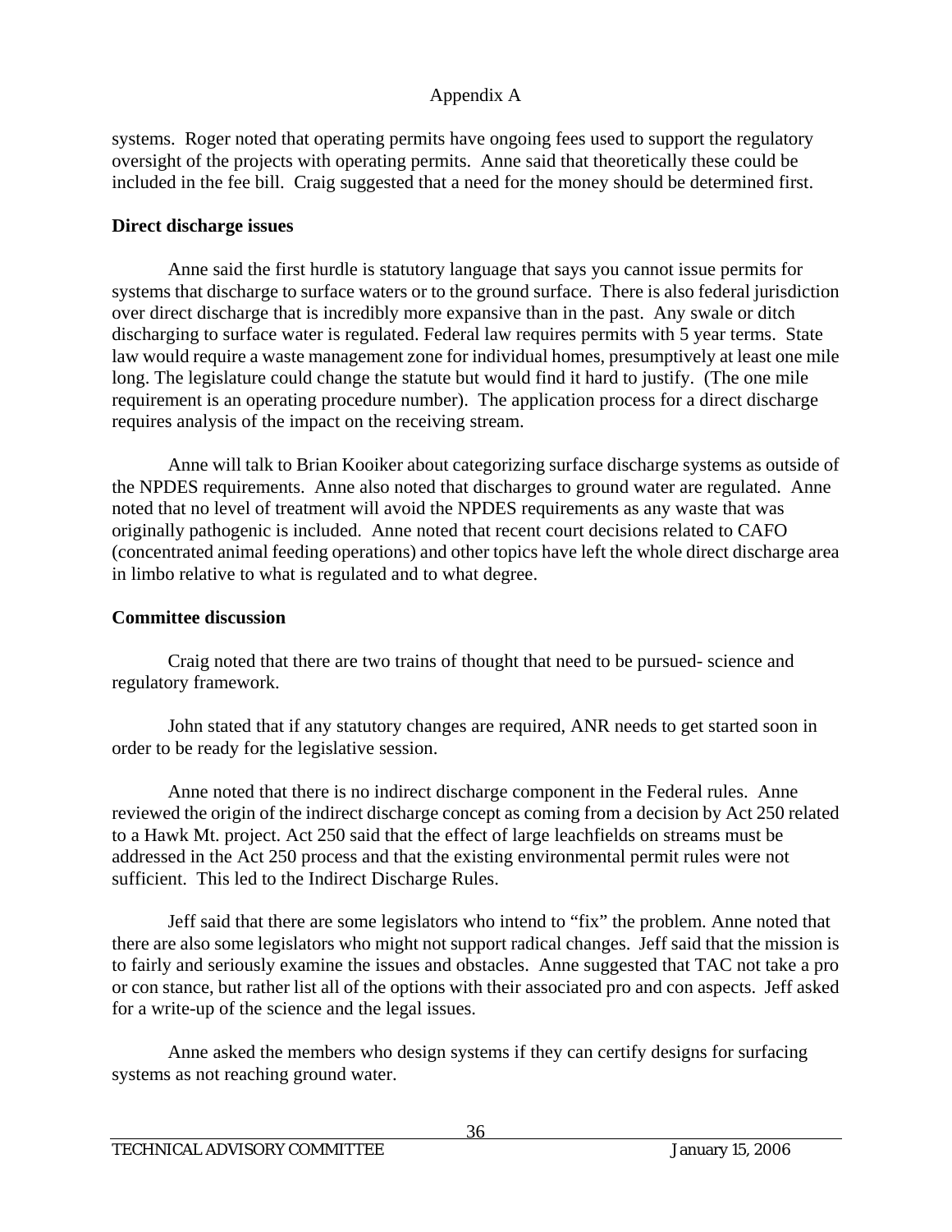systems. Roger noted that operating permits have ongoing fees used to support the regulatory oversight of the projects with operating permits. Anne said that theoretically these could be included in the fee bill. Craig suggested that a need for the money should be determined first.

**Direct discharge issues**

Anne said the first hurdle is statutory language that says you cannot issue permits for systems that discharge to surface waters or to the ground surface. There is also federal jurisdiction over direct discharge that is incredibly more expansive than in the past. Any swale or ditch discharging to surface water is regulated. Federal law requires permits with 5 year terms. State law would require a waste management zone for individual homes, presumptively at least one mile long. The legislature could change the statute but would find it hard to justify. (The one mile requirement is an operating procedure number). The application process for a direct discharge requires analysis of the impact on the receiving stream.

Anne will talk to Brian Kooiker about categorizing surface discharge systems as outside of the NPDES requirements. Anne also noted that discharges to ground water are regulated. Anne noted that no level of treatment will avoid the NPDES requirements as any waste that was originally pathogenic is included. Anne noted that recent court decisions related to CAFO (concentrated animal feeding operations) and other topics have left the whole direct discharge area in limbo relative to what is regulated and to what degree.

**Committee discussion**

Craig noted that there are two trains of thought that need to be pursued- science and regulatory framework.

John stated that if any statutory changes are required, ANR needs to get started soon in order to be ready for the legislative session.

Anne noted that there is no indirect discharge component in the Federal rules. Anne reviewed the origin of the indirect discharge concept as coming from a decision by Act 250 related to a Hawk Mt. project. Act 250 said that the effect of large leachfields on streams must be addressed in the Act 250 process and that the existing environmental permit rules were not sufficient. This led to the Indirect Discharge Rules.

Jeff said that there are some legislators who intend to "fix" the problem. Anne noted that there are also some legislators who might not support radical changes. Jeff said that the mission is to fairly and seriously examine the issues and obstacles. Anne suggested that TAC not take a pro or con stance, but rather list all of the options with their associated pro and con aspects. Jeff asked for a write-up of the science and the legal issues.

Anne asked the members who design systems if they can certify designs for surfacing systems as not reaching ground water.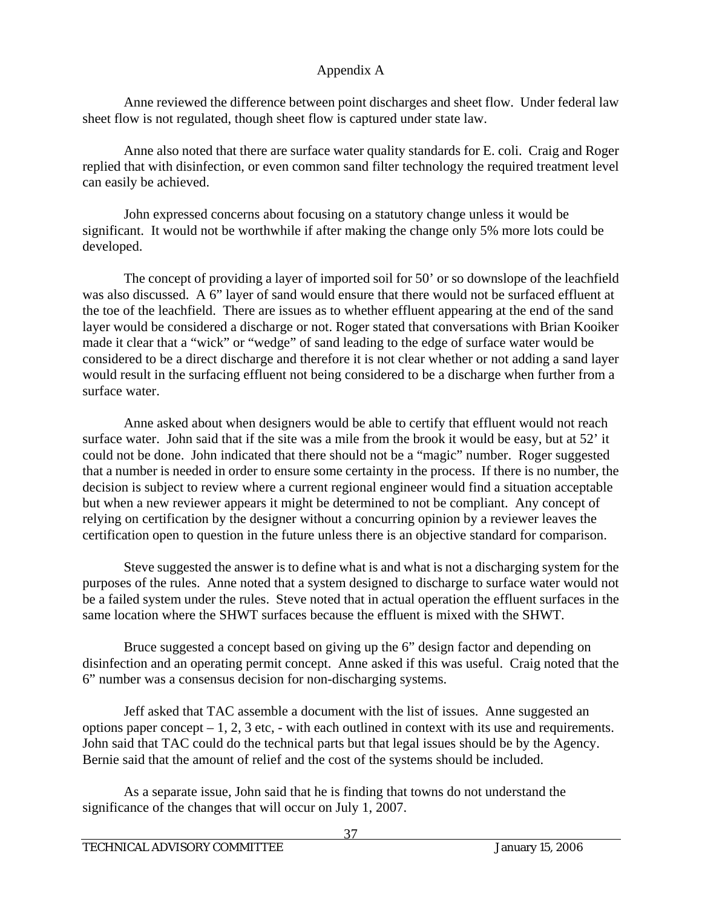Appendix A

Anne reviewed the difference between point discharges and sheet flow. Under federal law sheet flow is not regulated, though sheet flow is captured under state law.

Anne also noted that there are surface water quality standards for E. coli. Craig and Roger replied that with disinfection, or even common sand filter technology the required treatment level can easily be achieved.

John expressed concerns about focusing on a statutory change unless it would be significant. It would not be worthwhile if after making the change only 5% more lots could be developed.

The concept of providing a layer of imported soil for 50' or so downslope of the leachfield was also discussed. A 6" layer of sand would ensure that there would not be surfaced effluent at the toe of the leachfield. There are issues as to whether effluent appearing at the end of the sand layer would be considered a discharge or not. Roger stated that conversations with Brian Kooiker made it clear that a "wick" or "wedge" of sand leading to the edge of surface water would be considered to be a direct discharge and therefore it is not clear whether or not adding a sand layer would result in the surfacing effluent not being considered to be a discharge when further from a surface water.

Anne asked about when designers would be able to certify that effluent would not reach surface water. John said that if the site was a mile from the brook it would be easy, but at 52' it could not be done. John indicated that there should not be a "magic" number. Roger suggested that a number is needed in order to ensure some certainty in the process. If there is no number, the decision is subject to review where a current regional engineer would find a situation acceptable but when a new reviewer appears it might be determined to not be compliant. Any concept of relying on certification by the designer without a concurring opinion by a reviewer leaves the certification open to question in the future unless there is an objective standard for comparison.

Steve suggested the answer is to define what is and what is not a discharging system for the purposes of the rules. Anne noted that a system designed to discharge to surface water would not be a failed system under the rules. Steve noted that in actual operation the effluent surfaces in the same location where the SHWT surfaces because the effluent is mixed with the SHWT.

Bruce suggested a concept based on giving up the 6" design factor and depending on disinfection and an operating permit concept. Anne asked if this was useful. Craig noted that the 6" number was a consensus decision for non-discharging systems.

Jeff asked that TAC assemble a document with the list of issues. Anne suggested an options paper concept – 1, 2, 3 etc, - with each outlined in context with its use and requirements. John said that TAC could do the technical parts but that legal issues should be by the Agency. Bernie said that the amount of relief and the cost of the systems should be included.

As a separate issue, John said that he is finding that towns do not understand the significance of the changes that will occur on July 1, 2007.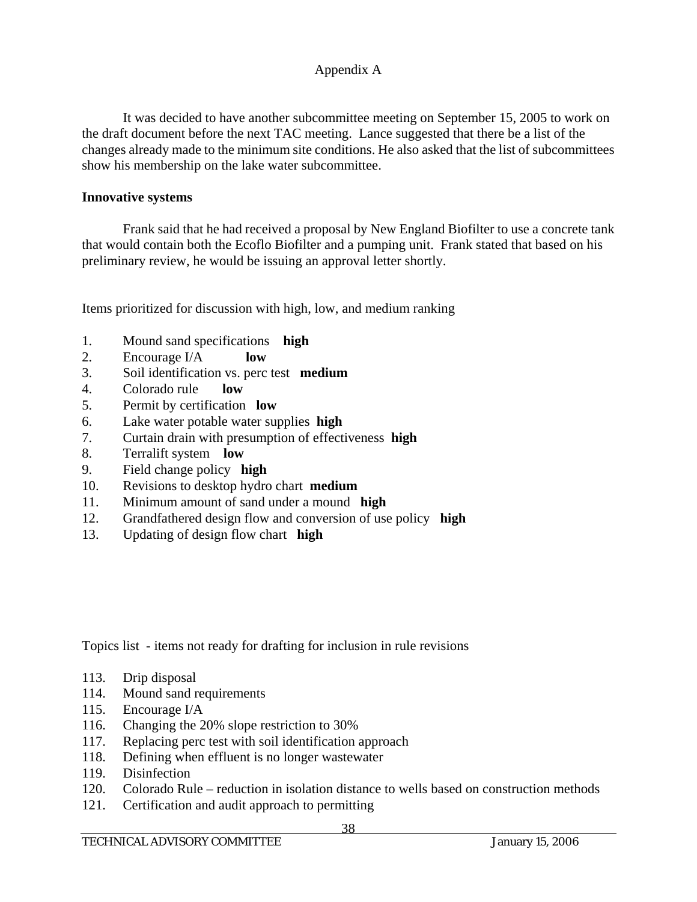Appendix A

It was decided to have another subcommittee meeting on September 15, 2005 to work on the draft document before the next TAC meeting. Lance suggested that there be a list of the changes already made to the minimum site conditions. He also asked that the list of subcommittees show his membership on the lake water subcommittee.

**Innovative systems**

Frank said that he had received a proposal by New England Biofilter to use a concrete tank that would contain both the Ecoflo Biofilter and a pumping unit. Frank stated that based on his preliminary review, he would be issuing an approval letter shortly.

Items prioritized for discussion with high, low, and medium ranking

1. Mound sand specifications **high**
2. Encourage I/A **low**
3. Soil identification vs. perc test **medium**
4. Colorado rule **low**
5. Permit by certification **low**
6. Lake water potable water supplies **high**
7. Curtain drain with presumption of effectiveness **high**
8. Terralift system **low**
9. Field change policy **high**
10. Revisions to desktop hydro chart **medium**
11. Minimum amount of sand under a mound **high**
12. Grandfathered design flow and conversion of use policy **high**
13. Updating of design flow chart **high**

Topics list - items not ready for drafting for inclusion in rule revisions

113. Drip disposal
114. Mound sand requirements
115. Encourage I/A
116. Changing the 20% slope restriction to 30%
117. Replacing perc test with soil identification approach
118. Defining when effluent is no longer wastewater
119. Disinfection
120. Colorado Rule – reduction in isolation distance to wells based on construction methods
121. Certification and audit approach to permitting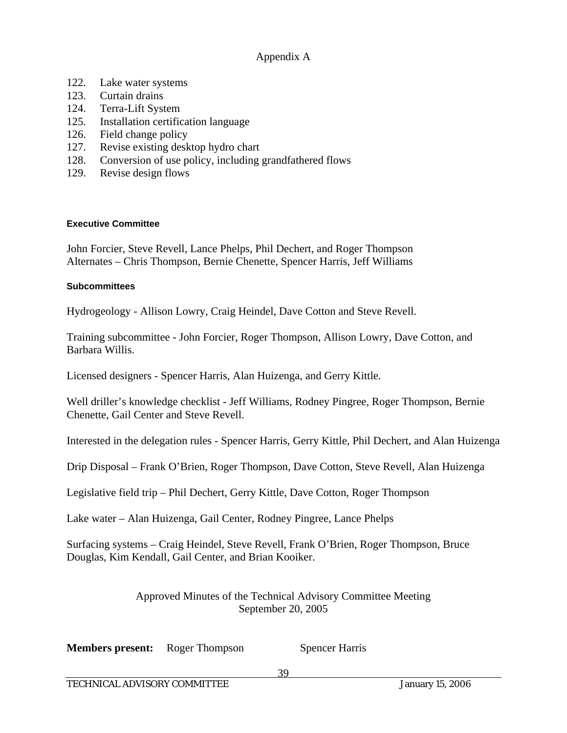Appendix A

122. Lake water systems
123. Curtain drains
124. Terra-Lift System
125. Installation certification language
126. Field change policy
127. Revise existing desktop hydro chart
128. Conversion of use policy, including grandfathered flows
129. Revise design flows

#### Executive Committee

John Forcier, Steve Revell, Lance Phelps, Phil Dechert, and Roger Thompson
Alternates – Chris Thompson, Bernie Chenette, Spencer Harris, Jeff Williams

#### Subcommittees

Hydrogeology - Allison Lowry, Craig Heindel, Dave Cotton and Steve Revell.

Training subcommittee - John Forcier, Roger Thompson, Allison Lowry, Dave Cotton, and Barbara Willis.

Licensed designers - Spencer Harris, Alan Huizenga, and Gerry Kittle.

Well driller's knowledge checklist - Jeff Williams, Rodney Pingree, Roger Thompson, Bernie Chenette, Gail Center and Steve Revell.

Interested in the delegation rules - Spencer Harris, Gerry Kittle, Phil Dechert, and Alan Huizenga

Drip Disposal – Frank O'Brien, Roger Thompson, Dave Cotton, Steve Revell, Alan Huizenga

Legislative field trip – Phil Dechert, Gerry Kittle, Dave Cotton, Roger Thompson

Lake water – Alan Huizenga, Gail Center, Rodney Pingree, Lance Phelps

Surfacing systems – Craig Heindel, Steve Revell, Frank O'Brien, Roger Thompson, Bruce Douglas, Kim Kendall, Gail Center, and Brian Kooiker.

Approved Minutes of the Technical Advisory Committee Meeting
September 20, 2005

**Members present:** Roger Thompson Spencer Harris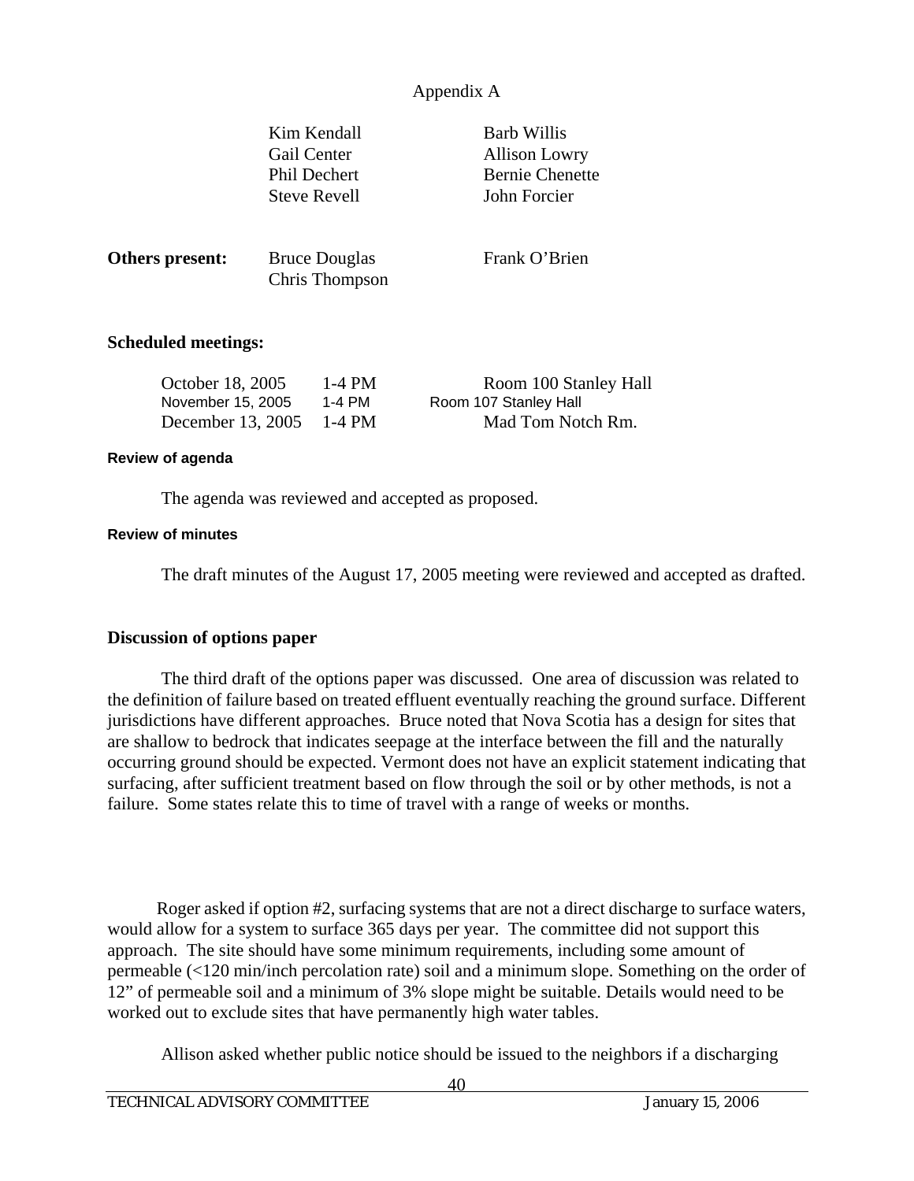Appendix A

| Kim Kendall | Barb Willis |
|---|---|
| Gail Center | Allison Lowry |
| Phil Dechert | Bernie Chenette |
| Steve Revell | John Forcier |

**Others present:** Bruce Douglas, Chris Thompson, Frank O'Brien

**Scheduled meetings:**

| | | |
|---|---|---|
| October 18, 2005 | 1-4 PM | Room 100 Stanley Hall |
| November 15, 2005 | 1-4 PM | Room 107 Stanley Hall |
| December 13, 2005 | 1-4 PM | Mad Tom Notch Rm. |

**Review of agenda**

The agenda was reviewed and accepted as proposed.

**Review of minutes**

The draft minutes of the August 17, 2005 meeting were reviewed and accepted as drafted.

**Discussion of options paper**

The third draft of the options paper was discussed. One area of discussion was related to the definition of failure based on treated effluent eventually reaching the ground surface. Different jurisdictions have different approaches. Bruce noted that Nova Scotia has a design for sites that are shallow to bedrock that indicates seepage at the interface between the fill and the naturally occurring ground should be expected. Vermont does not have an explicit statement indicating that surfacing, after sufficient treatment based on flow through the soil or by other methods, is not a failure. Some states relate this to time of travel with a range of weeks or months.

Roger asked if option #2, surfacing systems that are not a direct discharge to surface waters, would allow for a system to surface 365 days per year. The committee did not support this approach. The site should have some minimum requirements, including some amount of permeable (<120 min/inch percolation rate) soil and a minimum slope. Something on the order of 12" of permeable soil and a minimum of 3% slope might be suitable. Details would need to be worked out to exclude sites that have permanently high water tables.

Allison asked whether public notice should be issued to the neighbors if a discharging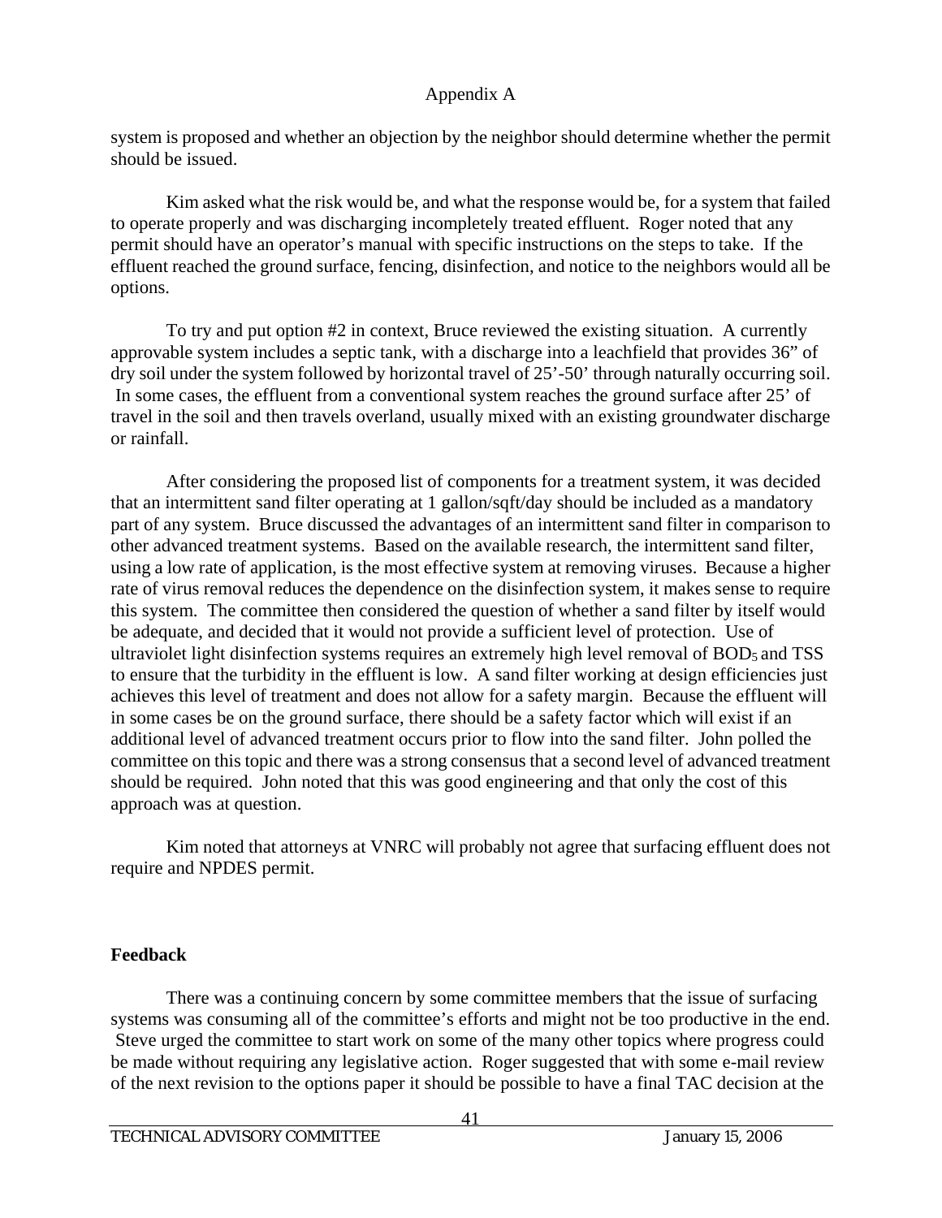system is proposed and whether an objection by the neighbor should determine whether the permit should be issued.

Kim asked what the risk would be, and what the response would be, for a system that failed to operate properly and was discharging incompletely treated effluent. Roger noted that any permit should have an operator's manual with specific instructions on the steps to take. If the effluent reached the ground surface, fencing, disinfection, and notice to the neighbors would all be options.

To try and put option #2 in context, Bruce reviewed the existing situation. A currently approvable system includes a septic tank, with a discharge into a leachfield that provides 36" of dry soil under the system followed by horizontal travel of 25'-50' through naturally occurring soil. In some cases, the effluent from a conventional system reaches the ground surface after 25' of travel in the soil and then travels overland, usually mixed with an existing groundwater discharge or rainfall.

After considering the proposed list of components for a treatment system, it was decided that an intermittent sand filter operating at 1 gallon/sqft/day should be included as a mandatory part of any system. Bruce discussed the advantages of an intermittent sand filter in comparison to other advanced treatment systems. Based on the available research, the intermittent sand filter, using a low rate of application, is the most effective system at removing viruses. Because a higher rate of virus removal reduces the dependence on the disinfection system, it makes sense to require this system. The committee then considered the question of whether a sand filter by itself would be adequate, and decided that it would not provide a sufficient level of protection. Use of ultraviolet light disinfection systems requires an extremely high level removal of $BOD_5$ and TSS to ensure that the turbidity in the effluent is low. A sand filter working at design efficiencies just achieves this level of treatment and does not allow for a safety margin. Because the effluent will in some cases be on the ground surface, there should be a safety factor which will exist if an additional level of advanced treatment occurs prior to flow into the sand filter. John polled the committee on this topic and there was a strong consensus that a second level of advanced treatment should be required. John noted that this was good engineering and that only the cost of this approach was at question.

Kim noted that attorneys at VNRC will probably not agree that surfacing effluent does not require and NPDES permit.

**Feedback**

There was a continuing concern by some committee members that the issue of surfacing systems was consuming all of the committee's efforts and might not be too productive in the end. Steve urged the committee to start work on some of the many other topics where progress could be made without requiring any legislative action. Roger suggested that with some e-mail review of the next revision to the options paper it should be possible to have a final TAC decision at the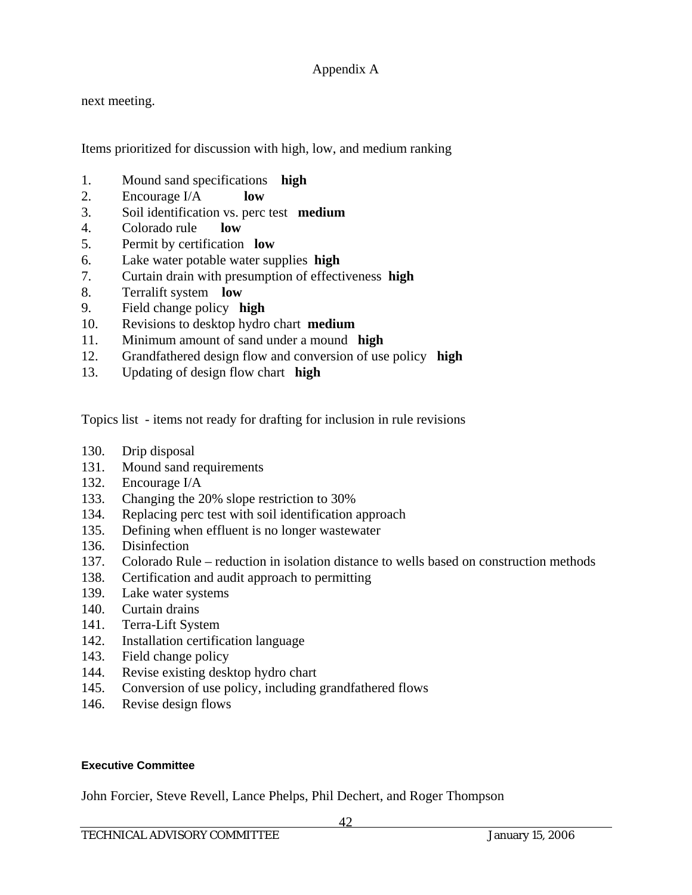Appendix A

next meeting.

Items prioritized for discussion with high, low, and medium ranking

1. Mound sand specifications **high**
2. Encourage I/A **low**
3. Soil identification vs. perc test **medium**
4. Colorado rule **low**
5. Permit by certification **low**
6. Lake water potable water supplies **high**
7. Curtain drain with presumption of effectiveness **high**
8. Terralift system **low**
9. Field change policy **high**
10. Revisions to desktop hydro chart **medium**
11. Minimum amount of sand under a mound **high**
12. Grandfathered design flow and conversion of use policy **high**
13. Updating of design flow chart **high**

Topics list - items not ready for drafting for inclusion in rule revisions

130. Drip disposal
131. Mound sand requirements
132. Encourage I/A
133. Changing the 20% slope restriction to 30%
134. Replacing perc test with soil identification approach
135. Defining when effluent is no longer wastewater
136. Disinfection
137. Colorado Rule – reduction in isolation distance to wells based on construction methods
138. Certification and audit approach to permitting
139. Lake water systems
140. Curtain drains
141. Terra-Lift System
142. Installation certification language
143. Field change policy
144. Revise existing desktop hydro chart
145. Conversion of use policy, including grandfathered flows
146. Revise design flows

**Executive Committee**

John Forcier, Steve Revell, Lance Phelps, Phil Dechert, and Roger Thompson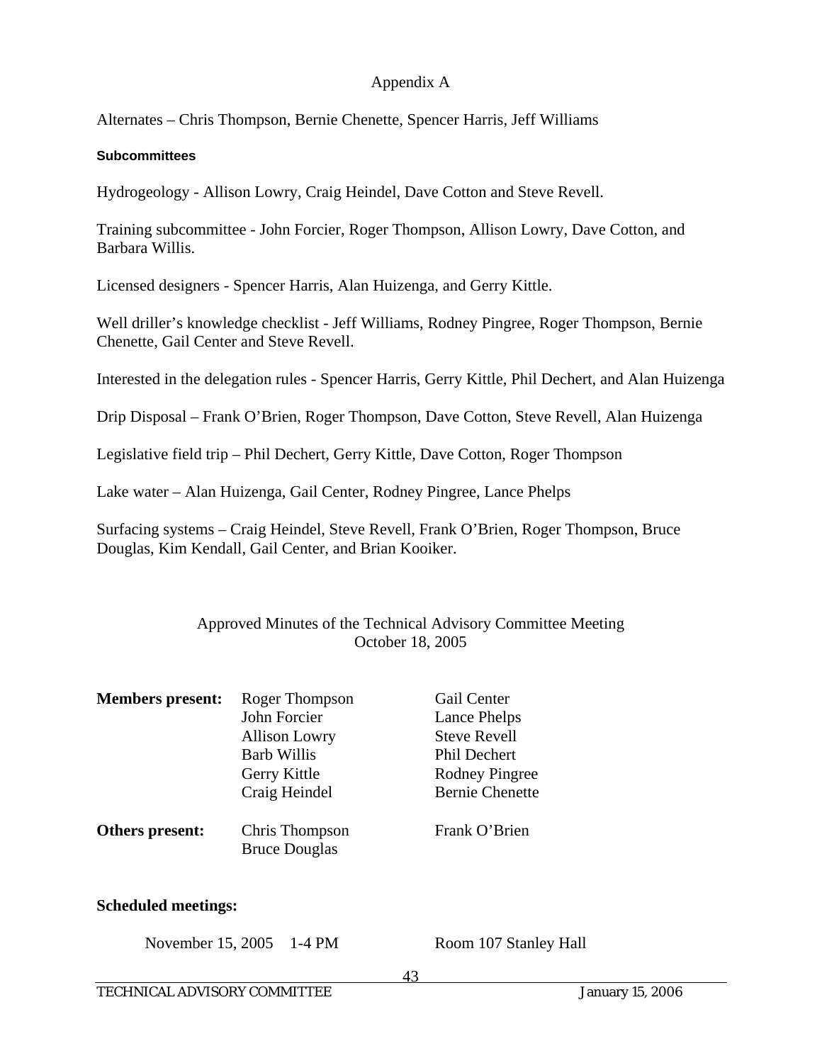Appendix A

Alternates – Chris Thompson, Bernie Chenette, Spencer Harris, Jeff Williams

#### Subcommittees

Hydrogeology - Allison Lowry, Craig Heindel, Dave Cotton and Steve Revell.

Training subcommittee - John Forcier, Roger Thompson, Allison Lowry, Dave Cotton, and Barbara Willis.

Licensed designers - Spencer Harris, Alan Huizenga, and Gerry Kittle.

Well driller's knowledge checklist - Jeff Williams, Rodney Pingree, Roger Thompson, Bernie Chenette, Gail Center and Steve Revell.

Interested in the delegation rules - Spencer Harris, Gerry Kittle, Phil Dechert, and Alan Huizenga

Drip Disposal – Frank O'Brien, Roger Thompson, Dave Cotton, Steve Revell, Alan Huizenga

Legislative field trip – Phil Dechert, Gerry Kittle, Dave Cotton, Roger Thompson

Lake water – Alan Huizenga, Gail Center, Rodney Pingree, Lance Phelps

Surfacing systems – Craig Heindel, Steve Revell, Frank O'Brien, Roger Thompson, Bruce Douglas, Kim Kendall, Gail Center, and Brian Kooiker.

## Approved Minutes of the Technical Advisory Committee Meeting
## October 18, 2005

**Members present:** Roger Thompson, John Forcier, Allison Lowry, Barb Willis, Gerry Kittle, Craig Heindel, Gail Center, Lance Phelps, Steve Revell, Phil Dechert, Rodney Pingree, Bernie Chenette

**Others present:** Chris Thompson, Bruce Douglas, Frank O'Brien

**Scheduled meetings:**

November 15, 2005 1-4 PM Room 107 Stanley Hall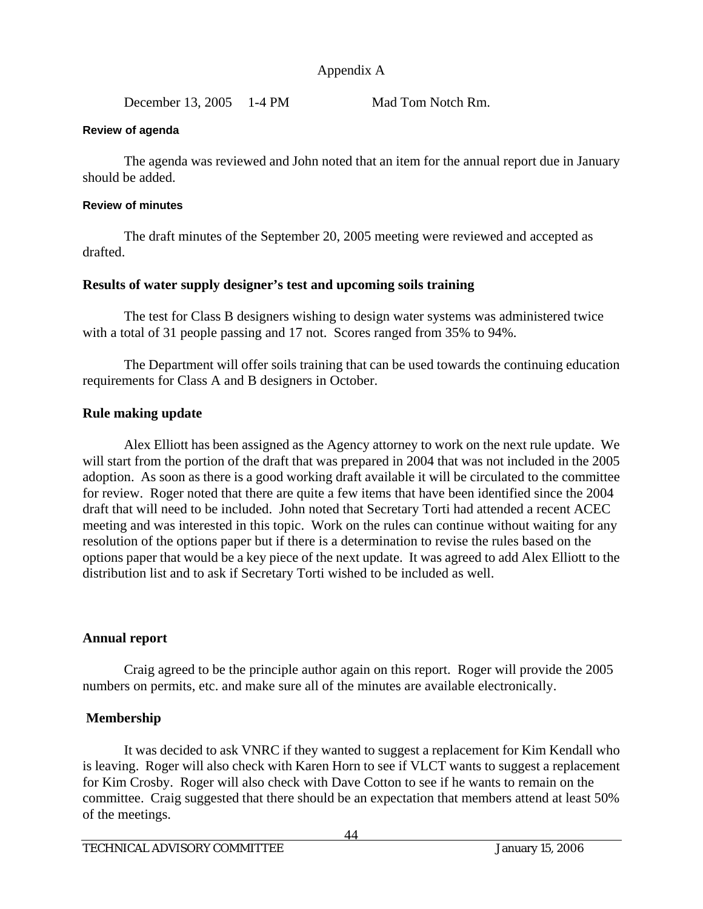Appendix A

December 13, 2005 1-4 PM Mad Tom Notch Rm.

**Review of agenda**

The agenda was reviewed and John noted that an item for the annual report due in January should be added.

**Review of minutes**

The draft minutes of the September 20, 2005 meeting were reviewed and accepted as drafted.

**Results of water supply designer's test and upcoming soils training**

The test for Class B designers wishing to design water systems was administered twice with a total of 31 people passing and 17 not. Scores ranged from 35% to 94%.

The Department will offer soils training that can be used towards the continuing education requirements for Class A and B designers in October.

**Rule making update**

Alex Elliott has been assigned as the Agency attorney to work on the next rule update. We will start from the portion of the draft that was prepared in 2004 that was not included in the 2005 adoption. As soon as there is a good working draft available it will be circulated to the committee for review. Roger noted that there are quite a few items that have been identified since the 2004 draft that will need to be included. John noted that Secretary Torti had attended a recent ACEC meeting and was interested in this topic. Work on the rules can continue without waiting for any resolution of the options paper but if there is a determination to revise the rules based on the options paper that would be a key piece of the next update. It was agreed to add Alex Elliott to the distribution list and to ask if Secretary Torti wished to be included as well.

**Annual report**

Craig agreed to be the principle author again on this report. Roger will provide the 2005 numbers on permits, etc. and make sure all of the minutes are available electronically.

**Membership**

It was decided to ask VNRC if they wanted to suggest a replacement for Kim Kendall who is leaving. Roger will also check with Karen Horn to see if VLCT wants to suggest a replacement for Kim Crosby. Roger will also check with Dave Cotton to see if he wants to remain on the committee. Craig suggested that there should be an expectation that members attend at least 50% of the meetings.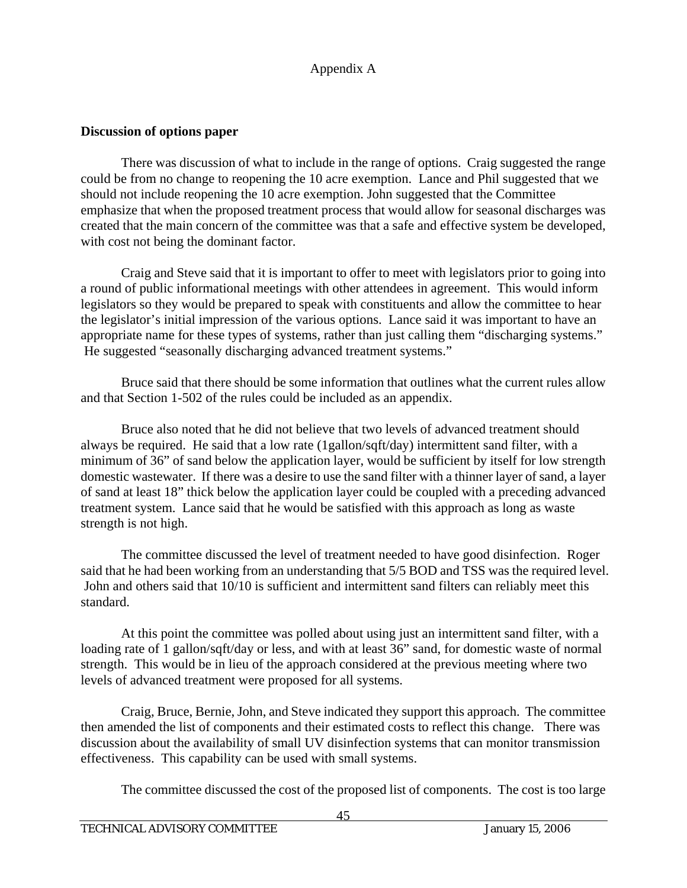Appendix A

**Discussion of options paper**

There was discussion of what to include in the range of options. Craig suggested the range could be from no change to reopening the 10 acre exemption. Lance and Phil suggested that we should not include reopening the 10 acre exemption. John suggested that the Committee emphasize that when the proposed treatment process that would allow for seasonal discharges was created that the main concern of the committee was that a safe and effective system be developed, with cost not being the dominant factor.

Craig and Steve said that it is important to offer to meet with legislators prior to going into a round of public informational meetings with other attendees in agreement. This would inform legislators so they would be prepared to speak with constituents and allow the committee to hear the legislator's initial impression of the various options. Lance said it was important to have an appropriate name for these types of systems, rather than just calling them "discharging systems." He suggested "seasonally discharging advanced treatment systems."

Bruce said that there should be some information that outlines what the current rules allow and that Section 1-502 of the rules could be included as an appendix.

Bruce also noted that he did not believe that two levels of advanced treatment should always be required. He said that a low rate (1gallon/sqft/day) intermittent sand filter, with a minimum of 36" of sand below the application layer, would be sufficient by itself for low strength domestic wastewater. If there was a desire to use the sand filter with a thinner layer of sand, a layer of sand at least 18" thick below the application layer could be coupled with a preceding advanced treatment system. Lance said that he would be satisfied with this approach as long as waste strength is not high.

The committee discussed the level of treatment needed to have good disinfection. Roger said that he had been working from an understanding that 5/5 BOD and TSS was the required level. John and others said that 10/10 is sufficient and intermittent sand filters can reliably meet this standard.

At this point the committee was polled about using just an intermittent sand filter, with a loading rate of 1 gallon/sqft/day or less, and with at least 36" sand, for domestic waste of normal strength. This would be in lieu of the approach considered at the previous meeting where two levels of advanced treatment were proposed for all systems.

Craig, Bruce, Bernie, John, and Steve indicated they support this approach. The committee then amended the list of components and their estimated costs to reflect this change. There was discussion about the availability of small UV disinfection systems that can monitor transmission effectiveness. This capability can be used with small systems.

The committee discussed the cost of the proposed list of components. The cost is too large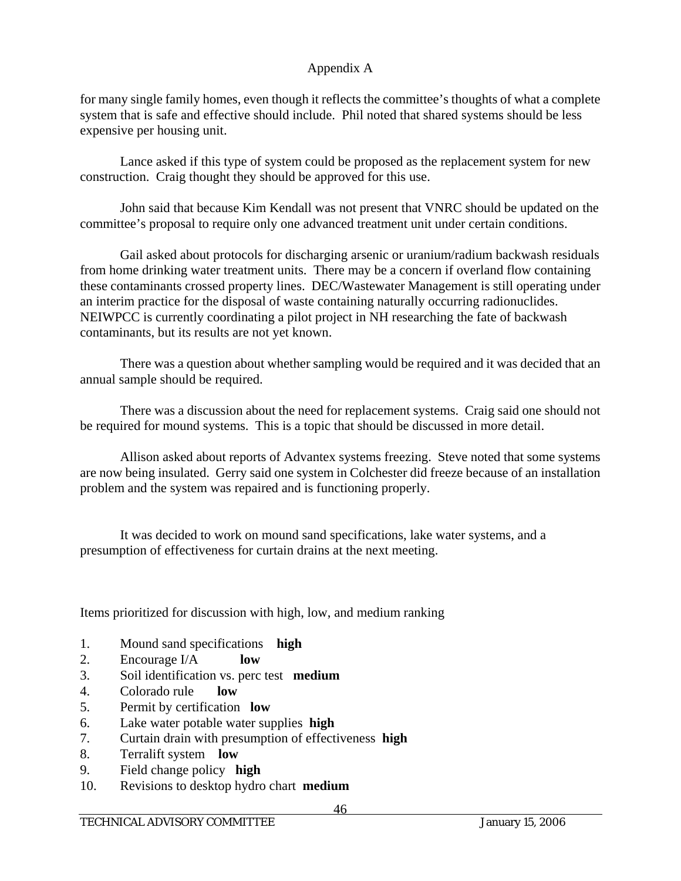Appendix A

for many single family homes, even though it reflects the committee's thoughts of what a complete system that is safe and effective should include. Phil noted that shared systems should be less expensive per housing unit.

Lance asked if this type of system could be proposed as the replacement system for new construction. Craig thought they should be approved for this use.

John said that because Kim Kendall was not present that VNRC should be updated on the committee's proposal to require only one advanced treatment unit under certain conditions.

Gail asked about protocols for discharging arsenic or uranium/radium backwash residuals from home drinking water treatment units. There may be a concern if overland flow containing these contaminants crossed property lines. DEC/Wastewater Management is still operating under an interim practice for the disposal of waste containing naturally occurring radionuclides. NEIWPCC is currently coordinating a pilot project in NH researching the fate of backwash contaminants, but its results are not yet known.

There was a question about whether sampling would be required and it was decided that an annual sample should be required.

There was a discussion about the need for replacement systems. Craig said one should not be required for mound systems. This is a topic that should be discussed in more detail.

Allison asked about reports of Advantex systems freezing. Steve noted that some systems are now being insulated. Gerry said one system in Colchester did freeze because of an installation problem and the system was repaired and is functioning properly.

It was decided to work on mound sand specifications, lake water systems, and a presumption of effectiveness for curtain drains at the next meeting.

Items prioritized for discussion with high, low, and medium ranking

1. Mound sand specifications **high**
2. Encourage I/A **low**
3. Soil identification vs. perc test **medium**
4. Colorado rule **low**
5. Permit by certification **low**
6. Lake water potable water supplies **high**
7. Curtain drain with presumption of effectiveness **high**
8. Terralift system **low**
9. Field change policy **high**
10. Revisions to desktop hydro chart **medium**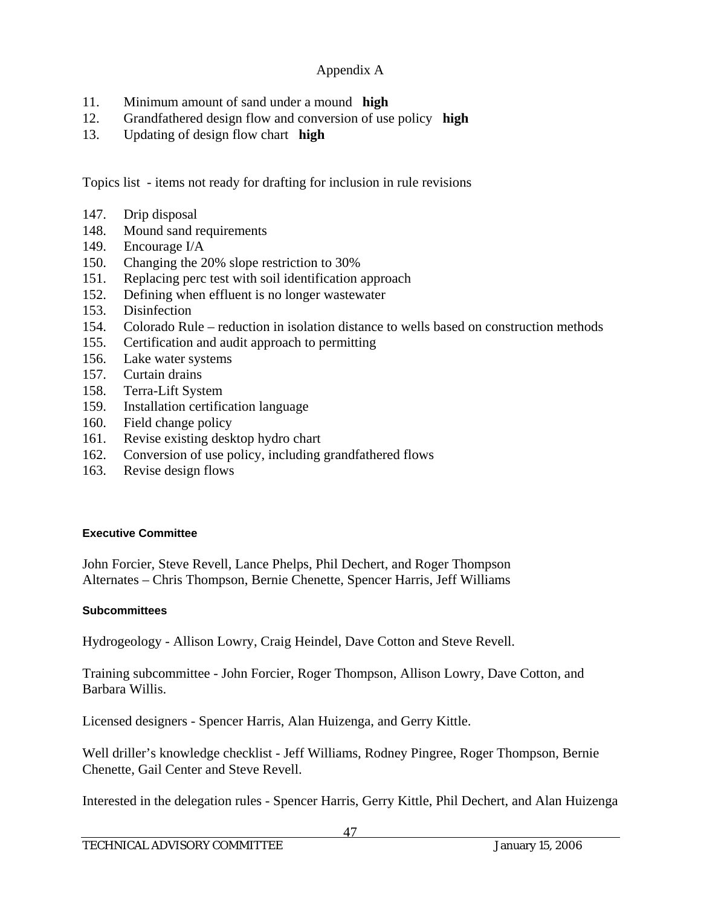Appendix A

11. Minimum amount of sand under a mound **high**
12. Grandfathered design flow and conversion of use policy **high**
13. Updating of design flow chart **high**

Topics list - items not ready for drafting for inclusion in rule revisions

147. Drip disposal
148. Mound sand requirements
149. Encourage I/A
150. Changing the 20% slope restriction to 30%
151. Replacing perc test with soil identification approach
152. Defining when effluent is no longer wastewater
153. Disinfection
154. Colorado Rule – reduction in isolation distance to wells based on construction methods
155. Certification and audit approach to permitting
156. Lake water systems
157. Curtain drains
158. Terra-Lift System
159. Installation certification language
160. Field change policy
161. Revise existing desktop hydro chart
162. Conversion of use policy, including grandfathered flows
163. Revise design flows

#### Executive Committee

John Forcier, Steve Revell, Lance Phelps, Phil Dechert, and Roger Thompson
Alternates – Chris Thompson, Bernie Chenette, Spencer Harris, Jeff Williams

#### Subcommittees

Hydrogeology - Allison Lowry, Craig Heindel, Dave Cotton and Steve Revell.

Training subcommittee - John Forcier, Roger Thompson, Allison Lowry, Dave Cotton, and Barbara Willis.

Licensed designers - Spencer Harris, Alan Huizenga, and Gerry Kittle.

Well driller's knowledge checklist - Jeff Williams, Rodney Pingree, Roger Thompson, Bernie Chenette, Gail Center and Steve Revell.

Interested in the delegation rules - Spencer Harris, Gerry Kittle, Phil Dechert, and Alan Huizenga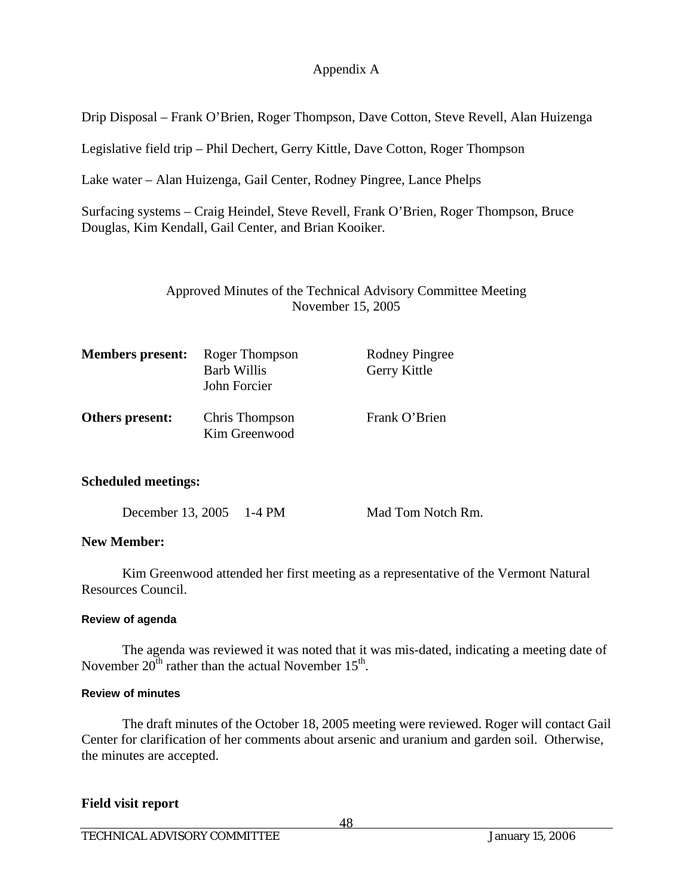Appendix A

Drip Disposal – Frank O'Brien, Roger Thompson, Dave Cotton, Steve Revell, Alan Huizenga

Legislative field trip – Phil Dechert, Gerry Kittle, Dave Cotton, Roger Thompson

Lake water – Alan Huizenga, Gail Center, Rodney Pingree, Lance Phelps

Surfacing systems – Craig Heindel, Steve Revell, Frank O'Brien, Roger Thompson, Bruce Douglas, Kim Kendall, Gail Center, and Brian Kooiker.

Approved Minutes of the Technical Advisory Committee Meeting
November 15, 2005

| | | |
|---|---|---|
| **Members present:** | Roger Thompson<br>Barb Willis<br>John Forcier | Rodney Pingree<br>Gerry Kittle |
| **Others present:** | Chris Thompson<br>Kim Greenwood | Frank O'Brien |

**Scheduled meetings:**

December 13, 2005    1-4 PM    Mad Tom Notch Rm.

**New Member:**

Kim Greenwood attended her first meeting as a representative of the Vermont Natural Resources Council.

**Review of agenda**

The agenda was reviewed it was noted that it was mis-dated, indicating a meeting date of November 20th rather than the actual November 15th.

**Review of minutes**

The draft minutes of the October 18, 2005 meeting were reviewed. Roger will contact Gail Center for clarification of her comments about arsenic and uranium and garden soil. Otherwise, the minutes are accepted.

**Field visit report**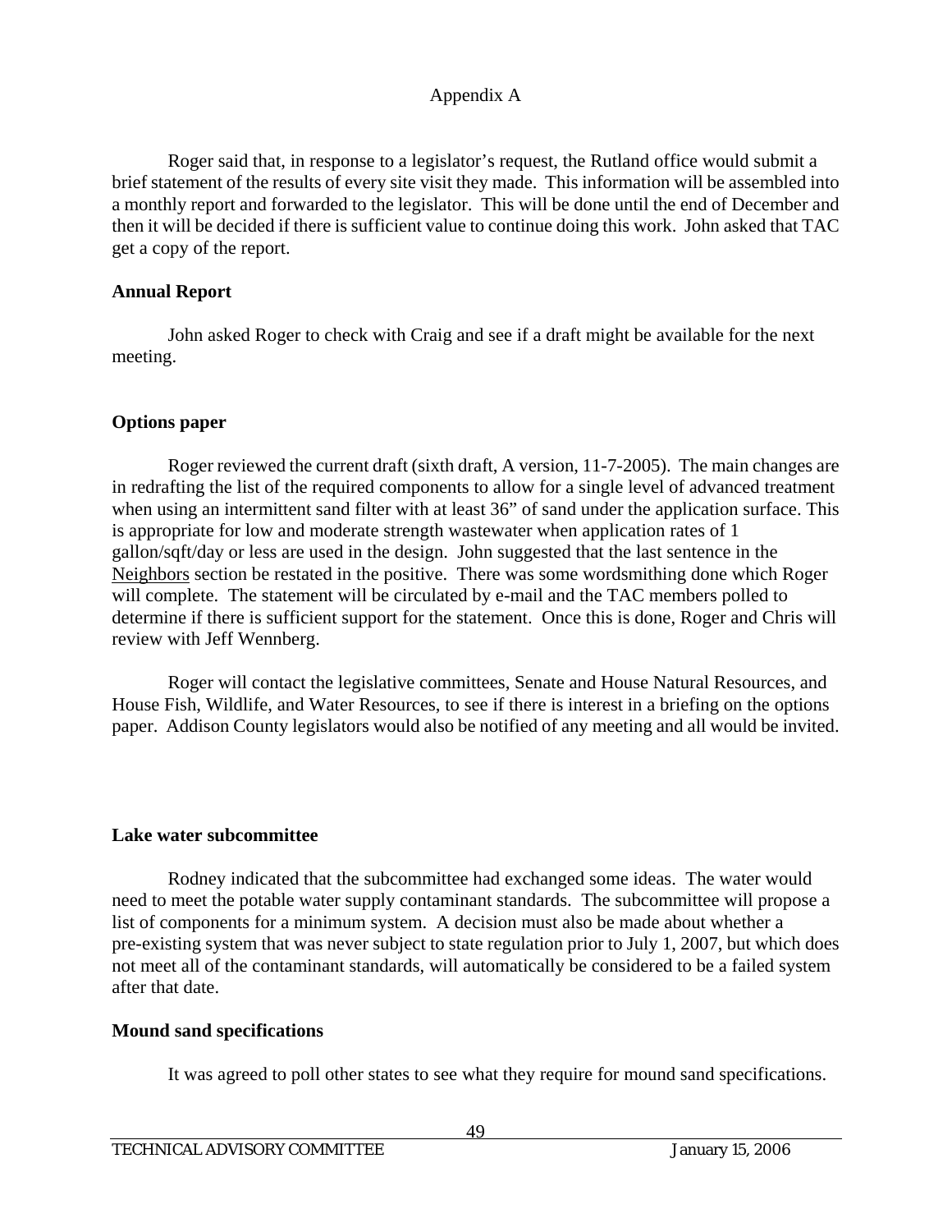Appendix A

Roger said that, in response to a legislator's request, the Rutland office would submit a brief statement of the results of every site visit they made. This information will be assembled into a monthly report and forwarded to the legislator. This will be done until the end of December and then it will be decided if there is sufficient value to continue doing this work. John asked that TAC get a copy of the report.

**Annual Report**

John asked Roger to check with Craig and see if a draft might be available for the next meeting.

**Options paper**

Roger reviewed the current draft (sixth draft, A version, 11-7-2005). The main changes are in redrafting the list of the required components to allow for a single level of advanced treatment when using an intermittent sand filter with at least 36" of sand under the application surface. This is appropriate for low and moderate strength wastewater when application rates of 1 gallon/sqft/day or less are used in the design. John suggested that the last sentence in the <u>Neighbors</u> section be restated in the positive. There was some wordsmithing done which Roger will complete. The statement will be circulated by e-mail and the TAC members polled to determine if there is sufficient support for the statement. Once this is done, Roger and Chris will review with Jeff Wennberg.

Roger will contact the legislative committees, Senate and House Natural Resources, and House Fish, Wildlife, and Water Resources, to see if there is interest in a briefing on the options paper. Addison County legislators would also be notified of any meeting and all would be invited.

**Lake water subcommittee**

Rodney indicated that the subcommittee had exchanged some ideas. The water would need to meet the potable water supply contaminant standards. The subcommittee will propose a list of components for a minimum system. A decision must also be made about whether a pre-existing system that was never subject to state regulation prior to July 1, 2007, but which does not meet all of the contaminant standards, will automatically be considered to be a failed system after that date.

**Mound sand specifications**

It was agreed to poll other states to see what they require for mound sand specifications.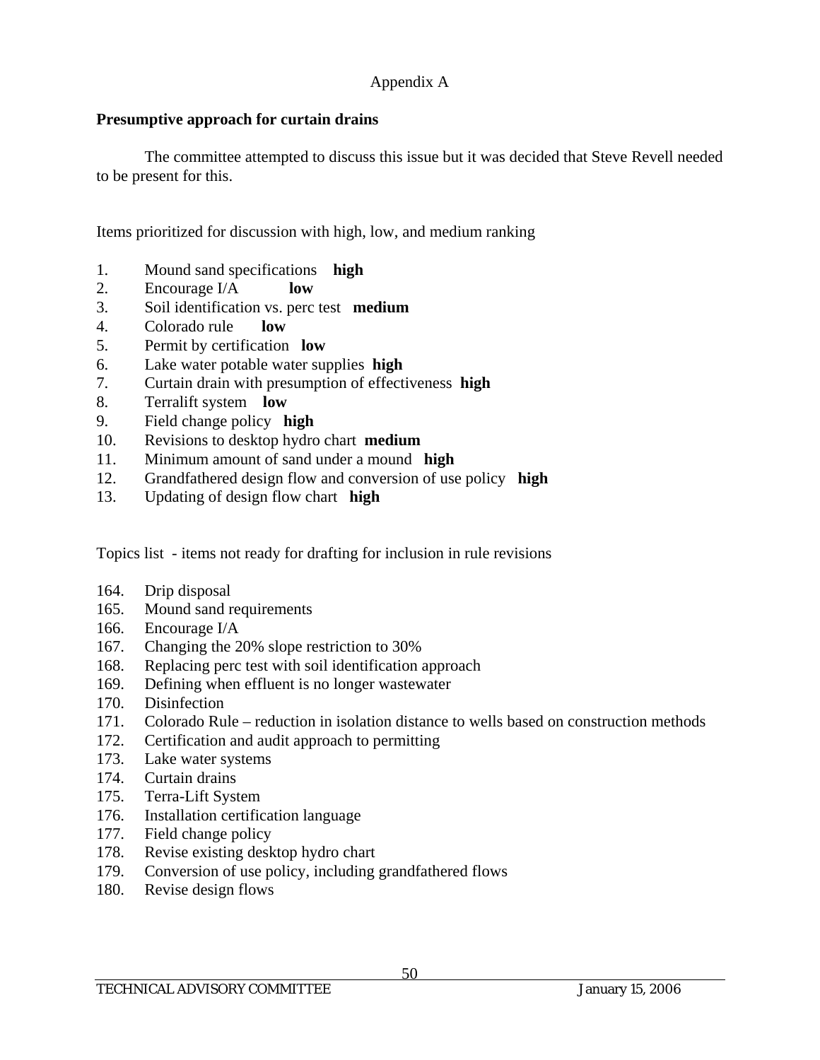Appendix A

**Presumptive approach for curtain drains**

The committee attempted to discuss this issue but it was decided that Steve Revell needed to be present for this.

Items prioritized for discussion with high, low, and medium ranking

1. Mound sand specifications **high**
2. Encourage I/A **low**
3. Soil identification vs. perc test **medium**
4. Colorado rule **low**
5. Permit by certification **low**
6. Lake water potable water supplies **high**
7. Curtain drain with presumption of effectiveness **high**
8. Terralift system **low**
9. Field change policy **high**
10. Revisions to desktop hydro chart **medium**
11. Minimum amount of sand under a mound **high**
12. Grandfathered design flow and conversion of use policy **high**
13. Updating of design flow chart **high**

Topics list - items not ready for drafting for inclusion in rule revisions

164. Drip disposal
165. Mound sand requirements
166. Encourage I/A
167. Changing the 20% slope restriction to 30%
168. Replacing perc test with soil identification approach
169. Defining when effluent is no longer wastewater
170. Disinfection
171. Colorado Rule – reduction in isolation distance to wells based on construction methods
172. Certification and audit approach to permitting
173. Lake water systems
174. Curtain drains
175. Terra-Lift System
176. Installation certification language
177. Field change policy
178. Revise existing desktop hydro chart
179. Conversion of use policy, including grandfathered flows
180. Revise design flows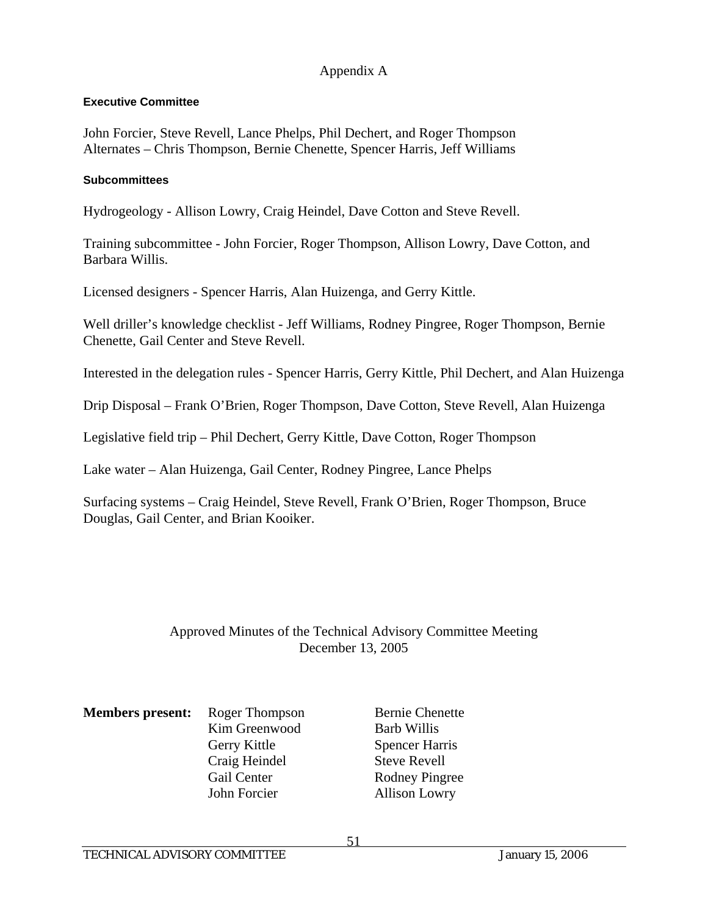Appendix A

**Executive Committee**

John Forcier, Steve Revell, Lance Phelps, Phil Dechert, and Roger Thompson
Alternates – Chris Thompson, Bernie Chenette, Spencer Harris, Jeff Williams

**Subcommittees**

Hydrogeology - Allison Lowry, Craig Heindel, Dave Cotton and Steve Revell.

Training subcommittee - John Forcier, Roger Thompson, Allison Lowry, Dave Cotton, and Barbara Willis.

Licensed designers - Spencer Harris, Alan Huizenga, and Gerry Kittle.

Well driller's knowledge checklist - Jeff Williams, Rodney Pingree, Roger Thompson, Bernie Chenette, Gail Center and Steve Revell.

Interested in the delegation rules - Spencer Harris, Gerry Kittle, Phil Dechert, and Alan Huizenga

Drip Disposal – Frank O'Brien, Roger Thompson, Dave Cotton, Steve Revell, Alan Huizenga

Legislative field trip – Phil Dechert, Gerry Kittle, Dave Cotton, Roger Thompson

Lake water – Alan Huizenga, Gail Center, Rodney Pingree, Lance Phelps

Surfacing systems – Craig Heindel, Steve Revell, Frank O'Brien, Roger Thompson, Bruce Douglas, Gail Center, and Brian Kooiker.

## Approved Minutes of the Technical Advisory Committee Meeting
## December 13, 2005

**Members present:**

| | |
|---|---|
| Roger Thompson | Bernie Chenette |
| Kim Greenwood | Barb Willis |
| Gerry Kittle | Spencer Harris |
| Craig Heindel | Steve Revell |
| Gail Center | Rodney Pingree |
| John Forcier | Allison Lowry |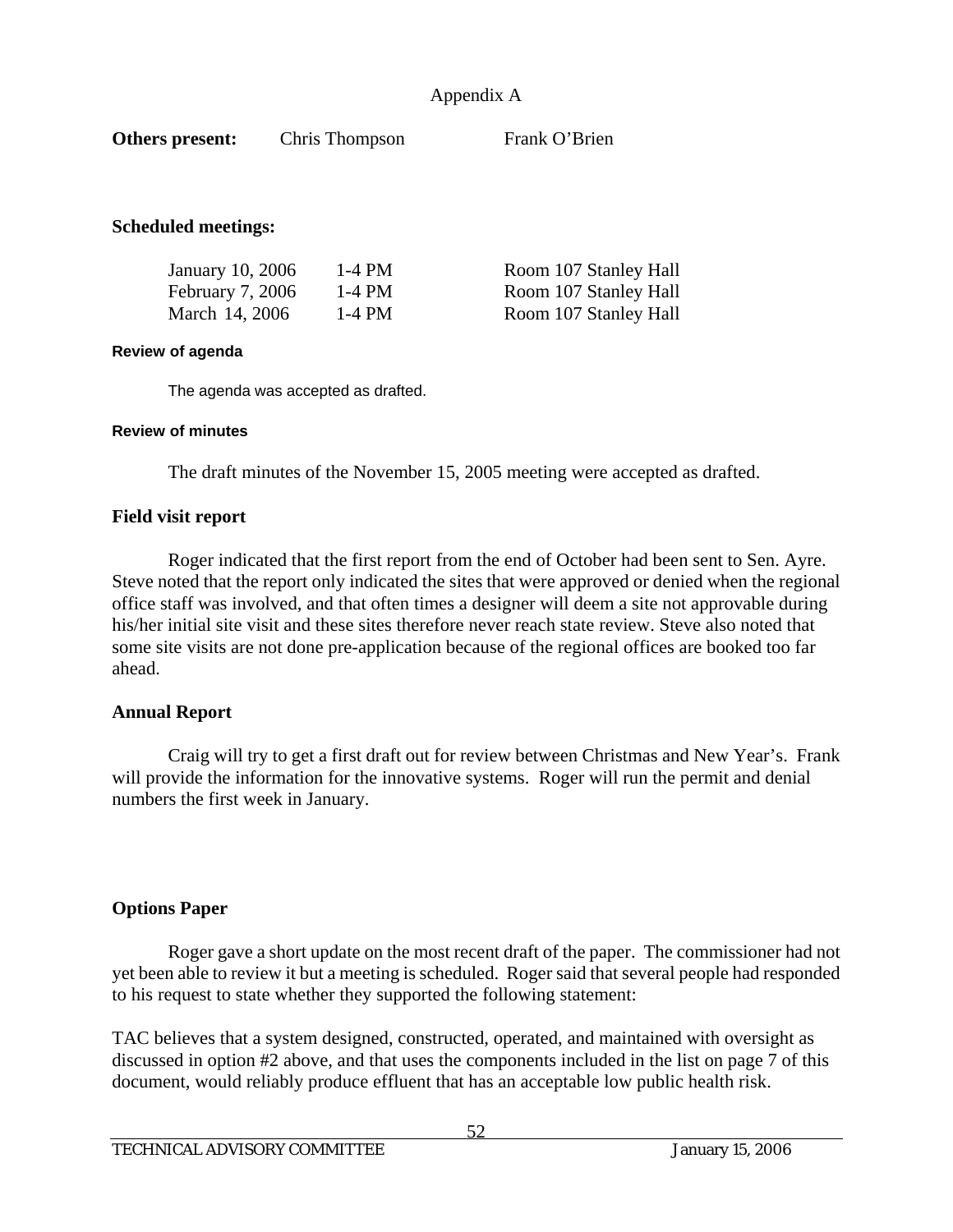Appendix A

**Others present:** Chris Thompson Frank O'Brien

**Scheduled meetings:**

| | | |
|---|---|---|
| January 10, 2006 | 1-4 PM | Room 107 Stanley Hall |
| February 7, 2006 | 1-4 PM | Room 107 Stanley Hall |
| March 14, 2006 | 1-4 PM | Room 107 Stanley Hall |

**Review of agenda**

The agenda was accepted as drafted.

**Review of minutes**

The draft minutes of the November 15, 2005 meeting were accepted as drafted.

**Field visit report**

Roger indicated that the first report from the end of October had been sent to Sen. Ayre. Steve noted that the report only indicated the sites that were approved or denied when the regional office staff was involved, and that often times a designer will deem a site not approvable during his/her initial site visit and these sites therefore never reach state review. Steve also noted that some site visits are not done pre-application because of the regional offices are booked too far ahead.

**Annual Report**

Craig will try to get a first draft out for review between Christmas and New Year's. Frank will provide the information for the innovative systems. Roger will run the permit and denial numbers the first week in January.

**Options Paper**

Roger gave a short update on the most recent draft of the paper. The commissioner had not yet been able to review it but a meeting is scheduled. Roger said that several people had responded to his request to state whether they supported the following statement:

TAC believes that a system designed, constructed, operated, and maintained with oversight as discussed in option #2 above, and that uses the components included in the list on page 7 of this document, would reliably produce effluent that has an acceptable low public health risk.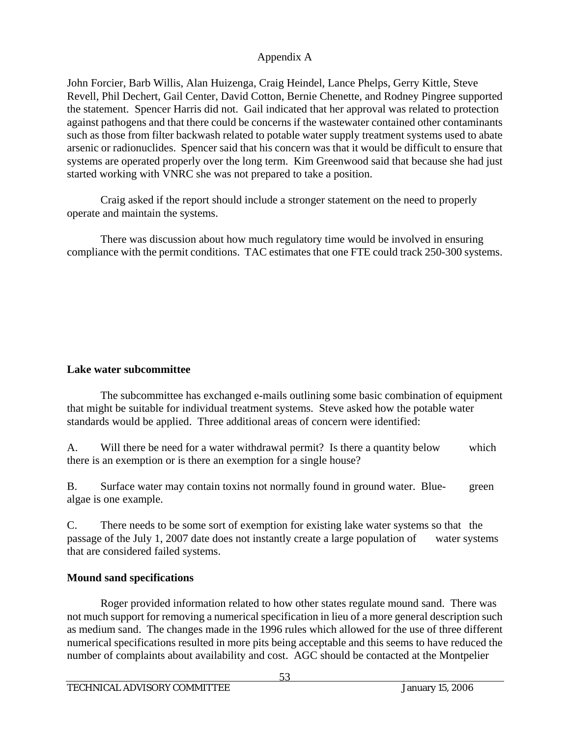Appendix A

John Forcier, Barb Willis, Alan Huizenga, Craig Heindel, Lance Phelps, Gerry Kittle, Steve Revell, Phil Dechert, Gail Center, David Cotton, Bernie Chenette, and Rodney Pingree supported the statement. Spencer Harris did not. Gail indicated that her approval was related to protection against pathogens and that there could be concerns if the wastewater contained other contaminants such as those from filter backwash related to potable water supply treatment systems used to abate arsenic or radionuclides. Spencer said that his concern was that it would be difficult to ensure that systems are operated properly over the long term. Kim Greenwood said that because she had just started working with VNRC she was not prepared to take a position.

Craig asked if the report should include a stronger statement on the need to properly operate and maintain the systems.

There was discussion about how much regulatory time would be involved in ensuring compliance with the permit conditions. TAC estimates that one FTE could track 250-300 systems.

**Lake water subcommittee**

The subcommittee has exchanged e-mails outlining some basic combination of equipment that might be suitable for individual treatment systems. Steve asked how the potable water standards would be applied. Three additional areas of concern were identified:

A. Will there be need for a water withdrawal permit? Is there a quantity below which there is an exemption or is there an exemption for a single house?

B. Surface water may contain toxins not normally found in ground water. Blue-green algae is one example.

C. There needs to be some sort of exemption for existing lake water systems so that the passage of the July 1, 2007 date does not instantly create a large population of water systems that are considered failed systems.

**Mound sand specifications**

Roger provided information related to how other states regulate mound sand. There was not much support for removing a numerical specification in lieu of a more general description such as medium sand. The changes made in the 1996 rules which allowed for the use of three different numerical specifications resulted in more pits being acceptable and this seems to have reduced the number of complaints about availability and cost. AGC should be contacted at the Montpelier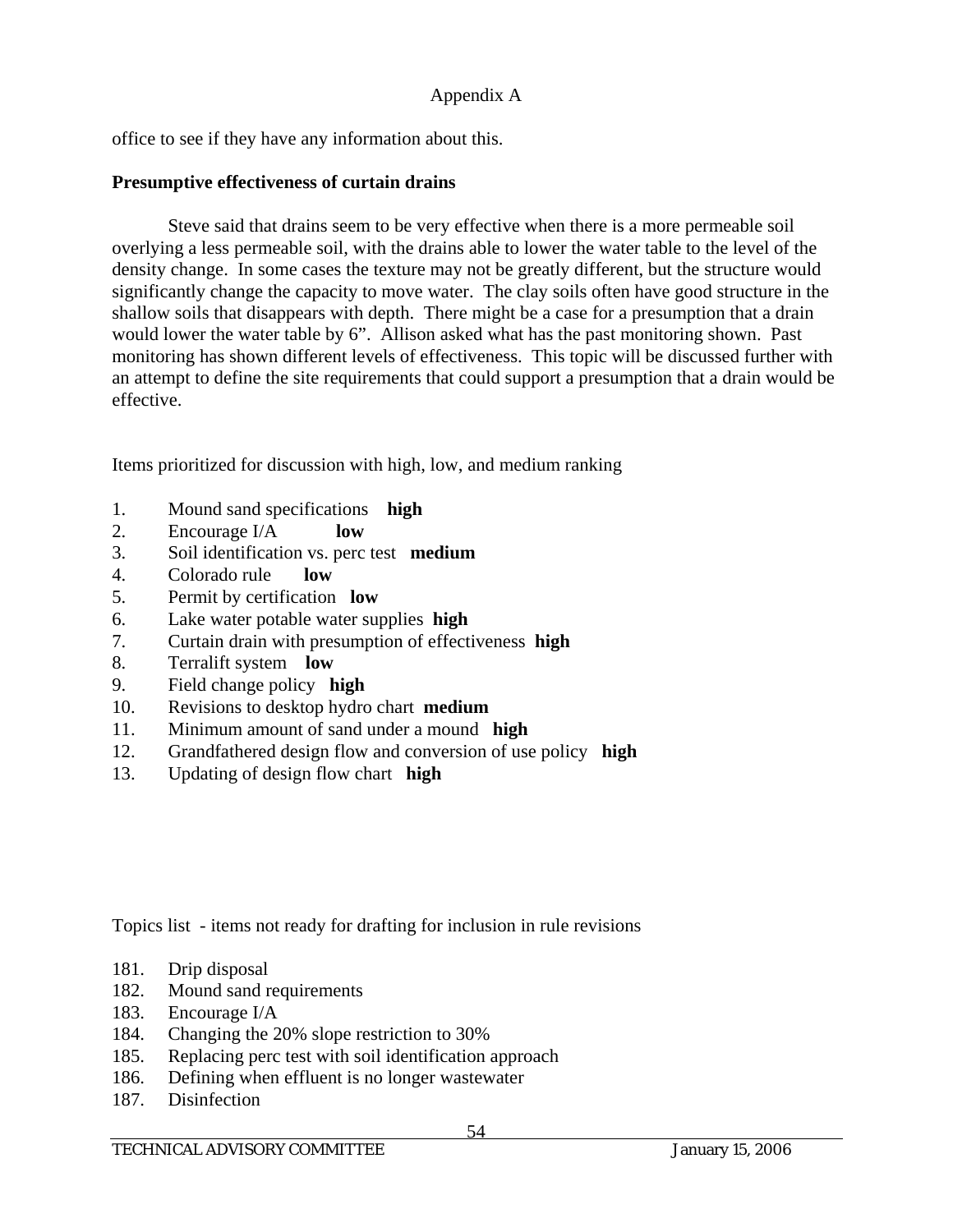Appendix A

office to see if they have any information about this.

**Presumptive effectiveness of curtain drains**

Steve said that drains seem to be very effective when there is a more permeable soil overlying a less permeable soil, with the drains able to lower the water table to the level of the density change. In some cases the texture may not be greatly different, but the structure would significantly change the capacity to move water. The clay soils often have good structure in the shallow soils that disappears with depth. There might be a case for a presumption that a drain would lower the water table by 6". Allison asked what has the past monitoring shown. Past monitoring has shown different levels of effectiveness. This topic will be discussed further with an attempt to define the site requirements that could support a presumption that a drain would be effective.

Items prioritized for discussion with high, low, and medium ranking

1. Mound sand specifications **high**
2. Encourage I/A **low**
3. Soil identification vs. perc test **medium**
4. Colorado rule **low**
5. Permit by certification **low**
6. Lake water potable water supplies **high**
7. Curtain drain with presumption of effectiveness **high**
8. Terralift system **low**
9. Field change policy **high**
10. Revisions to desktop hydro chart **medium**
11. Minimum amount of sand under a mound **high**
12. Grandfathered design flow and conversion of use policy **high**
13. Updating of design flow chart **high**

Topics list - items not ready for drafting for inclusion in rule revisions

181. Drip disposal
182. Mound sand requirements
183. Encourage I/A
184. Changing the 20% slope restriction to 30%
185. Replacing perc test with soil identification approach
186. Defining when effluent is no longer wastewater
187. Disinfection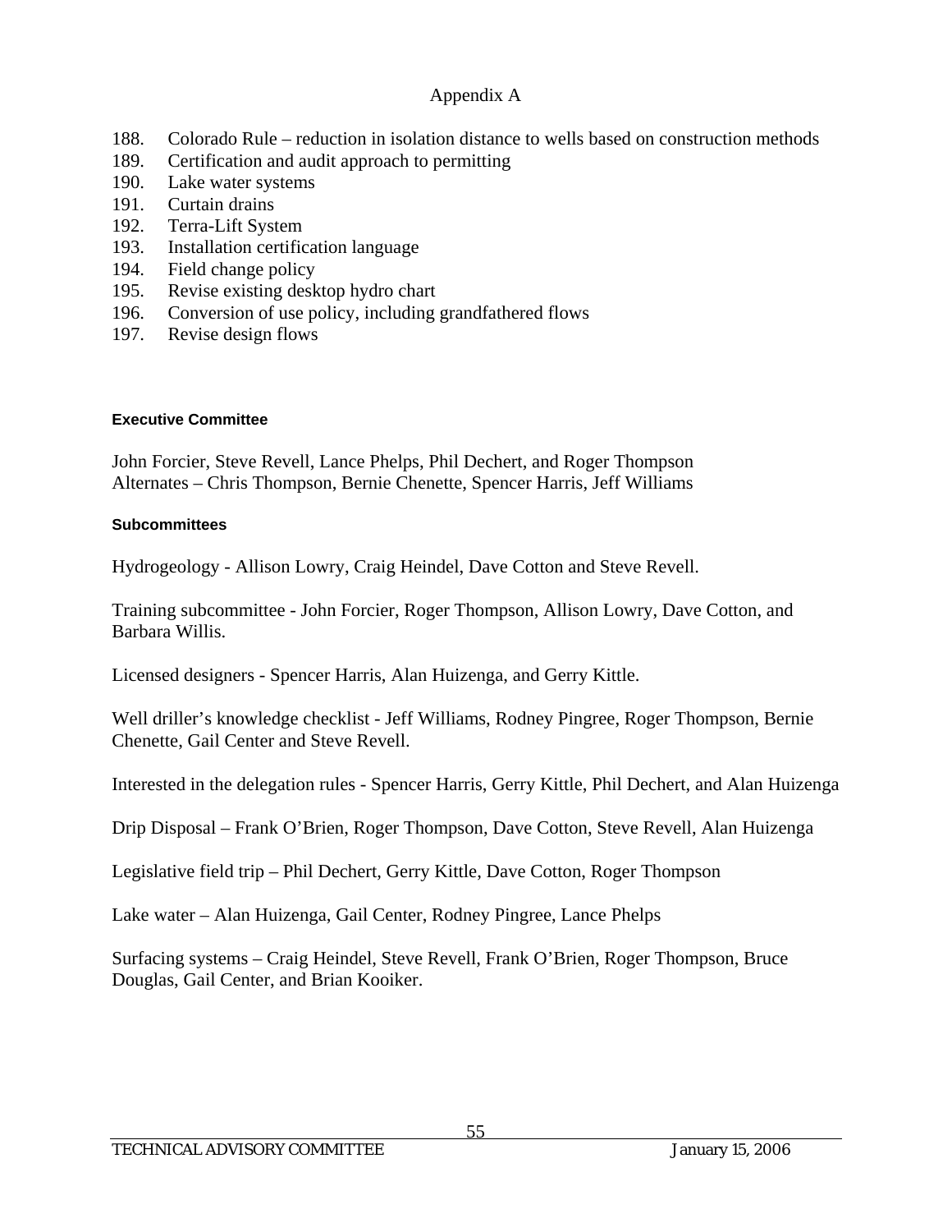Appendix A

188. Colorado Rule – reduction in isolation distance to wells based on construction methods
189. Certification and audit approach to permitting
190. Lake water systems
191. Curtain drains
192. Terra-Lift System
193. Installation certification language
194. Field change policy
195. Revise existing desktop hydro chart
196. Conversion of use policy, including grandfathered flows
197. Revise design flows

#### Executive Committee

John Forcier, Steve Revell, Lance Phelps, Phil Dechert, and Roger Thompson
Alternates – Chris Thompson, Bernie Chenette, Spencer Harris, Jeff Williams

#### Subcommittees

Hydrogeology - Allison Lowry, Craig Heindel, Dave Cotton and Steve Revell.

Training subcommittee - John Forcier, Roger Thompson, Allison Lowry, Dave Cotton, and Barbara Willis.

Licensed designers - Spencer Harris, Alan Huizenga, and Gerry Kittle.

Well driller's knowledge checklist - Jeff Williams, Rodney Pingree, Roger Thompson, Bernie Chenette, Gail Center and Steve Revell.

Interested in the delegation rules - Spencer Harris, Gerry Kittle, Phil Dechert, and Alan Huizenga

Drip Disposal – Frank O'Brien, Roger Thompson, Dave Cotton, Steve Revell, Alan Huizenga

Legislative field trip – Phil Dechert, Gerry Kittle, Dave Cotton, Roger Thompson

Lake water – Alan Huizenga, Gail Center, Rodney Pingree, Lance Phelps

Surfacing systems – Craig Heindel, Steve Revell, Frank O'Brien, Roger Thompson, Bruce Douglas, Gail Center, and Brian Kooiker.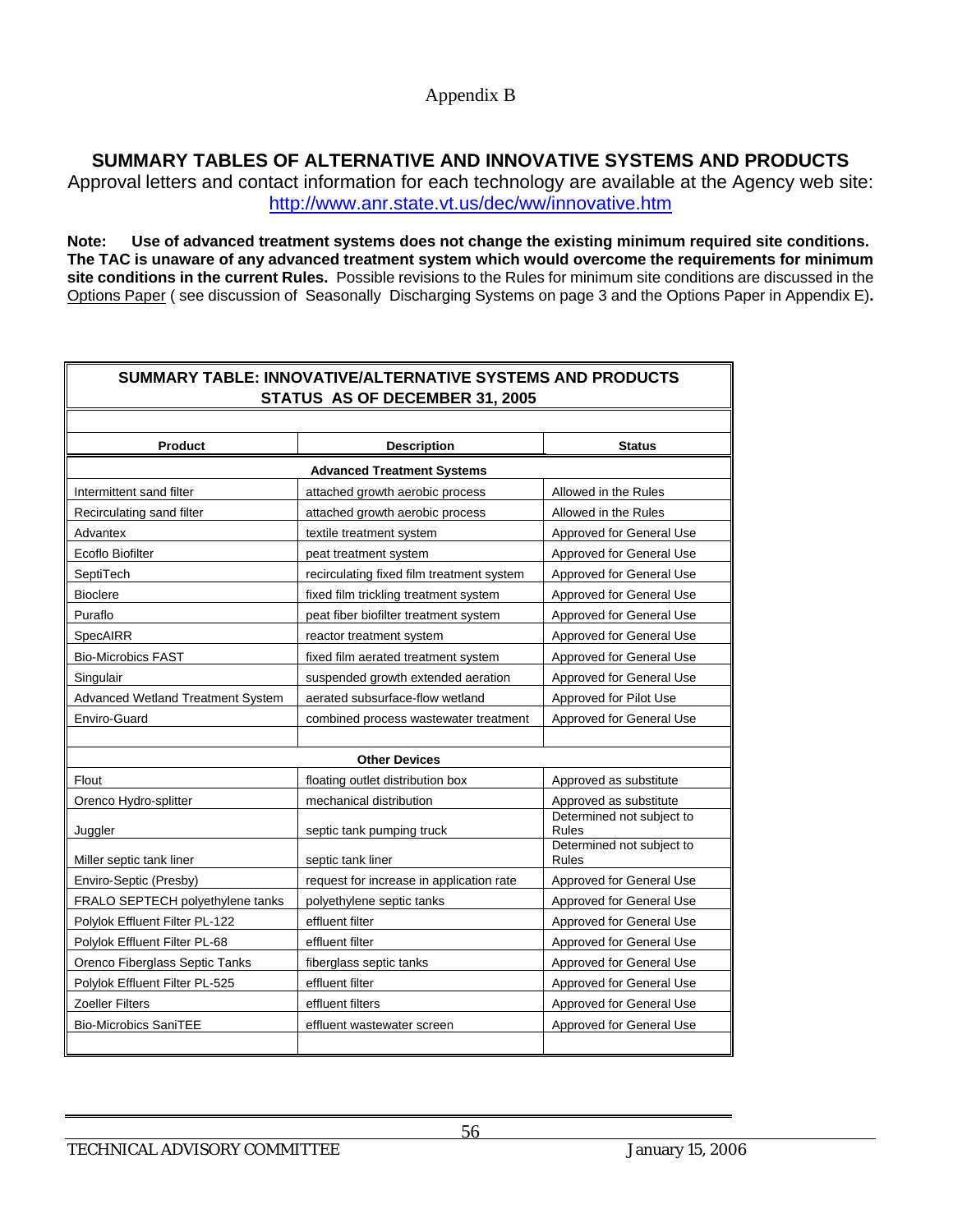# Appendix B

## SUMMARY TABLES OF ALTERNATIVE AND INNOVATIVE SYSTEMS AND PRODUCTS

Approval letters and contact information for each technology are available at the Agency web site: http://www.anr.state.vt.us/dec/ww/innovative.htm

**Note: Use of advanced treatment systems does not change the existing minimum required site conditions. The TAC is unaware of any advanced treatment system which would overcome the requirements for minimum site conditions in the current Rules.** Possible revisions to the Rules for minimum site conditions are discussed in the Options Paper ( see discussion of Seasonally Discharging Systems on page 3 and the Options Paper in Appendix E)**.**

**SUMMARY TABLE: INNOVATIVE/ALTERNATIVE SYSTEMS AND PRODUCTS STATUS AS OF DECEMBER 31, 2005**

| Product | Description | Status |
|---|---|---|
| **Advanced Treatment Systems** | | |
| Intermittent sand filter | attached growth aerobic process | Allowed in the Rules |
| Recirculating sand filter | attached growth aerobic process | Allowed in the Rules |
| Advantex | textile treatment system | Approved for General Use |
| Ecoflo Biofilter | peat treatment system | Approved for General Use |
| SeptiTech | recirculating fixed film treatment system | Approved for General Use |
| Bioclere | fixed film trickling treatment system | Approved for General Use |
| Puraflo | peat fiber biofilter treatment system | Approved for General Use |
| SpecAIRR | reactor treatment system | Approved for General Use |
| Bio-Microbics FAST | fixed film aerated treatment system | Approved for General Use |
| Singulair | suspended growth extended aeration | Approved for General Use |
| Advanced Wetland Treatment System | aerated subsurface-flow wetland | Approved for Pilot Use |
| Enviro-Guard | combined process wastewater treatment | Approved for General Use |
| **Other Devices** | | |
| Flout | floating outlet distribution box | Approved as substitute |
| Orenco Hydro-splitter | mechanical distribution | Approved as substitute |
| Juggler | septic tank pumping truck | Determined not subject to Rules |
| Miller septic tank liner | septic tank liner | Determined not subject to Rules |
| Enviro-Septic (Presby) | request for increase in application rate | Approved for General Use |
| FRALO SEPTECH polyethylene tanks | polyethylene septic tanks | Approved for General Use |
| Polylok Effluent Filter PL-122 | effluent filter | Approved for General Use |
| Polylok Effluent Filter PL-68 | effluent filter | Approved for General Use |
| Orenco Fiberglass Septic Tanks | fiberglass septic tanks | Approved for General Use |
| Polylok Effluent Filter PL-525 | effluent filter | Approved for General Use |
| Zoeller Filters | effluent filters | Approved for General Use |
| Bio-Microbics SaniTEE | effluent wastewater screen | Approved for General Use |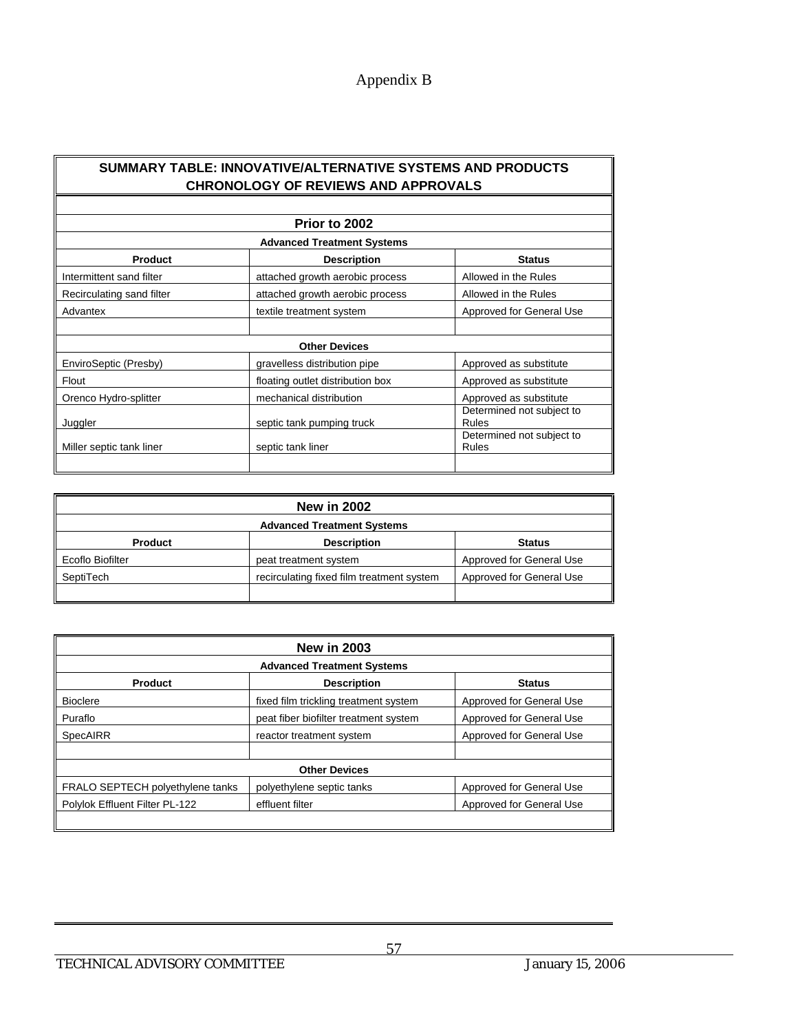# Appendix B

## SUMMARY TABLE: INNOVATIVE/ALTERNATIVE SYSTEMS AND PRODUCTS CHRONOLOGY OF REVIEWS AND APPROVALS

### Prior to 2002

**Advanced Treatment Systems**

| Product | Description | Status |
|---|---|---|
| Intermittent sand filter | attached growth aerobic process | Allowed in the Rules |
| Recirculating sand filter | attached growth aerobic process | Allowed in the Rules |
| Advantex | textile treatment system | Approved for General Use |

**Other Devices**

| Product | Description | Status |
|---|---|---|
| EnviroSeptic (Presby) | gravelless distribution pipe | Approved as substitute |
| Flout | floating outlet distribution box | Approved as substitute |
| Orenco Hydro-splitter | mechanical distribution | Approved as substitute |
| Juggler | septic tank pumping truck | Determined not subject to Rules |
| Miller septic tank liner | septic tank liner | Determined not subject to Rules |

### New in 2002

**Advanced Treatment Systems**

| Product | Description | Status |
|---|---|---|
| Ecoflo Biofilter | peat treatment system | Approved for General Use |
| SeptiTech | recirculating fixed film treatment system | Approved for General Use |

### New in 2003

**Advanced Treatment Systems**

| Product | Description | Status |
|---|---|---|
| Bioclere | fixed film trickling treatment system | Approved for General Use |
| Puraflo | peat fiber biofilter treatment system | Approved for General Use |
| SpecAIRR | reactor treatment system | Approved for General Use |

**Other Devices**

| Product | Description | Status |
|---|---|---|
| FRALO SEPTECH polyethylene tanks | polyethylene septic tanks | Approved for General Use |
| Polylok Effluent Filter PL-122 | effluent filter | Approved for General Use |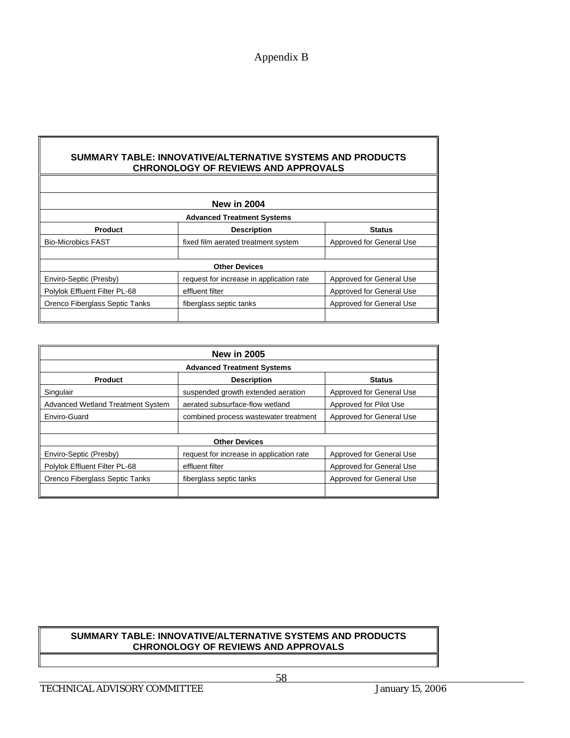Appendix B

**SUMMARY TABLE: INNOVATIVE/ALTERNATIVE SYSTEMS AND PRODUCTS CHRONOLOGY OF REVIEWS AND APPROVALS**

**New in 2004**

| Product | Description | Status |
|---|---|---|
| **Advanced Treatment Systems** | | |
| Bio-Microbics FAST | fixed film aerated treatment system | Approved for General Use |
| | | |
| **Other Devices** | | |
| Enviro-Septic (Presby) | request for increase in application rate | Approved for General Use |
| Polylok Effluent Filter PL-68 | effluent filter | Approved for General Use |
| Orenco Fiberglass Septic Tanks | fiberglass septic tanks | Approved for General Use |
| | | |

**New in 2005**

| Product | Description | Status |
|---|---|---|
| **Advanced Treatment Systems** | | |
| Singulair | suspended growth extended aeration | Approved for General Use |
| Advanced Wetland Treatment System | aerated subsurface-flow wetland | Approved for Pilot Use |
| Enviro-Guard | combined process wastewater treatment | Approved for General Use |
| | | |
| **Other Devices** | | |
| Enviro-Septic (Presby) | request for increase in application rate | Approved for General Use |
| Polylok Effluent Filter PL-68 | effluent filter | Approved for General Use |
| Orenco Fiberglass Septic Tanks | fiberglass septic tanks | Approved for General Use |
| | | |

**SUMMARY TABLE: INNOVATIVE/ALTERNATIVE SYSTEMS AND PRODUCTS CHRONOLOGY OF REVIEWS AND APPROVALS**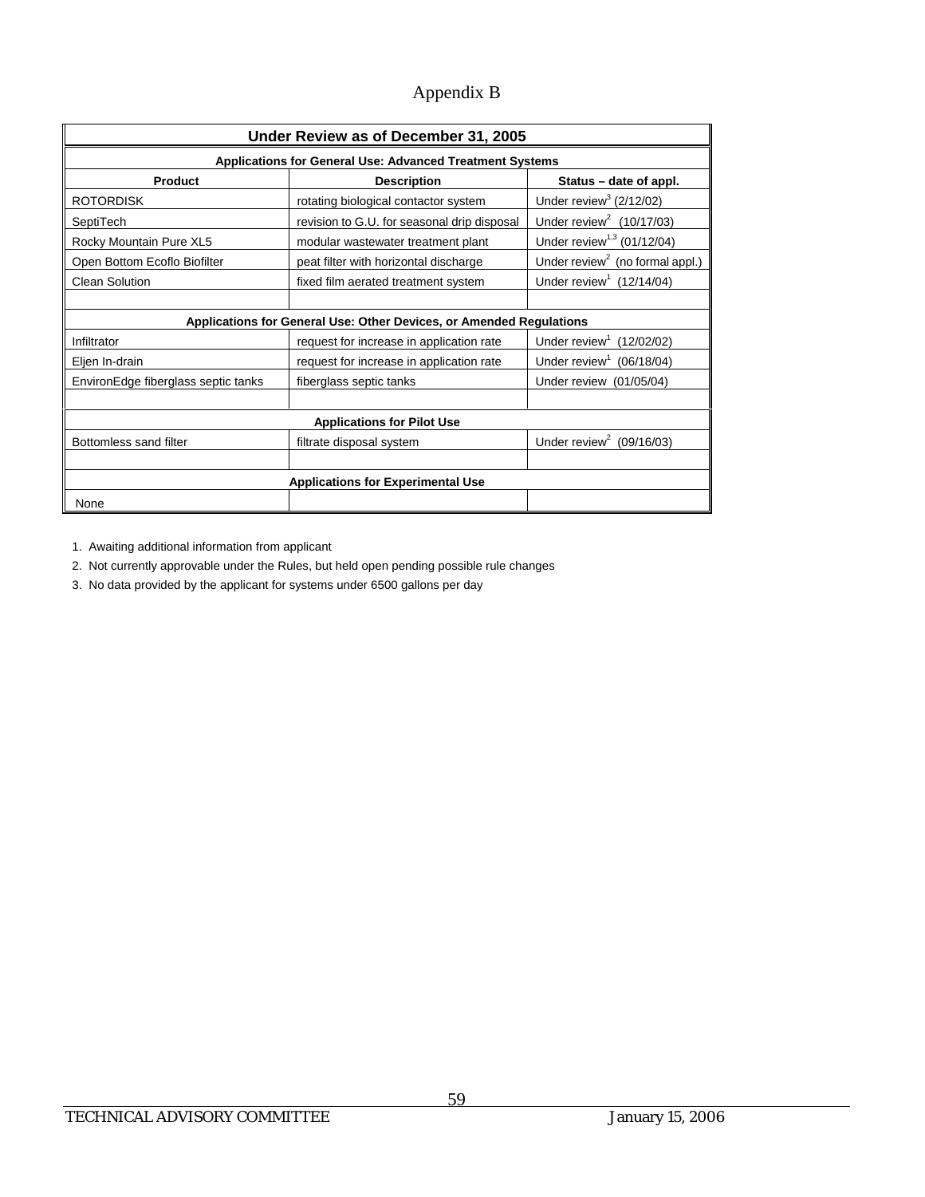# Appendix B

| Under Review as of December 31, 2005 | | |
|---|---|---|
| **Applications for General Use: Advanced Treatment Systems** | | |
| **Product** | **Description** | **Status – date of appl.** |
| ROTORDISK | rotating biological contactor system | Under review[3] (2/12/02) |
| SeptiTech | revision to G.U. for seasonal drip disposal | Under review[2] (10/17/03) |
| Rocky Mountain Pure XL5 | modular wastewater treatment plant | Under review[1,3] (01/12/04) |
| Open Bottom Ecoflo Biofilter | peat filter with horizontal discharge | Under review[2] (no formal appl.) |
| Clean Solution | fixed film aerated treatment system | Under review[1] (12/14/04) |
| | | |
| **Applications for General Use: Other Devices, or Amended Regulations** | | |
| Infiltrator | request for increase in application rate | Under review[1] (12/02/02) |
| Eljen In-drain | request for increase in application rate | Under review[1] (06/18/04) |
| EnvironEdge fiberglass septic tanks | fiberglass septic tanks | Under review (01/05/04) |
| | | |
| **Applications for Pilot Use** | | |
| Bottomless sand filter | filtrate disposal system | Under review[2] (09/16/03) |
| | | |
| **Applications for Experimental Use** | | |
| None | | |

1. Awaiting additional information from applicant
2. Not currently approvable under the Rules, but held open pending possible rule changes
3. No data provided by the applicant for systems under 6500 gallons per day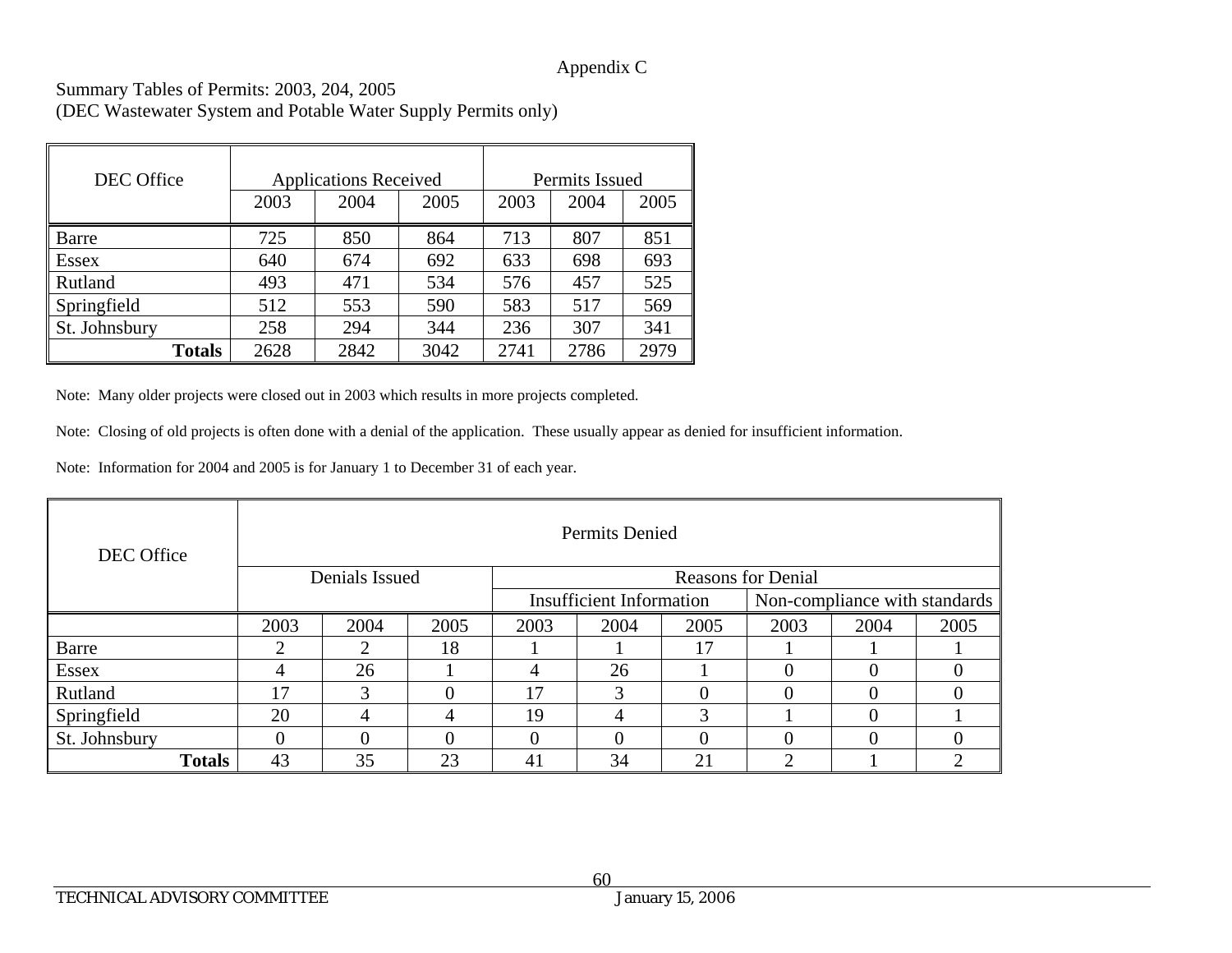Appendix C

Summary Tables of Permits: 2003, 204, 2005
(DEC Wastewater System and Potable Water Supply Permits only)

| DEC Office | Applications Received | | | Permits Issued | | |
|---|---|---|---|---|---|---|
| | 2003 | 2004 | 2005 | 2003 | 2004 | 2005 |
| Barre | 725 | 850 | 864 | 713 | 807 | 851 |
| Essex | 640 | 674 | 692 | 633 | 698 | 693 |
| Rutland | 493 | 471 | 534 | 576 | 457 | 525 |
| Springfield | 512 | 553 | 590 | 583 | 517 | 569 |
| St. Johnsbury | 258 | 294 | 344 | 236 | 307 | 341 |
| **Totals** | 2628 | 2842 | 3042 | 2741 | 2786 | 2979 |

Note: Many older projects were closed out in 2003 which results in more projects completed.

Note: Closing of old projects is often done with a denial of the application. These usually appear as denied for insufficient information.

Note: Information for 2004 and 2005 is for January 1 to December 31 of each year.

| DEC Office | Permits Denied | | | | | | | | |
|---|---|---|---|---|---|---|---|---|---|
| | Denials Issued | | | Reasons for Denial | | | | | |
| | | | | Insufficient Information | | | Non-compliance with standards | | |
| | 2003 | 2004 | 2005 | 2003 | 2004 | 2005 | 2003 | 2004 | 2005 |
| Barre | 2 | 2 | 18 | 1 | 1 | 17 | 1 | 1 | 1 |
| Essex | 4 | 26 | 1 | 4 | 26 | 1 | 0 | 0 | 0 |
| Rutland | 17 | 3 | 0 | 17 | 3 | 0 | 0 | 0 | 0 |
| Springfield | 20 | 4 | 4 | 19 | 4 | 3 | 1 | 0 | 1 |
| St. Johnsbury | 0 | 0 | 0 | 0 | 0 | 0 | 0 | 0 | 0 |
| **Totals** | 43 | 35 | 23 | 41 | 34 | 21 | 2 | 1 | 2 |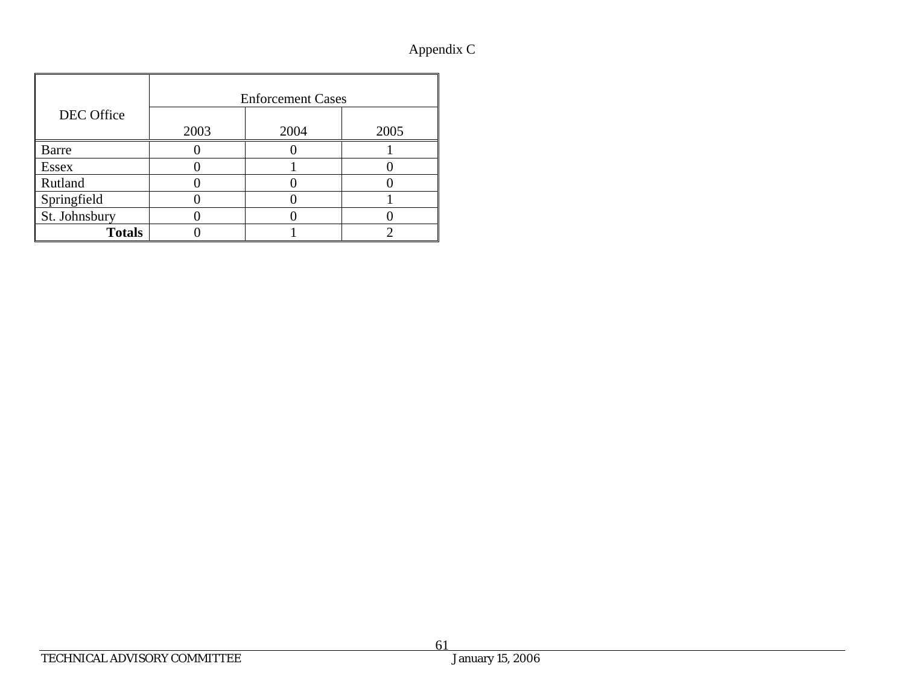Appendix C

| DEC Office | Enforcement Cases | | |
|---|---|---|---|
| | 2003 | 2004 | 2005 |
| Barre | 0 | 0 | 1 |
| Essex | 0 | 1 | 0 |
| Rutland | 0 | 0 | 0 |
| Springfield | 0 | 0 | 1 |
| St. Johnsbury | 0 | 0 | 0 |
| **Totals** | 0 | 1 | 2 |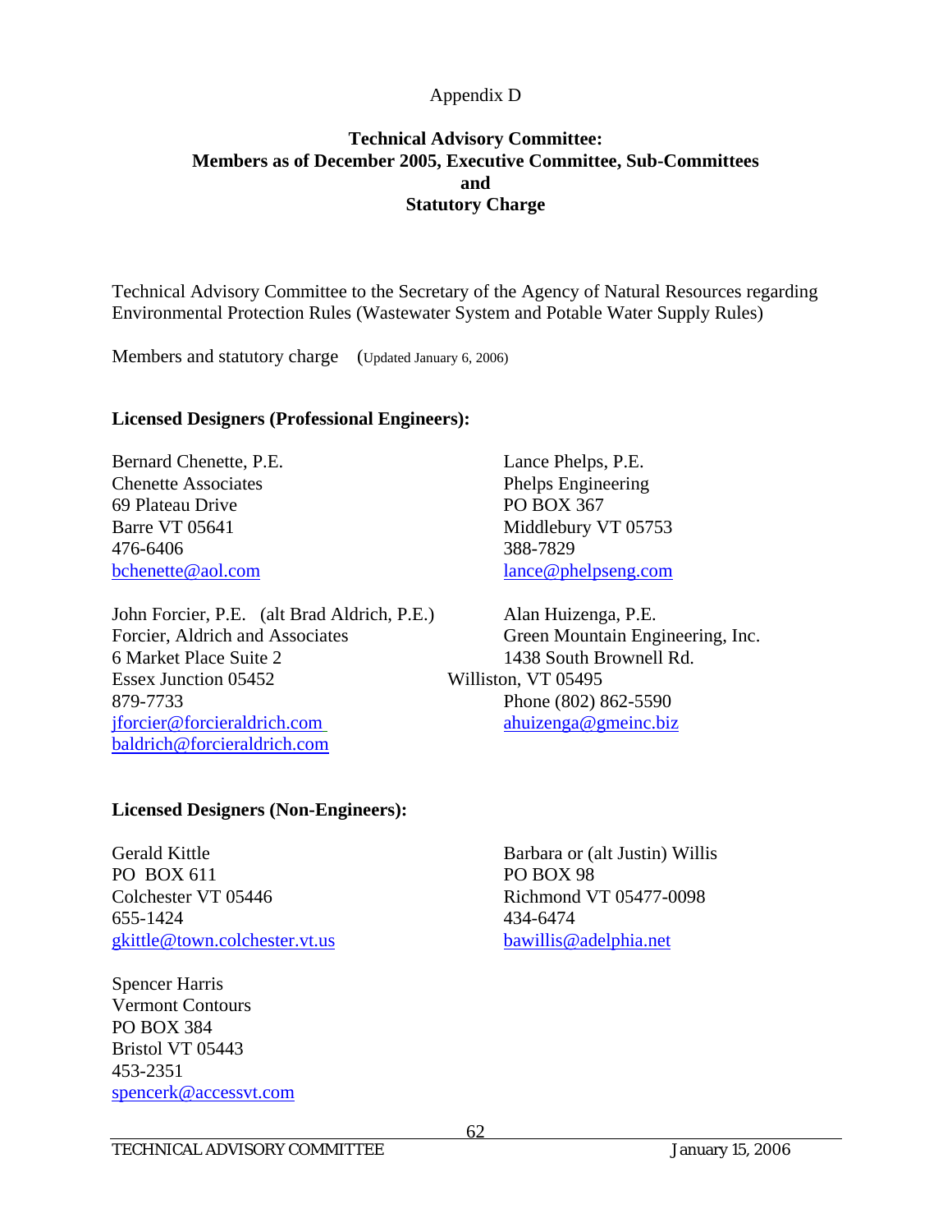Appendix D

**Technical Advisory Committee:**
**Members as of December 2005, Executive Committee, Sub-Committees**
**and**
**Statutory Charge**

Technical Advisory Committee to the Secretary of the Agency of Natural Resources regarding Environmental Protection Rules (Wastewater System and Potable Water Supply Rules)

Members and statutory charge (Updated January 6, 2006)

**Licensed Designers (Professional Engineers):**

Bernard Chenette, P.E.
Chenette Associates
69 Plateau Drive
Barre VT 05641
476-6406
bchenette@aol.com

Lance Phelps, P.E.
Phelps Engineering
PO BOX 367
Middlebury VT 05753
388-7829
lance@phelpseng.com

John Forcier, P.E. (alt Brad Aldrich, P.E.)
Forcier, Aldrich and Associates
6 Market Place Suite 2
Essex Junction 05452
879-7733
jforcier@forcieraldrich.com
baldrich@forcieraldrich.com

Alan Huizenga, P.E.
Green Mountain Engineering, Inc.
1438 South Brownell Rd.
Williston, VT 05495
Phone (802) 862-5590
ahuizenga@gmeinc.biz

**Licensed Designers (Non-Engineers):**

Gerald Kittle
PO BOX 611
Colchester VT 05446
655-1424
gkittle@town.colchester.vt.us

Barbara or (alt Justin) Willis
PO BOX 98
Richmond VT 05477-0098
434-6474
bawillis@adelphia.net

Spencer Harris
Vermont Contours
PO BOX 384
Bristol VT 05443
453-2351
spencerk@accessvt.com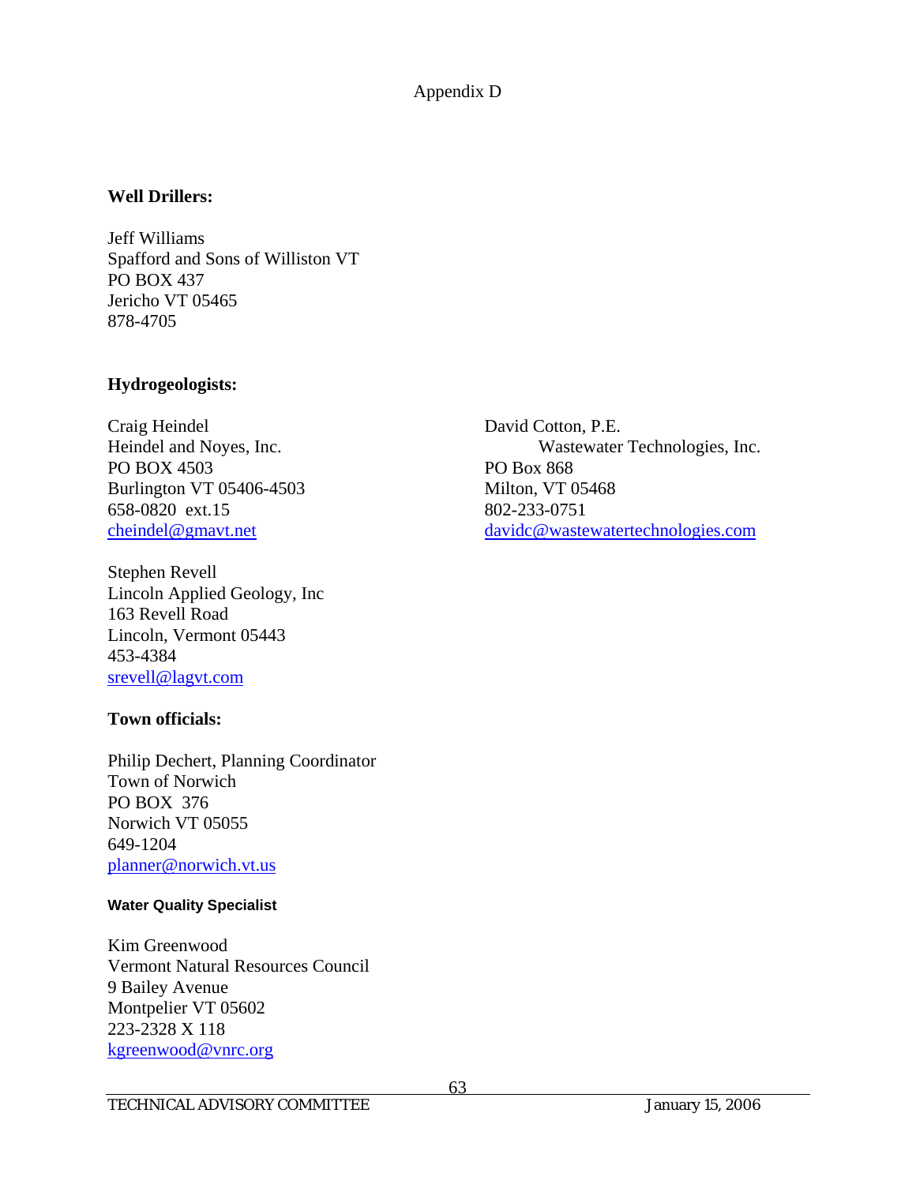Appendix D

**Well Drillers:**

Jeff Williams
Spafford and Sons of Williston VT
PO BOX 437
Jericho VT 05465
878-4705

**Hydrogeologists:**

Craig Heindel
Heindel and Noyes, Inc.
PO BOX 4503
Burlington VT 05406-4503
658-0820 ext.15
cheindel@gmavt.net

David Cotton, P.E.
Wastewater Technologies, Inc.
PO Box 868
Milton, VT 05468
802-233-0751
davidc@wastewatertechnologies.com

Stephen Revell
Lincoln Applied Geology, Inc
163 Revell Road
Lincoln, Vermont 05443
453-4384
srevell@lagvt.com

**Town officials:**

Philip Dechert, Planning Coordinator
Town of Norwich
PO BOX 376
Norwich VT 05055
649-1204
planner@norwich.vt.us

**Water Quality Specialist**

Kim Greenwood
Vermont Natural Resources Council
9 Bailey Avenue
Montpelier VT 05602
223-2328 X 118
kgreenwood@vnrc.org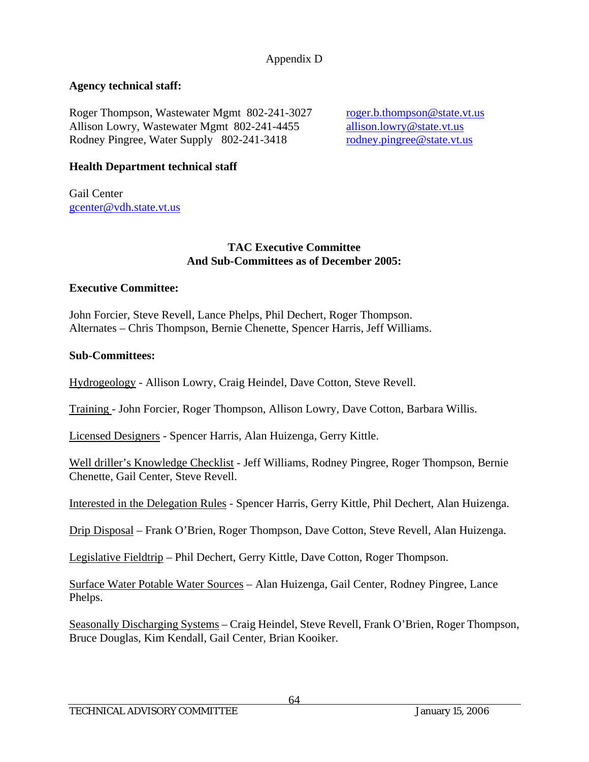# Appendix D

**Agency technical staff:**

Roger Thompson, Wastewater Mgmt 802-241-3027 roger.b.thompson@state.vt.us
Allison Lowry, Wastewater Mgmt 802-241-4455 allison.lowry@state.vt.us
Rodney Pingree, Water Supply 802-241-3418 rodney.pingree@state.vt.us

**Health Department technical staff**

Gail Center
gcenter@vdh.state.vt.us

## TAC Executive Committee And Sub-Committees as of December 2005:

**Executive Committee:**

John Forcier, Steve Revell, Lance Phelps, Phil Dechert, Roger Thompson.
Alternates – Chris Thompson, Bernie Chenette, Spencer Harris, Jeff Williams.

**Sub-Committees:**

Hydrogeology - Allison Lowry, Craig Heindel, Dave Cotton, Steve Revell.

Training - John Forcier, Roger Thompson, Allison Lowry, Dave Cotton, Barbara Willis.

Licensed Designers - Spencer Harris, Alan Huizenga, Gerry Kittle.

Well driller's Knowledge Checklist - Jeff Williams, Rodney Pingree, Roger Thompson, Bernie Chenette, Gail Center, Steve Revell.

Interested in the Delegation Rules - Spencer Harris, Gerry Kittle, Phil Dechert, Alan Huizenga.

Drip Disposal – Frank O'Brien, Roger Thompson, Dave Cotton, Steve Revell, Alan Huizenga.

Legislative Fieldtrip – Phil Dechert, Gerry Kittle, Dave Cotton, Roger Thompson.

Surface Water Potable Water Sources – Alan Huizenga, Gail Center, Rodney Pingree, Lance Phelps.

Seasonally Discharging Systems – Craig Heindel, Steve Revell, Frank O'Brien, Roger Thompson, Bruce Douglas, Kim Kendall, Gail Center, Brian Kooiker.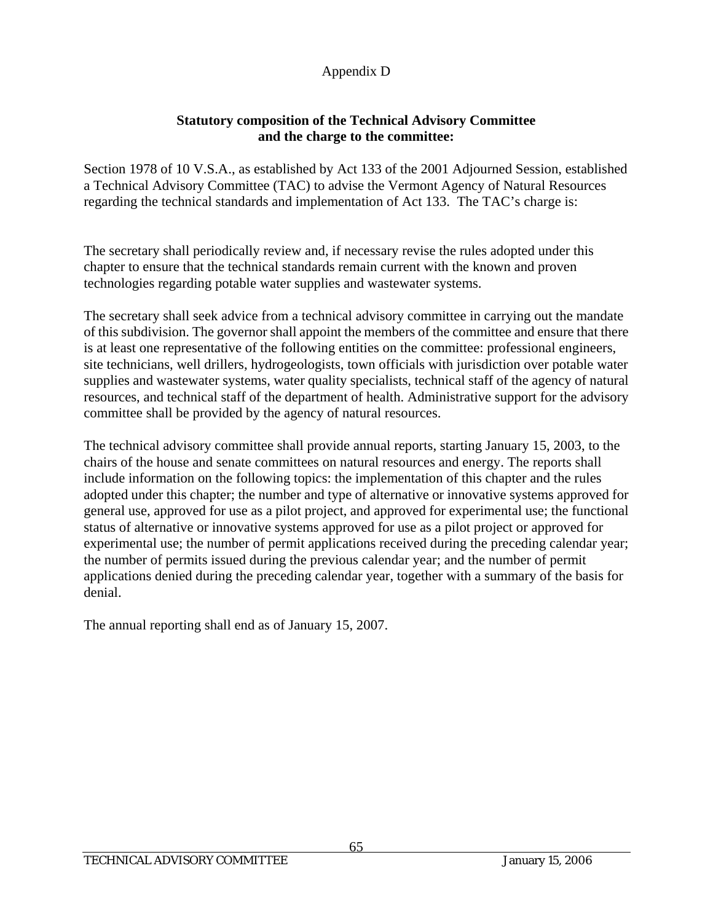# Appendix D

## Statutory composition of the Technical Advisory Committee and the charge to the committee:

Section 1978 of 10 V.S.A., as established by Act 133 of the 2001 Adjourned Session, established a Technical Advisory Committee (TAC) to advise the Vermont Agency of Natural Resources regarding the technical standards and implementation of Act 133. The TAC's charge is:

The secretary shall periodically review and, if necessary revise the rules adopted under this chapter to ensure that the technical standards remain current with the known and proven technologies regarding potable water supplies and wastewater systems.

The secretary shall seek advice from a technical advisory committee in carrying out the mandate of this subdivision. The governor shall appoint the members of the committee and ensure that there is at least one representative of the following entities on the committee: professional engineers, site technicians, well drillers, hydrogeologists, town officials with jurisdiction over potable water supplies and wastewater systems, water quality specialists, technical staff of the agency of natural resources, and technical staff of the department of health. Administrative support for the advisory committee shall be provided by the agency of natural resources.

The technical advisory committee shall provide annual reports, starting January 15, 2003, to the chairs of the house and senate committees on natural resources and energy. The reports shall include information on the following topics: the implementation of this chapter and the rules adopted under this chapter; the number and type of alternative or innovative systems approved for general use, approved for use as a pilot project, and approved for experimental use; the functional status of alternative or innovative systems approved for use as a pilot project or approved for experimental use; the number of permit applications received during the preceding calendar year; the number of permits issued during the previous calendar year; and the number of permit applications denied during the preceding calendar year, together with a summary of the basis for denial.

The annual reporting shall end as of January 15, 2007.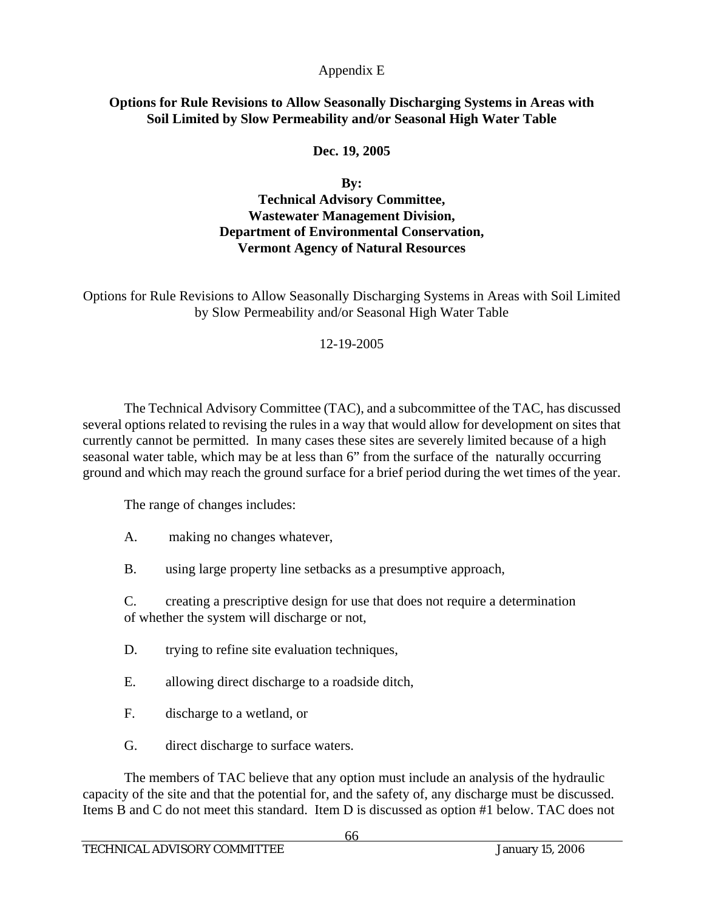Appendix E

**Options for Rule Revisions to Allow Seasonally Discharging Systems in Areas with Soil Limited by Slow Permeability and/or Seasonal High Water Table**

**Dec. 19, 2005**

**By:**
**Technical Advisory Committee,**
**Wastewater Management Division,**
**Department of Environmental Conservation,**
**Vermont Agency of Natural Resources**

Options for Rule Revisions to Allow Seasonally Discharging Systems in Areas with Soil Limited by Slow Permeability and/or Seasonal High Water Table

12-19-2005

The Technical Advisory Committee (TAC), and a subcommittee of the TAC, has discussed several options related to revising the rules in a way that would allow for development on sites that currently cannot be permitted. In many cases these sites are severely limited because of a high seasonal water table, which may be at less than 6" from the surface of the naturally occurring ground and which may reach the ground surface for a brief period during the wet times of the year.

The range of changes includes:

A. making no changes whatever,

B. using large property line setbacks as a presumptive approach,

C. creating a prescriptive design for use that does not require a determination of whether the system will discharge or not,

D. trying to refine site evaluation techniques,

E. allowing direct discharge to a roadside ditch,

F. discharge to a wetland, or

G. direct discharge to surface waters.

The members of TAC believe that any option must include an analysis of the hydraulic capacity of the site and that the potential for, and the safety of, any discharge must be discussed. Items B and C do not meet this standard. Item D is discussed as option #1 below. TAC does not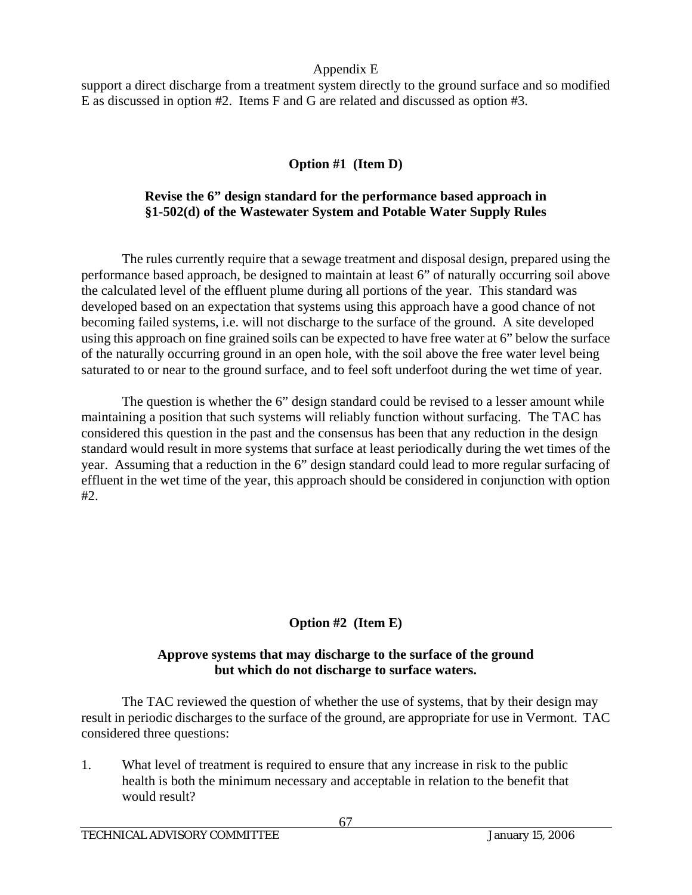support a direct discharge from a treatment system directly to the ground surface and so modified E as discussed in option #2. Items F and G are related and discussed as option #3.

## Option #1 (Item D)

### Revise the 6" design standard for the performance based approach in §1-502(d) of the Wastewater System and Potable Water Supply Rules

The rules currently require that a sewage treatment and disposal design, prepared using the performance based approach, be designed to maintain at least 6" of naturally occurring soil above the calculated level of the effluent plume during all portions of the year. This standard was developed based on an expectation that systems using this approach have a good chance of not becoming failed systems, i.e. will not discharge to the surface of the ground. A site developed using this approach on fine grained soils can be expected to have free water at 6" below the surface of the naturally occurring ground in an open hole, with the soil above the free water level being saturated to or near to the ground surface, and to feel soft underfoot during the wet time of year.

The question is whether the 6" design standard could be revised to a lesser amount while maintaining a position that such systems will reliably function without surfacing. The TAC has considered this question in the past and the consensus has been that any reduction in the design standard would result in more systems that surface at least periodically during the wet times of the year. Assuming that a reduction in the 6" design standard could lead to more regular surfacing of effluent in the wet time of the year, this approach should be considered in conjunction with option #2.

## Option #2 (Item E)

### Approve systems that may discharge to the surface of the ground but which do not discharge to surface waters.

The TAC reviewed the question of whether the use of systems, that by their design may result in periodic discharges to the surface of the ground, are appropriate for use in Vermont. TAC considered three questions:

1. What level of treatment is required to ensure that any increase in risk to the public health is both the minimum necessary and acceptable in relation to the benefit that would result?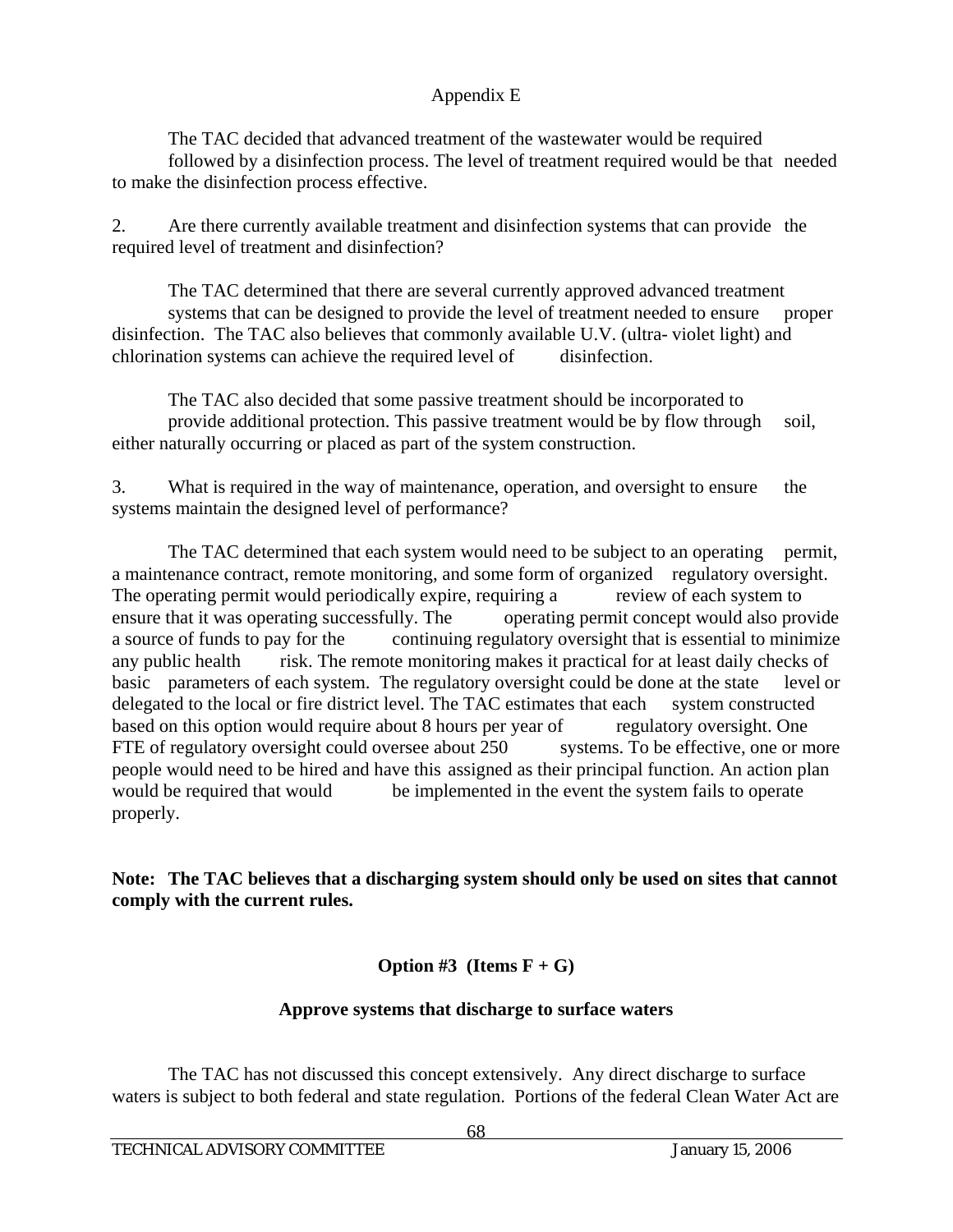The TAC decided that advanced treatment of the wastewater would be required followed by a disinfection process. The level of treatment required would be that needed to make the disinfection process effective.

2. Are there currently available treatment and disinfection systems that can provide the required level of treatment and disinfection?

The TAC determined that there are several currently approved advanced treatment systems that can be designed to provide the level of treatment needed to ensure proper disinfection. The TAC also believes that commonly available U.V. (ultra- violet light) and chlorination systems can achieve the required level of disinfection.

The TAC also decided that some passive treatment should be incorporated to provide additional protection. This passive treatment would be by flow through soil, either naturally occurring or placed as part of the system construction.

3. What is required in the way of maintenance, operation, and oversight to ensure the systems maintain the designed level of performance?

The TAC determined that each system would need to be subject to an operating permit, a maintenance contract, remote monitoring, and some form of organized regulatory oversight. The operating permit would periodically expire, requiring a review of each system to ensure that it was operating successfully. The operating permit concept would also provide a source of funds to pay for the continuing regulatory oversight that is essential to minimize any public health risk. The remote monitoring makes it practical for at least daily checks of basic parameters of each system. The regulatory oversight could be done at the state level or delegated to the local or fire district level. The TAC estimates that each system constructed based on this option would require about 8 hours per year of regulatory oversight. One FTE of regulatory oversight could oversee about 250 systems. To be effective, one or more people would need to be hired and have this assigned as their principal function. An action plan would be required that would be implemented in the event the system fails to operate properly.

**Note: The TAC believes that a discharging system should only be used on sites that cannot comply with the current rules.**

## Option #3 (Items F + G)

## Approve systems that discharge to surface waters

The TAC has not discussed this concept extensively. Any direct discharge to surface waters is subject to both federal and state regulation. Portions of the federal Clean Water Act are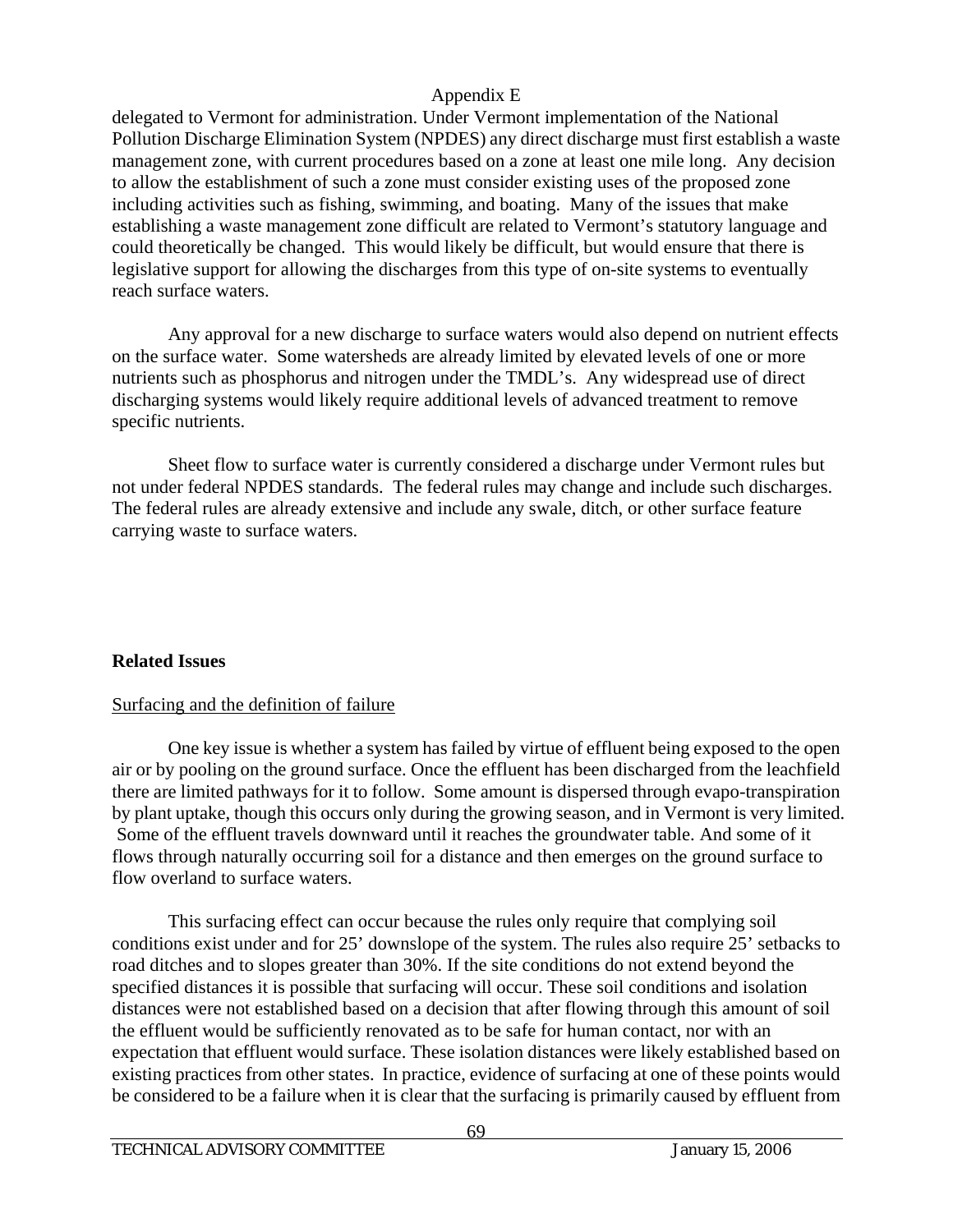delegated to Vermont for administration. Under Vermont implementation of the National Pollution Discharge Elimination System (NPDES) any direct discharge must first establish a waste management zone, with current procedures based on a zone at least one mile long. Any decision to allow the establishment of such a zone must consider existing uses of the proposed zone including activities such as fishing, swimming, and boating. Many of the issues that make establishing a waste management zone difficult are related to Vermont's statutory language and could theoretically be changed. This would likely be difficult, but would ensure that there is legislative support for allowing the discharges from this type of on-site systems to eventually reach surface waters.

Any approval for a new discharge to surface waters would also depend on nutrient effects on the surface water. Some watersheds are already limited by elevated levels of one or more nutrients such as phosphorus and nitrogen under the TMDL's. Any widespread use of direct discharging systems would likely require additional levels of advanced treatment to remove specific nutrients.

Sheet flow to surface water is currently considered a discharge under Vermont rules but not under federal NPDES standards. The federal rules may change and include such discharges. The federal rules are already extensive and include any swale, ditch, or other surface feature carrying waste to surface waters.

**Related Issues**

Surfacing and the definition of failure

One key issue is whether a system has failed by virtue of effluent being exposed to the open air or by pooling on the ground surface. Once the effluent has been discharged from the leachfield there are limited pathways for it to follow. Some amount is dispersed through evapo-transpiration by plant uptake, though this occurs only during the growing season, and in Vermont is very limited. Some of the effluent travels downward until it reaches the groundwater table. And some of it flows through naturally occurring soil for a distance and then emerges on the ground surface to flow overland to surface waters.

This surfacing effect can occur because the rules only require that complying soil conditions exist under and for 25' downslope of the system. The rules also require 25' setbacks to road ditches and to slopes greater than 30%. If the site conditions do not extend beyond the specified distances it is possible that surfacing will occur. These soil conditions and isolation distances were not established based on a decision that after flowing through this amount of soil the effluent would be sufficiently renovated as to be safe for human contact, nor with an expectation that effluent would surface. These isolation distances were likely established based on existing practices from other states. In practice, evidence of surfacing at one of these points would be considered to be a failure when it is clear that the surfacing is primarily caused by effluent from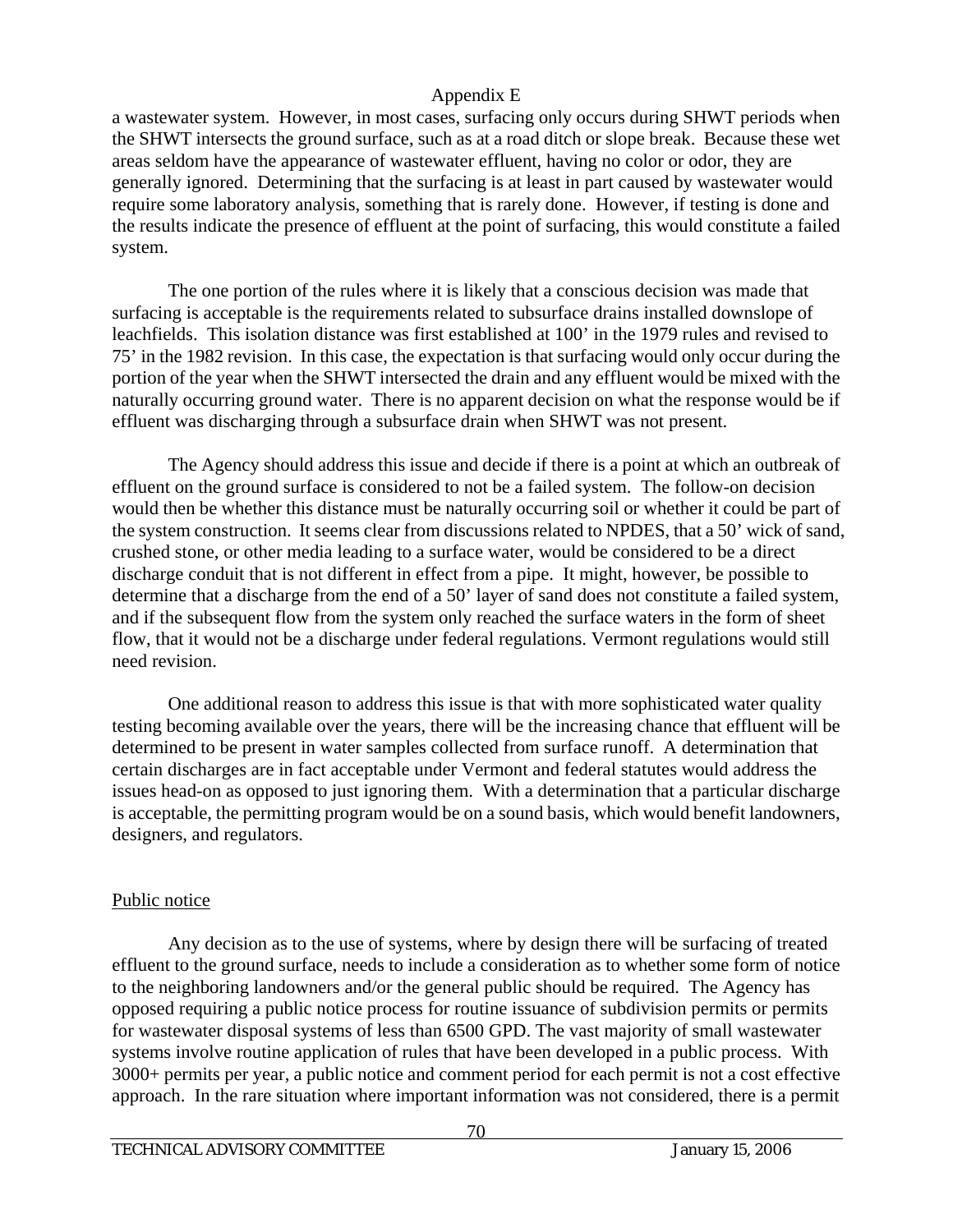a wastewater system. However, in most cases, surfacing only occurs during SHWT periods when the SHWT intersects the ground surface, such as at a road ditch or slope break. Because these wet areas seldom have the appearance of wastewater effluent, having no color or odor, they are generally ignored. Determining that the surfacing is at least in part caused by wastewater would require some laboratory analysis, something that is rarely done. However, if testing is done and the results indicate the presence of effluent at the point of surfacing, this would constitute a failed system.

The one portion of the rules where it is likely that a conscious decision was made that surfacing is acceptable is the requirements related to subsurface drains installed downslope of leachfields. This isolation distance was first established at 100' in the 1979 rules and revised to 75' in the 1982 revision. In this case, the expectation is that surfacing would only occur during the portion of the year when the SHWT intersected the drain and any effluent would be mixed with the naturally occurring ground water. There is no apparent decision on what the response would be if effluent was discharging through a subsurface drain when SHWT was not present.

The Agency should address this issue and decide if there is a point at which an outbreak of effluent on the ground surface is considered to not be a failed system. The follow-on decision would then be whether this distance must be naturally occurring soil or whether it could be part of the system construction. It seems clear from discussions related to NPDES, that a 50' wick of sand, crushed stone, or other media leading to a surface water, would be considered to be a direct discharge conduit that is not different in effect from a pipe. It might, however, be possible to determine that a discharge from the end of a 50' layer of sand does not constitute a failed system, and if the subsequent flow from the system only reached the surface waters in the form of sheet flow, that it would not be a discharge under federal regulations. Vermont regulations would still need revision.

One additional reason to address this issue is that with more sophisticated water quality testing becoming available over the years, there will be the increasing chance that effluent will be determined to be present in water samples collected from surface runoff. A determination that certain discharges are in fact acceptable under Vermont and federal statutes would address the issues head-on as opposed to just ignoring them. With a determination that a particular discharge is acceptable, the permitting program would be on a sound basis, which would benefit landowners, designers, and regulators.

## Public notice

Any decision as to the use of systems, where by design there will be surfacing of treated effluent to the ground surface, needs to include a consideration as to whether some form of notice to the neighboring landowners and/or the general public should be required. The Agency has opposed requiring a public notice process for routine issuance of subdivision permits or permits for wastewater disposal systems of less than 6500 GPD. The vast majority of small wastewater systems involve routine application of rules that have been developed in a public process. With 3000+ permits per year, a public notice and comment period for each permit is not a cost effective approach. In the rare situation where important information was not considered, there is a permit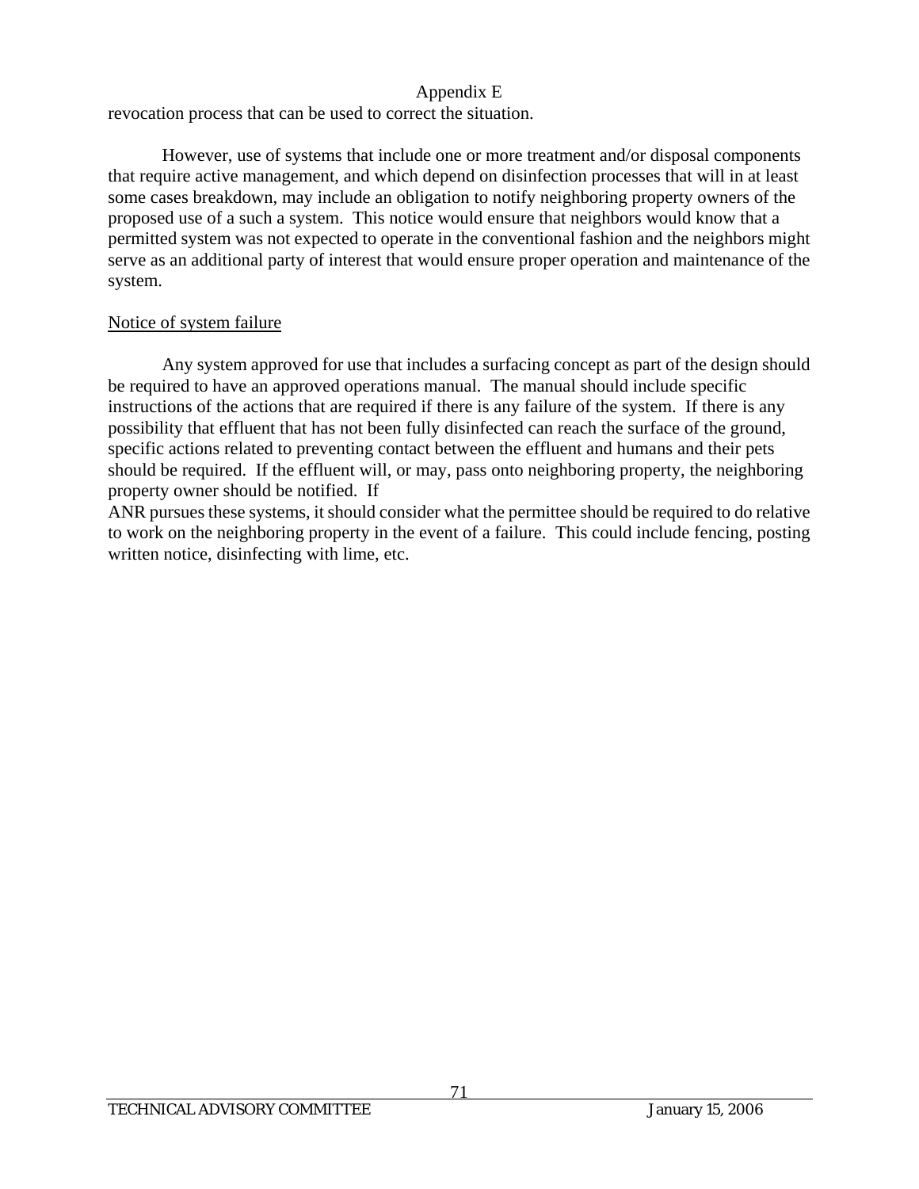revocation process that can be used to correct the situation.

However, use of systems that include one or more treatment and/or disposal components that require active management, and which depend on disinfection processes that will in at least some cases breakdown, may include an obligation to notify neighboring property owners of the proposed use of a such a system. This notice would ensure that neighbors would know that a permitted system was not expected to operate in the conventional fashion and the neighbors might serve as an additional party of interest that would ensure proper operation and maintenance of the system.

Notice of system failure

Any system approved for use that includes a surfacing concept as part of the design should be required to have an approved operations manual. The manual should include specific instructions of the actions that are required if there is any failure of the system. If there is any possibility that effluent that has not been fully disinfected can reach the surface of the ground, specific actions related to preventing contact between the effluent and humans and their pets should be required. If the effluent will, or may, pass onto neighboring property, the neighboring property owner should be notified. If ANR pursues these systems, it should consider what the permittee should be required to do relative to work on the neighboring property in the event of a failure. This could include fencing, posting written notice, disinfecting with lime, etc.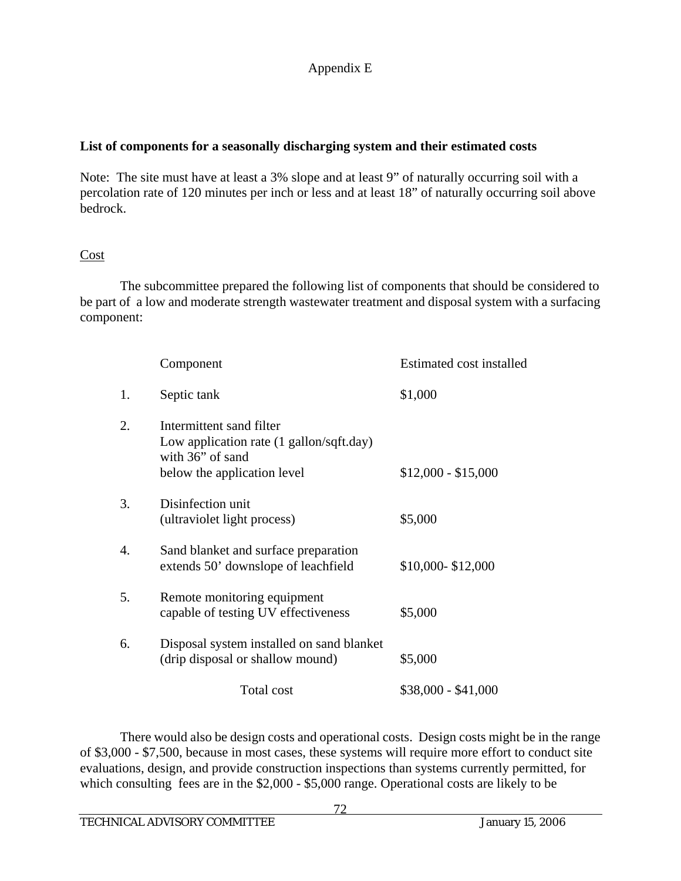Appendix E

**List of components for a seasonally discharging system and their estimated costs**

Note: The site must have at least a 3% slope and at least 9" of naturally occurring soil with a percolation rate of 120 minutes per inch or less and at least 18" of naturally occurring soil above bedrock.

Cost

The subcommittee prepared the following list of components that should be considered to be part of a low and moderate strength wastewater treatment and disposal system with a surfacing component:

| | Component | Estimated cost installed |
|---|---|---|
| 1. | Septic tank | $1,000 |
| 2. | Intermittent sand filter Low application rate (1 gallon/sqft.day) with 36" of sand below the application level | $12,000 - $15,000 |
| 3. | Disinfection unit (ultraviolet light process) | $5,000 |
| 4. | Sand blanket and surface preparation extends 50' downslope of leachfield | $10,000- $12,000 |
| 5. | Remote monitoring equipment capable of testing UV effectiveness | $5,000 |
| 6. | Disposal system installed on sand blanket (drip disposal or shallow mound) | $5,000 |
| | Total cost | $38,000 - $41,000 |

There would also be design costs and operational costs. Design costs might be in the range of $3,000 - $7,500, because in most cases, these systems will require more effort to conduct site evaluations, design, and provide construction inspections than systems currently permitted, for which consulting fees are in the $2,000 - $5,000 range. Operational costs are likely to be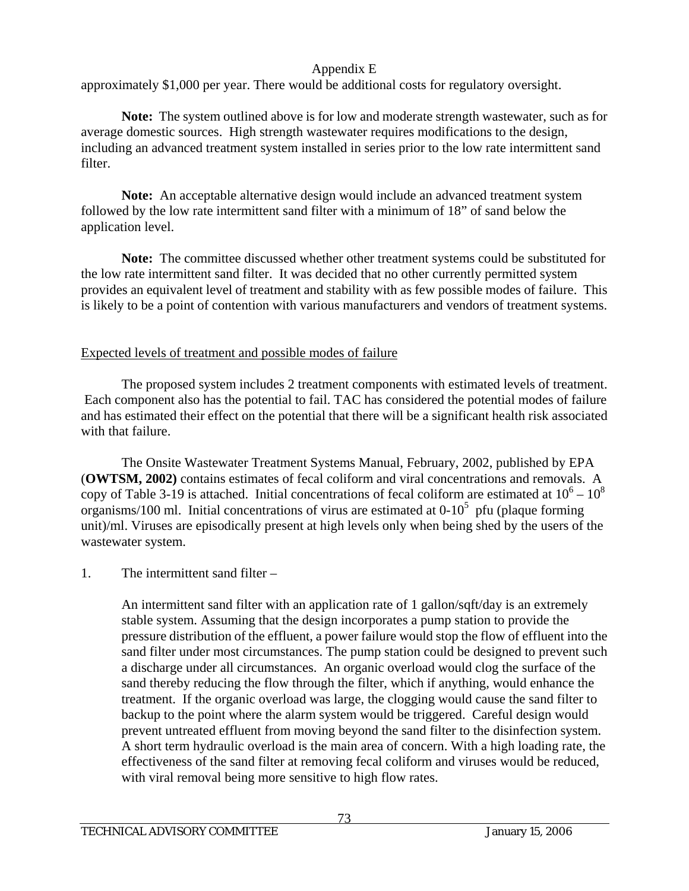approximately $1,000 per year. There would be additional costs for regulatory oversight.

**Note:** The system outlined above is for low and moderate strength wastewater, such as for average domestic sources. High strength wastewater requires modifications to the design, including an advanced treatment system installed in series prior to the low rate intermittent sand filter.

**Note:** An acceptable alternative design would include an advanced treatment system followed by the low rate intermittent sand filter with a minimum of 18" of sand below the application level.

**Note:** The committee discussed whether other treatment systems could be substituted for the low rate intermittent sand filter. It was decided that no other currently permitted system provides an equivalent level of treatment and stability with as few possible modes of failure. This is likely to be a point of contention with various manufacturers and vendors of treatment systems.

Expected levels of treatment and possible modes of failure

The proposed system includes 2 treatment components with estimated levels of treatment. Each component also has the potential to fail. TAC has considered the potential modes of failure and has estimated their effect on the potential that there will be a significant health risk associated with that failure.

The Onsite Wastewater Treatment Systems Manual, February, 2002, published by EPA (**OWTSM, 2002)** contains estimates of fecal coliform and viral concentrations and removals. A copy of Table 3-19 is attached. Initial concentrations of fecal coliform are estimated at $10^6 - 10^8$ organisms/100 ml. Initial concentrations of virus are estimated at $0\text{-}10^5$ pfu (plaque forming unit)/ml. Viruses are episodically present at high levels only when being shed by the users of the wastewater system.

1. The intermittent sand filter –

   An intermittent sand filter with an application rate of 1 gallon/sqft/day is an extremely stable system. Assuming that the design incorporates a pump station to provide the pressure distribution of the effluent, a power failure would stop the flow of effluent into the sand filter under most circumstances. The pump station could be designed to prevent such a discharge under all circumstances. An organic overload would clog the surface of the sand thereby reducing the flow through the filter, which if anything, would enhance the treatment. If the organic overload was large, the clogging would cause the sand filter to backup to the point where the alarm system would be triggered. Careful design would prevent untreated effluent from moving beyond the sand filter to the disinfection system. A short term hydraulic overload is the main area of concern. With a high loading rate, the effectiveness of the sand filter at removing fecal coliform and viruses would be reduced, with viral removal being more sensitive to high flow rates.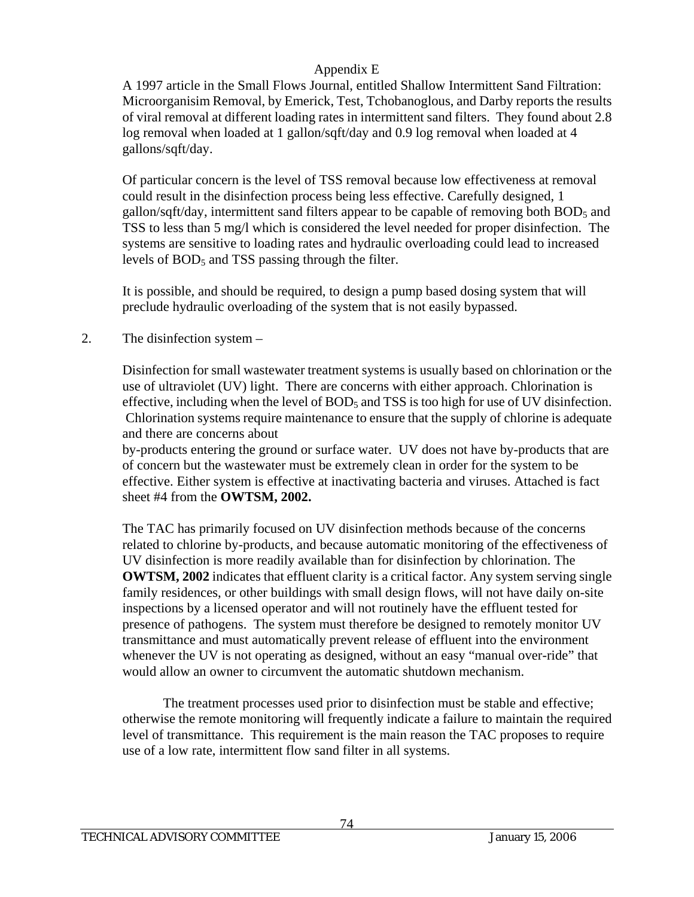Appendix E

A 1997 article in the Small Flows Journal, entitled Shallow Intermittent Sand Filtration: Microorganisim Removal, by Emerick, Test, Tchobanoglous, and Darby reports the results of viral removal at different loading rates in intermittent sand filters. They found about 2.8 log removal when loaded at 1 gallon/sqft/day and 0.9 log removal when loaded at 4 gallons/sqft/day.

Of particular concern is the level of TSS removal because low effectiveness at removal could result in the disinfection process being less effective. Carefully designed, 1 gallon/sqft/day, intermittent sand filters appear to be capable of removing both $BOD_5$ and TSS to less than 5 mg/l which is considered the level needed for proper disinfection. The systems are sensitive to loading rates and hydraulic overloading could lead to increased levels of $BOD_5$ and TSS passing through the filter.

It is possible, and should be required, to design a pump based dosing system that will preclude hydraulic overloading of the system that is not easily bypassed.

2. The disinfection system –

Disinfection for small wastewater treatment systems is usually based on chlorination or the use of ultraviolet (UV) light. There are concerns with either approach. Chlorination is effective, including when the level of $BOD_5$ and TSS is too high for use of UV disinfection. Chlorination systems require maintenance to ensure that the supply of chlorine is adequate and there are concerns about by-products entering the ground or surface water. UV does not have by-products that are of concern but the wastewater must be extremely clean in order for the system to be effective. Either system is effective at inactivating bacteria and viruses. Attached is fact sheet #4 from the **OWTSM, 2002.**

The TAC has primarily focused on UV disinfection methods because of the concerns related to chlorine by-products, and because automatic monitoring of the effectiveness of UV disinfection is more readily available than for disinfection by chlorination. The **OWTSM, 2002** indicates that effluent clarity is a critical factor. Any system serving single family residences, or other buildings with small design flows, will not have daily on-site inspections by a licensed operator and will not routinely have the effluent tested for presence of pathogens. The system must therefore be designed to remotely monitor UV transmittance and must automatically prevent release of effluent into the environment whenever the UV is not operating as designed, without an easy "manual over-ride" that would allow an owner to circumvent the automatic shutdown mechanism.

The treatment processes used prior to disinfection must be stable and effective; otherwise the remote monitoring will frequently indicate a failure to maintain the required level of transmittance. This requirement is the main reason the TAC proposes to require use of a low rate, intermittent flow sand filter in all systems.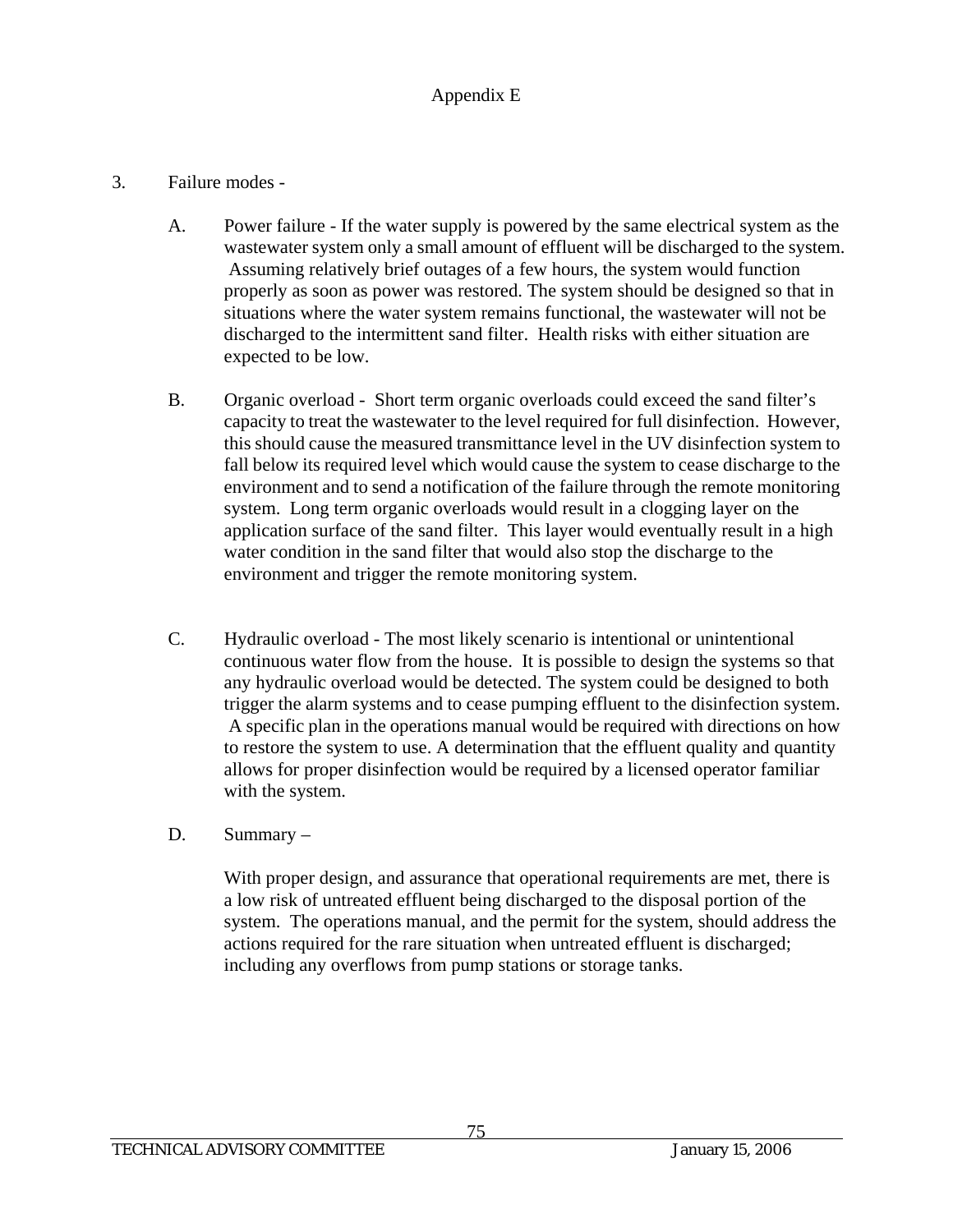Appendix E

3. Failure modes -

   A. Power failure - If the water supply is powered by the same electrical system as the wastewater system only a small amount of effluent will be discharged to the system. Assuming relatively brief outages of a few hours, the system would function properly as soon as power was restored. The system should be designed so that in situations where the water system remains functional, the wastewater will not be discharged to the intermittent sand filter. Health risks with either situation are expected to be low.

   B. Organic overload - Short term organic overloads could exceed the sand filter's capacity to treat the wastewater to the level required for full disinfection. However, this should cause the measured transmittance level in the UV disinfection system to fall below its required level which would cause the system to cease discharge to the environment and to send a notification of the failure through the remote monitoring system. Long term organic overloads would result in a clogging layer on the application surface of the sand filter. This layer would eventually result in a high water condition in the sand filter that would also stop the discharge to the environment and trigger the remote monitoring system.

   C. Hydraulic overload - The most likely scenario is intentional or unintentional continuous water flow from the house. It is possible to design the systems so that any hydraulic overload would be detected. The system could be designed to both trigger the alarm systems and to cease pumping effluent to the disinfection system. A specific plan in the operations manual would be required with directions on how to restore the system to use. A determination that the effluent quality and quantity allows for proper disinfection would be required by a licensed operator familiar with the system.

   D. Summary –

      With proper design, and assurance that operational requirements are met, there is a low risk of untreated effluent being discharged to the disposal portion of the system. The operations manual, and the permit for the system, should address the actions required for the rare situation when untreated effluent is discharged; including any overflows from pump stations or storage tanks.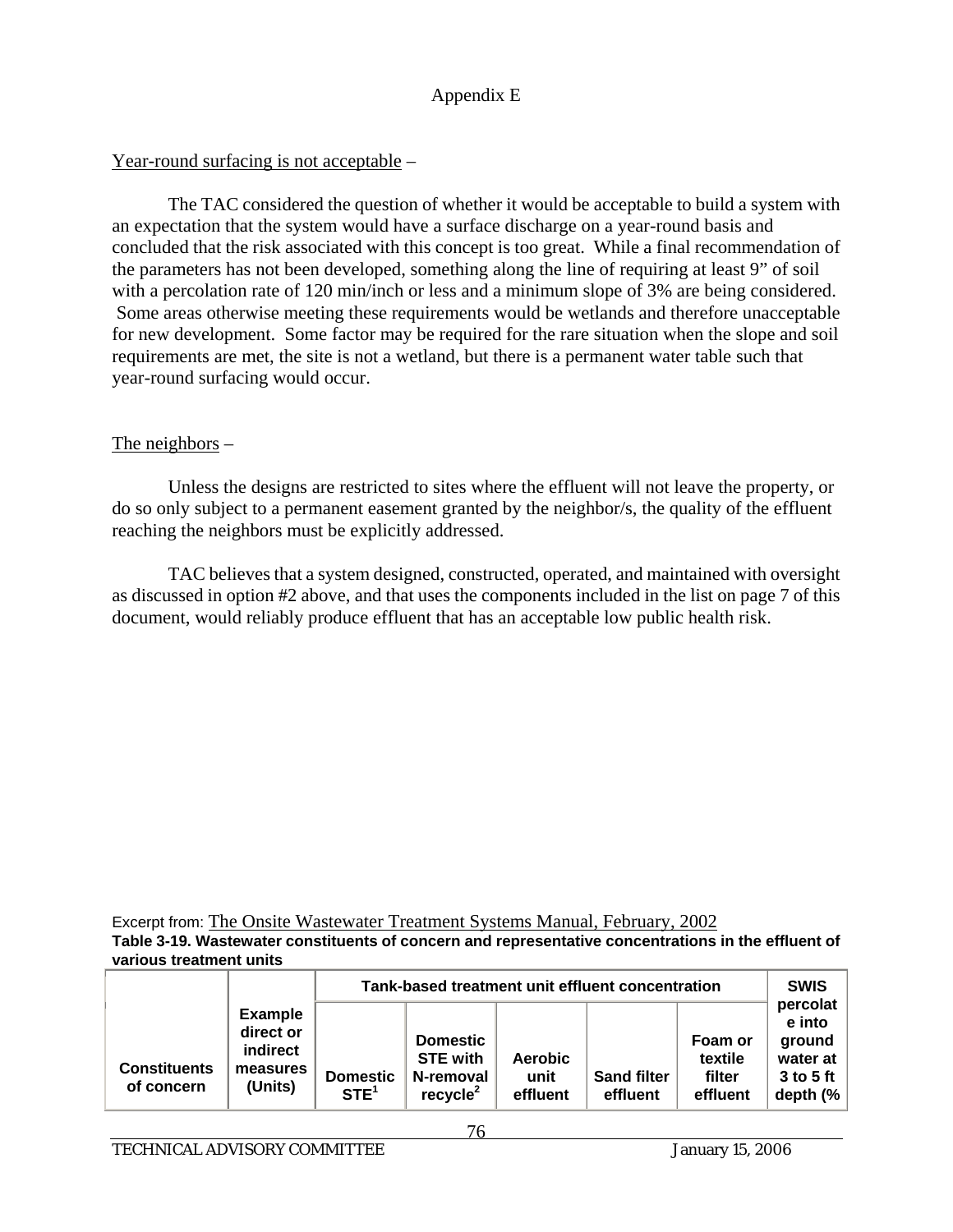Appendix E

Year-round surfacing is not acceptable –

The TAC considered the question of whether it would be acceptable to build a system with an expectation that the system would have a surface discharge on a year-round basis and concluded that the risk associated with this concept is too great. While a final recommendation of the parameters has not been developed, something along the line of requiring at least 9" of soil with a percolation rate of 120 min/inch or less and a minimum slope of 3% are being considered. Some areas otherwise meeting these requirements would be wetlands and therefore unacceptable for new development. Some factor may be required for the rare situation when the slope and soil requirements are met, the site is not a wetland, but there is a permanent water table such that year-round surfacing would occur.

The neighbors –

Unless the designs are restricted to sites where the effluent will not leave the property, or do so only subject to a permanent easement granted by the neighbor/s, the quality of the effluent reaching the neighbors must be explicitly addressed.

TAC believes that a system designed, constructed, operated, and maintained with oversight as discussed in option #2 above, and that uses the components included in the list on page 7 of this document, would reliably produce effluent that has an acceptable low public health risk.

Excerpt from: The Onsite Wastewater Treatment Systems Manual, February, 2002

**Table 3-19. Wastewater constituents of concern and representative concentrations in the effluent of various treatment units**

| Constituents of concern | Example direct or indirect measures (Units) | Tank-based treatment unit effluent concentration | | | | | SWIS percolate into ground water at 3 to 5 ft depth (% |
|---|---|---|---|---|---|---|---|
| | | Domestic STE[1] | Domestic STE with N-removal recycle[2] | Aerobic unit effluent | Sand filter effluent | Foam or textile filter effluent | |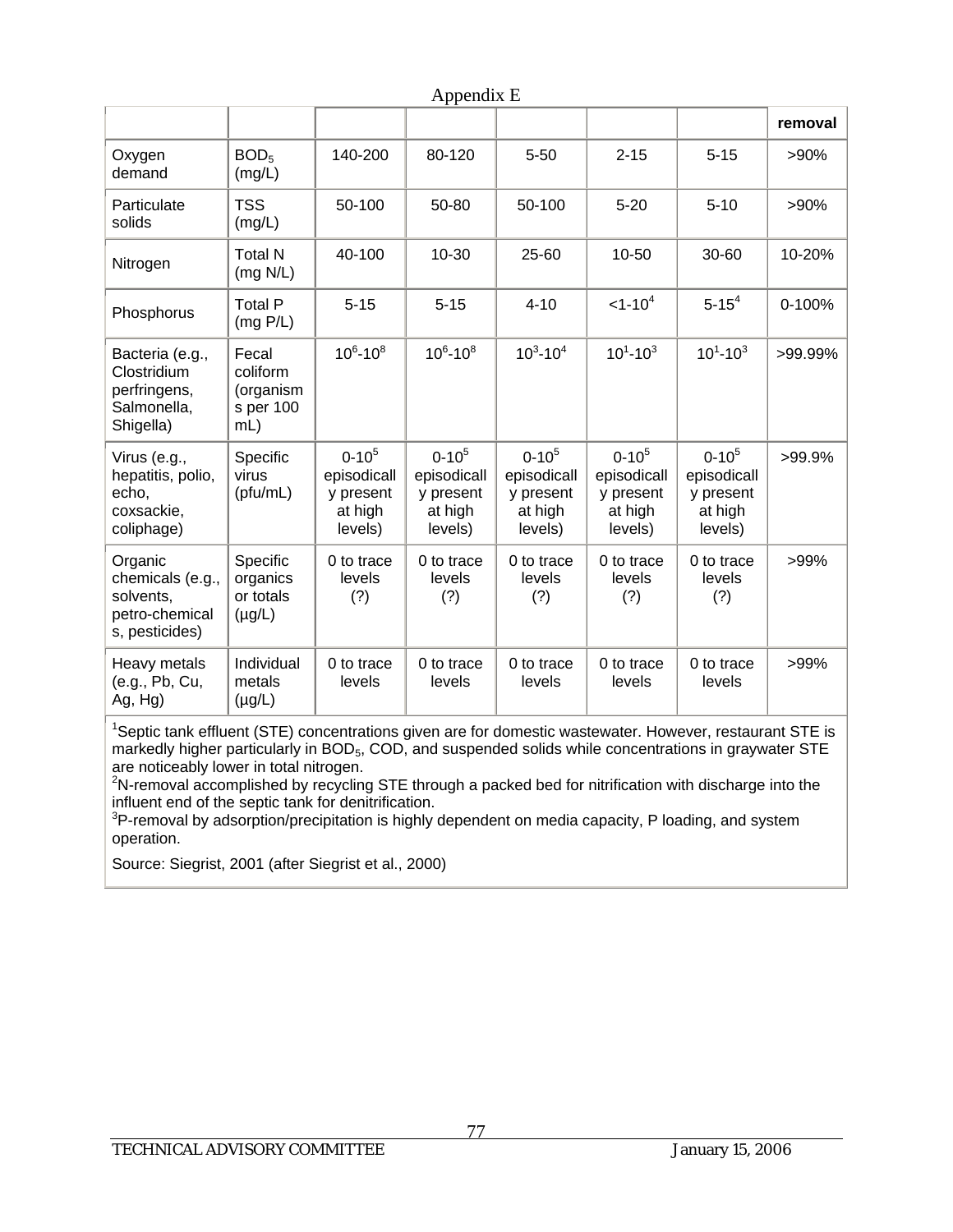Appendix E

| | | | | | | | removal |
|---|---|---|---|---|---|---|---|
| Oxygen demand | $BOD_5$ (mg/L) | 140-200 | 80-120 | 5-50 | 2-15 | 5-15 | >90% |
| Particulate solids | TSS (mg/L) | 50-100 | 50-80 | 50-100 | 5-20 | 5-10 | >90% |
| Nitrogen | Total N (mg N/L) | 40-100 | 10-30 | 25-60 | 10-50 | 30-60 | 10-20% |
| Phosphorus | Total P (mg P/L) | 5-15 | 5-15 | 4-10 | <1-10[4] | 5-15[4] | 0-100% |
| Bacteria (e.g., Clostridium perfringens, Salmonella, Shigella) | Fecal coliform (organisms per 100 mL) | $10^6$-$10^8$ | $10^6$-$10^8$ | $10^3$-$10^4$ | $10^1$-$10^3$ | $10^1$-$10^3$ | >99.99% |
| Virus (e.g., hepatitis, polio, echo, coxsackie, coliphage) | Specific virus (pfu/mL) | 0-$10^5$ episodically present at high levels) | 0-$10^5$ episodically present at high levels) | 0-$10^5$ episodically present at high levels) | 0-$10^5$ episodically present at high levels) | 0-$10^5$ episodically present at high levels) | >99.9% |
| Organic chemicals (e.g., solvents, petro-chemicals, pesticides) | Specific organics or totals (µg/L) | 0 to trace levels (?) | 0 to trace levels (?) | 0 to trace levels (?) | 0 to trace levels (?) | 0 to trace levels (?) | >99% |
| Heavy metals (e.g., Pb, Cu, Ag, Hg) | Individual metals (µg/L) | 0 to trace levels | 0 to trace levels | 0 to trace levels | 0 to trace levels | 0 to trace levels | >99% |

[1]Septic tank effluent (STE) concentrations given are for domestic wastewater. However, restaurant STE is markedly higher particularly in $BOD_5$, COD, and suspended solids while concentrations in graywater STE are noticeably lower in total nitrogen.
[2]N-removal accomplished by recycling STE through a packed bed for nitrification with discharge into the influent end of the septic tank for denitrification.
[3]P-removal by adsorption/precipitation is highly dependent on media capacity, P loading, and system operation.

Source: Siegrist, 2001 (after Siegrist et al., 2000)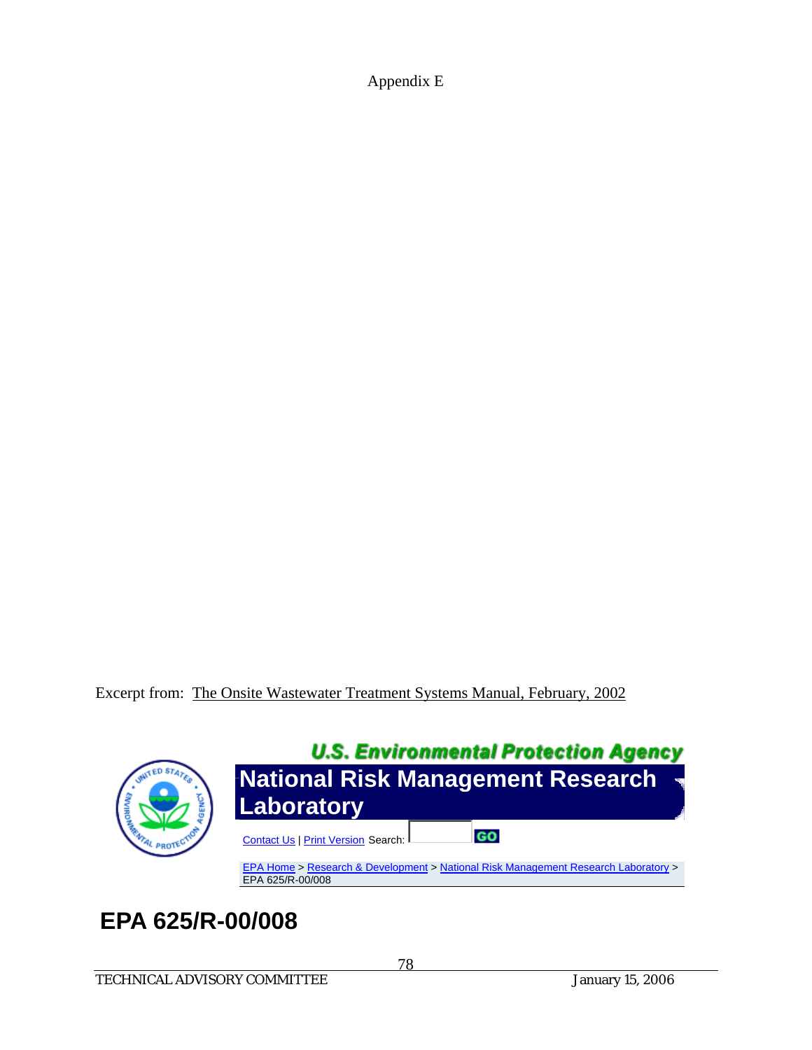Appendix E

Excerpt from: The Onsite Wastewater Treatment Systems Manual, February, 2002

U.S. Environmental Protection Agency

# National Risk Management Research Laboratory

Contact Us | Print Version Search: GO

EPA Home > Research & Development > National Risk Management Research Laboratory > EPA 625/R-00/008

# EPA 625/R-00/008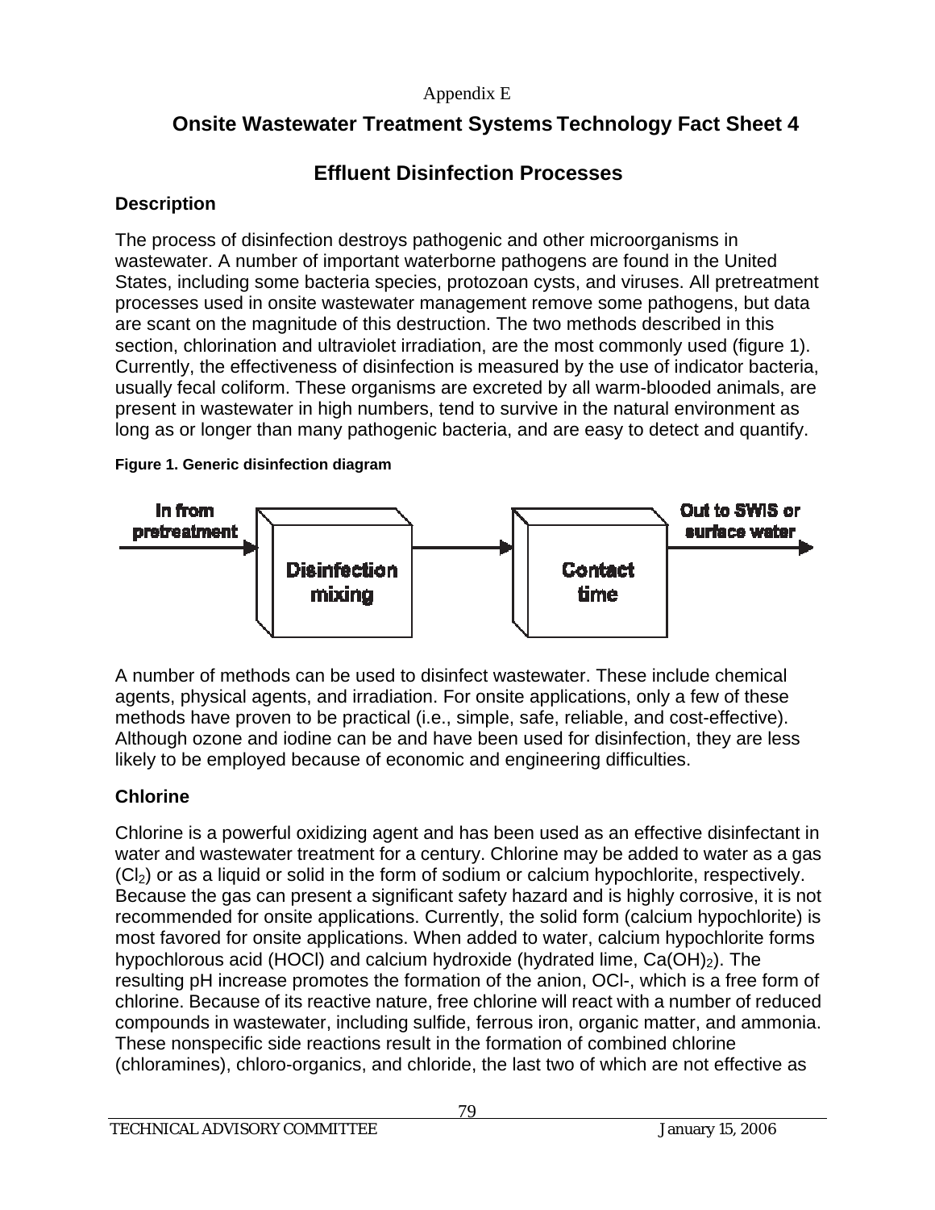Appendix E

# Onsite Wastewater Treatment Systems Technology Fact Sheet 4

## Effluent Disinfection Processes

### Description

The process of disinfection destroys pathogenic and other microorganisms in wastewater. A number of important waterborne pathogens are found in the United States, including some bacteria species, protozoan cysts, and viruses. All pretreatment processes used in onsite wastewater management remove some pathogens, but data are scant on the magnitude of this destruction. The two methods described in this section, chlorination and ultraviolet irradiation, are the most commonly used (figure 1). Currently, the effectiveness of disinfection is measured by the use of indicator bacteria, usually fecal coliform. These organisms are excreted by all warm-blooded animals, are present in wastewater in high numbers, tend to survive in the natural environment as long as or longer than many pathogenic bacteria, and are easy to detect and quantify.

**Figure 1. Generic disinfection diagram**

In from pretreatment → Disinfection mixing → Contact time → Out to SWIS or surface water

A number of methods can be used to disinfect wastewater. These include chemical agents, physical agents, and irradiation. For onsite applications, only a few of these methods have proven to be practical (i.e., simple, safe, reliable, and cost-effective). Although ozone and iodine can be and have been used for disinfection, they are less likely to be employed because of economic and engineering difficulties.

### Chlorine

Chlorine is a powerful oxidizing agent and has been used as an effective disinfectant in water and wastewater treatment for a century. Chlorine may be added to water as a gas ($Cl_2$) or as a liquid or solid in the form of sodium or calcium hypochlorite, respectively. Because the gas can present a significant safety hazard and is highly corrosive, it is not recommended for onsite applications. Currently, the solid form (calcium hypochlorite) is most favored for onsite applications. When added to water, calcium hypochlorite forms hypochlorous acid (HOCl) and calcium hydroxide (hydrated lime, $Ca(OH)_2$). The resulting pH increase promotes the formation of the anion, $OCl^-$, which is a free form of chlorine. Because of its reactive nature, free chlorine will react with a number of reduced compounds in wastewater, including sulfide, ferrous iron, organic matter, and ammonia. These nonspecific side reactions result in the formation of combined chlorine (chloramines), chloro-organics, and chloride, the last two of which are not effective as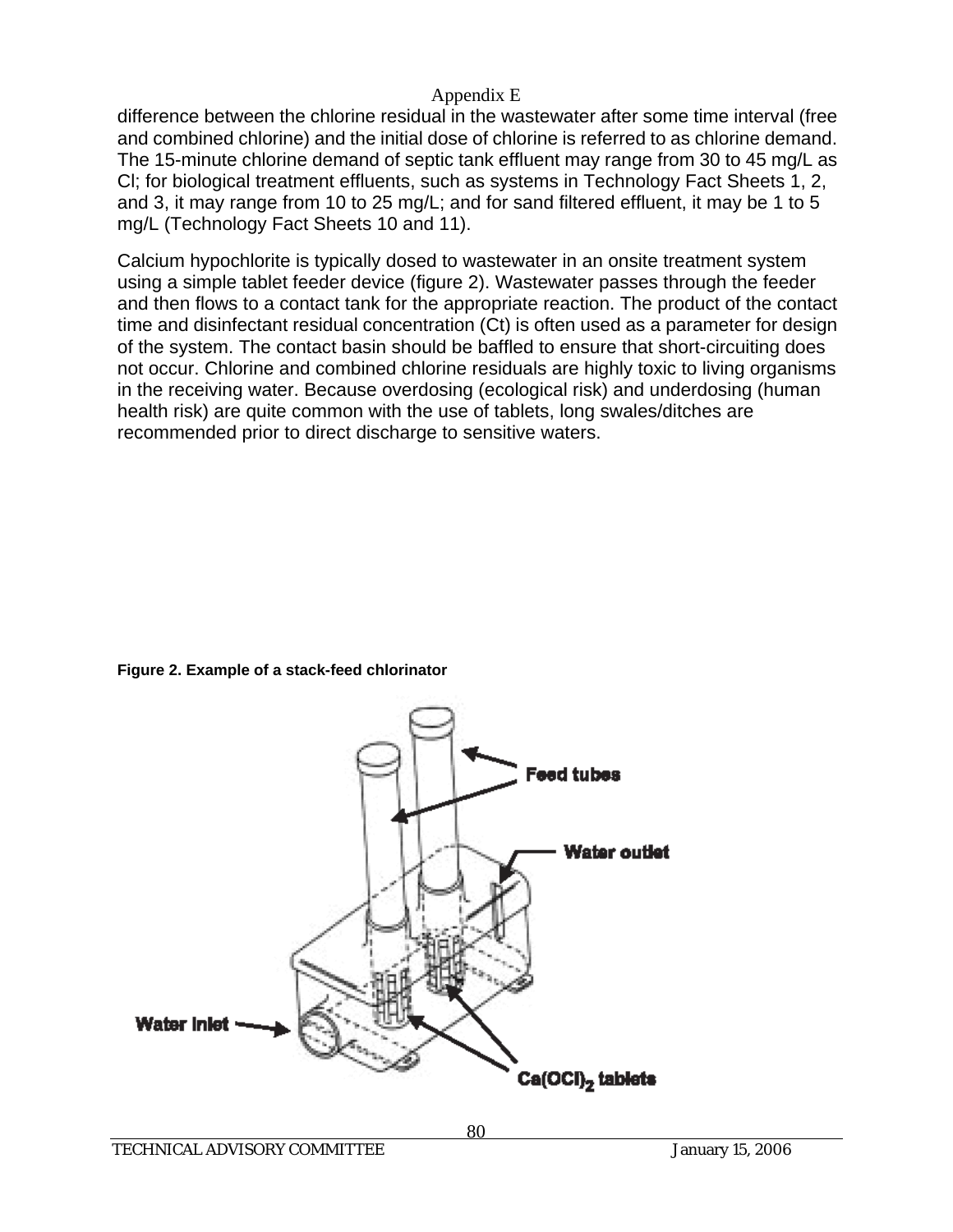difference between the chlorine residual in the wastewater after some time interval (free and combined chlorine) and the initial dose of chlorine is referred to as chlorine demand. The 15-minute chlorine demand of septic tank effluent may range from 30 to 45 mg/L as Cl; for biological treatment effluents, such as systems in Technology Fact Sheets 1, 2, and 3, it may range from 10 to 25 mg/L; and for sand filtered effluent, it may be 1 to 5 mg/L (Technology Fact Sheets 10 and 11).

Calcium hypochlorite is typically dosed to wastewater in an onsite treatment system using a simple tablet feeder device (figure 2). Wastewater passes through the feeder and then flows to a contact tank for the appropriate reaction. The product of the contact time and disinfectant residual concentration (Ct) is often used as a parameter for design of the system. The contact basin should be baffled to ensure that short-circuiting does not occur. Chlorine and combined chlorine residuals are highly toxic to living organisms in the receiving water. Because overdosing (ecological risk) and underdosing (human health risk) are quite common with the use of tablets, long swales/ditches are recommended prior to direct discharge to sensitive waters.

**Figure 2. Example of a stack-feed chlorinator**

Feed tubes

Water outlet

Water inlet

$Ca(OCl)_2$ tablets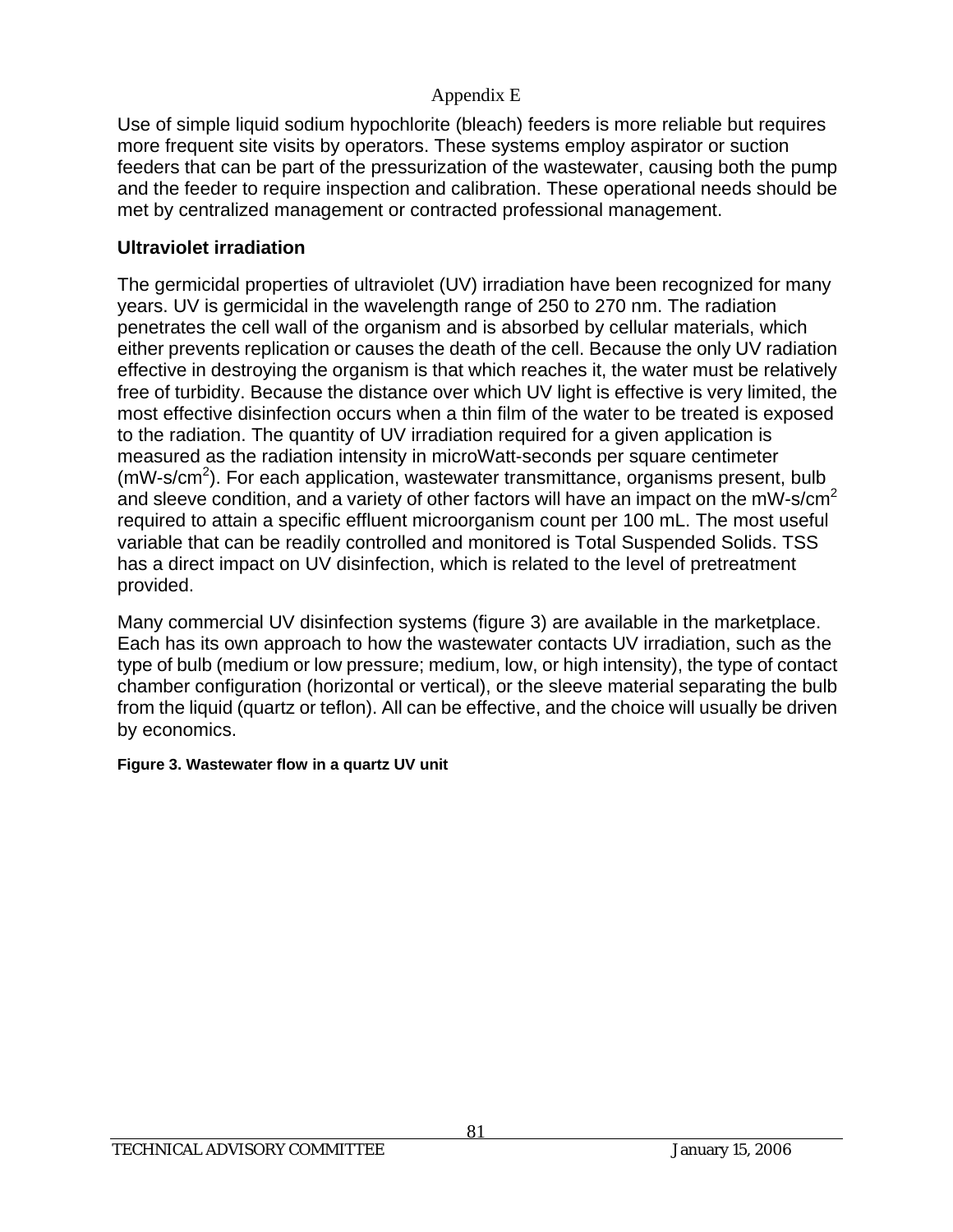Use of simple liquid sodium hypochlorite (bleach) feeders is more reliable but requires more frequent site visits by operators. These systems employ aspirator or suction feeders that can be part of the pressurization of the wastewater, causing both the pump and the feeder to require inspection and calibration. These operational needs should be met by centralized management or contracted professional management.

## Ultraviolet irradiation

The germicidal properties of ultraviolet (UV) irradiation have been recognized for many years. UV is germicidal in the wavelength range of 250 to 270 nm. The radiation penetrates the cell wall of the organism and is absorbed by cellular materials, which either prevents replication or causes the death of the cell. Because the only UV radiation effective in destroying the organism is that which reaches it, the water must be relatively free of turbidity. Because the distance over which UV light is effective is very limited, the most effective disinfection occurs when a thin film of the water to be treated is exposed to the radiation. The quantity of UV irradiation required for a given application is measured as the radiation intensity in microWatt-seconds per square centimeter ($mW\text{-}s/cm^2$). For each application, wastewater transmittance, organisms present, bulb and sleeve condition, and a variety of other factors will have an impact on the $mW\text{-}s/cm^2$ required to attain a specific effluent microorganism count per 100 mL. The most useful variable that can be readily controlled and monitored is Total Suspended Solids. TSS has a direct impact on UV disinfection, which is related to the level of pretreatment provided.

Many commercial UV disinfection systems (figure 3) are available in the marketplace. Each has its own approach to how the wastewater contacts UV irradiation, such as the type of bulb (medium or low pressure; medium, low, or high intensity), the type of contact chamber configuration (horizontal or vertical), or the sleeve material separating the bulb from the liquid (quartz or teflon). All can be effective, and the choice will usually be driven by economics.

**Figure 3. Wastewater flow in a quartz UV unit**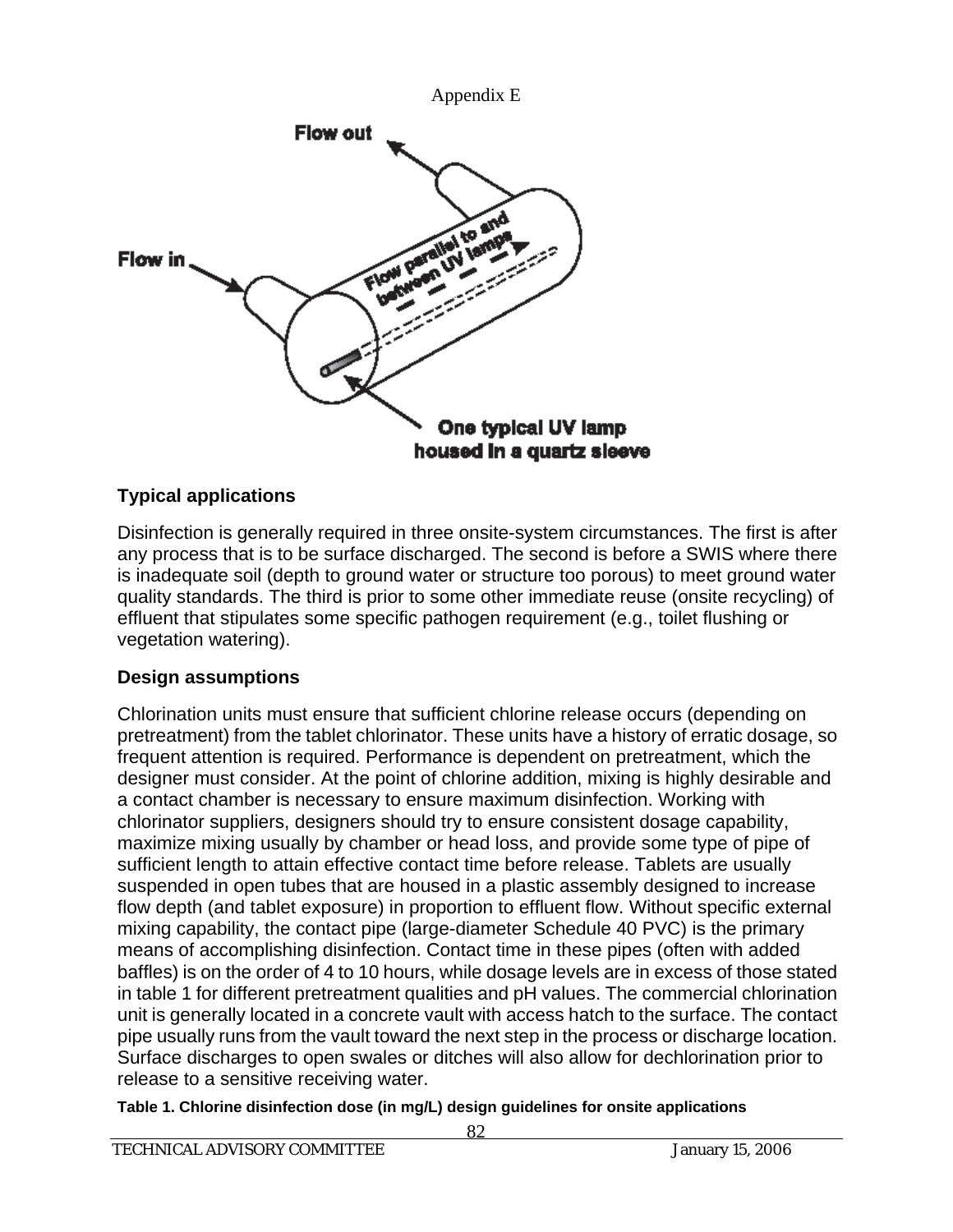Appendix E

## Typical applications

Disinfection is generally required in three onsite-system circumstances. The first is after any process that is to be surface discharged. The second is before a SWIS where there is inadequate soil (depth to ground water or structure too porous) to meet ground water quality standards. The third is prior to some other immediate reuse (onsite recycling) of effluent that stipulates some specific pathogen requirement (e.g., toilet flushing or vegetation watering).

## Design assumptions

Chlorination units must ensure that sufficient chlorine release occurs (depending on pretreatment) from the tablet chlorinator. These units have a history of erratic dosage, so frequent attention is required. Performance is dependent on pretreatment, which the designer must consider. At the point of chlorine addition, mixing is highly desirable and a contact chamber is necessary to ensure maximum disinfection. Working with chlorinator suppliers, designers should try to ensure consistent dosage capability, maximize mixing usually by chamber or head loss, and provide some type of pipe of sufficient length to attain effective contact time before release. Tablets are usually suspended in open tubes that are housed in a plastic assembly designed to increase flow depth (and tablet exposure) in proportion to effluent flow. Without specific external mixing capability, the contact pipe (large-diameter Schedule 40 PVC) is the primary means of accomplishing disinfection. Contact time in these pipes (often with added baffles) is on the order of 4 to 10 hours, while dosage levels are in excess of those stated in table 1 for different pretreatment qualities and pH values. The commercial chlorination unit is generally located in a concrete vault with access hatch to the surface. The contact pipe usually runs from the vault toward the next step in the process or discharge location. Surface discharges to open swales or ditches will also allow for dechlorination prior to release to a sensitive receiving water.

**Table 1. Chlorine disinfection dose (in mg/L) design guidelines for onsite applications**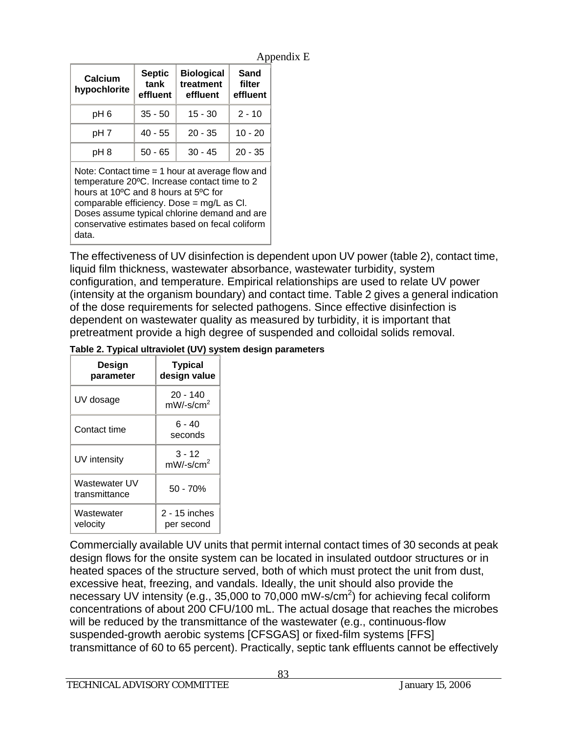Appendix E

| Calcium hypochlorite | Septic tank effluent | Biological treatment effluent | Sand filter effluent |
|---|---|---|---|
| pH 6 | 35 - 50 | 15 - 30 | 2 - 10 |
| pH 7 | 40 - 55 | 20 - 35 | 10 - 20 |
| pH 8 | 50 - 65 | 30 - 45 | 20 - 35 |
| Note: Contact time = 1 hour at average flow and temperature 20ºC. Increase contact time to 2 hours at 10ºC and 8 hours at 5ºC for comparable efficiency. Dose = mg/L as Cl. Doses assume typical chlorine demand and are conservative estimates based on fecal coliform data. | | | |

The effectiveness of UV disinfection is dependent upon UV power (table 2), contact time, liquid film thickness, wastewater absorbance, wastewater turbidity, system configuration, and temperature. Empirical relationships are used to relate UV power (intensity at the organism boundary) and contact time. Table 2 gives a general indication of the dose requirements for selected pathogens. Since effective disinfection is dependent on wastewater quality as measured by turbidity, it is important that pretreatment provide a high degree of suspended and colloidal solids removal.

**Table 2. Typical ultraviolet (UV) system design parameters**

| Design parameter | Typical design value |
|---|---|
| UV dosage | 20 - 140 mW/-s/cm$^2$ |
| Contact time | 6 - 40 seconds |
| UV intensity | 3 - 12 mW/-s/cm$^2$ |
| Wastewater UV transmittance | 50 - 70% |
| Wastewater velocity | 2 - 15 inches per second |

Commercially available UV units that permit internal contact times of 30 seconds at peak design flows for the onsite system can be located in insulated outdoor structures or in heated spaces of the structure served, both of which must protect the unit from dust, excessive heat, freezing, and vandals. Ideally, the unit should also provide the necessary UV intensity (e.g., 35,000 to 70,000 mW-s/cm$^2$) for achieving fecal coliform concentrations of about 200 CFU/100 mL. The actual dosage that reaches the microbes will be reduced by the transmittance of the wastewater (e.g., continuous-flow suspended-growth aerobic systems [CFSGAS] or fixed-film systems [FFS] transmittance of 60 to 65 percent). Practically, septic tank effluents cannot be effectively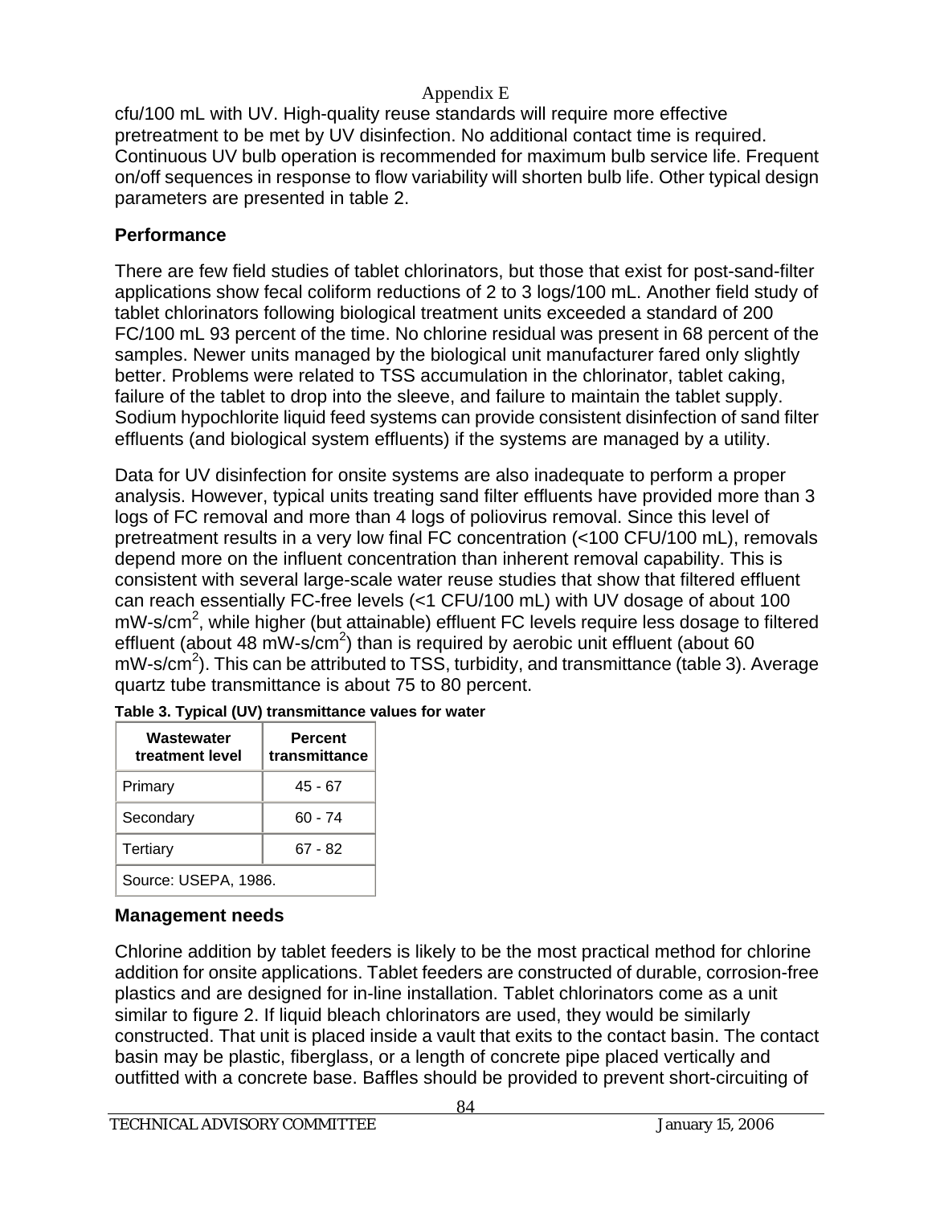cfu/100 mL with UV. High-quality reuse standards will require more effective pretreatment to be met by UV disinfection. No additional contact time is required. Continuous UV bulb operation is recommended for maximum bulb service life. Frequent on/off sequences in response to flow variability will shorten bulb life. Other typical design parameters are presented in table 2.

## Performance

There are few field studies of tablet chlorinators, but those that exist for post-sand-filter applications show fecal coliform reductions of 2 to 3 logs/100 mL. Another field study of tablet chlorinators following biological treatment units exceeded a standard of 200 FC/100 mL 93 percent of the time. No chlorine residual was present in 68 percent of the samples. Newer units managed by the biological unit manufacturer fared only slightly better. Problems were related to TSS accumulation in the chlorinator, tablet caking, failure of the tablet to drop into the sleeve, and failure to maintain the tablet supply. Sodium hypochlorite liquid feed systems can provide consistent disinfection of sand filter effluents (and biological system effluents) if the systems are managed by a utility.

Data for UV disinfection for onsite systems are also inadequate to perform a proper analysis. However, typical units treating sand filter effluents have provided more than 3 logs of FC removal and more than 4 logs of poliovirus removal. Since this level of pretreatment results in a very low final FC concentration (<100 CFU/100 mL), removals depend more on the influent concentration than inherent removal capability. This is consistent with several large-scale water reuse studies that show that filtered effluent can reach essentially FC-free levels (<1 CFU/100 mL) with UV dosage of about 100 mW-s/cm$^2$, while higher (but attainable) effluent FC levels require less dosage to filtered effluent (about 48 mW-s/cm$^2$) than is required by aerobic unit effluent (about 60 mW-s/cm$^2$). This can be attributed to TSS, turbidity, and transmittance (table 3). Average quartz tube transmittance is about 75 to 80 percent.

**Table 3. Typical (UV) transmittance values for water**

| Wastewater treatment level | Percent transmittance |
|---|---|
| Primary | 45 - 67 |
| Secondary | 60 - 74 |
| Tertiary | 67 - 82 |
| Source: USEPA, 1986. | |

## Management needs

Chlorine addition by tablet feeders is likely to be the most practical method for chlorine addition for onsite applications. Tablet feeders are constructed of durable, corrosion-free plastics and are designed for in-line installation. Tablet chlorinators come as a unit similar to figure 2. If liquid bleach chlorinators are used, they would be similarly constructed. That unit is placed inside a vault that exits to the contact basin. The contact basin may be plastic, fiberglass, or a length of concrete pipe placed vertically and outfitted with a concrete base. Baffles should be provided to prevent short-circuiting of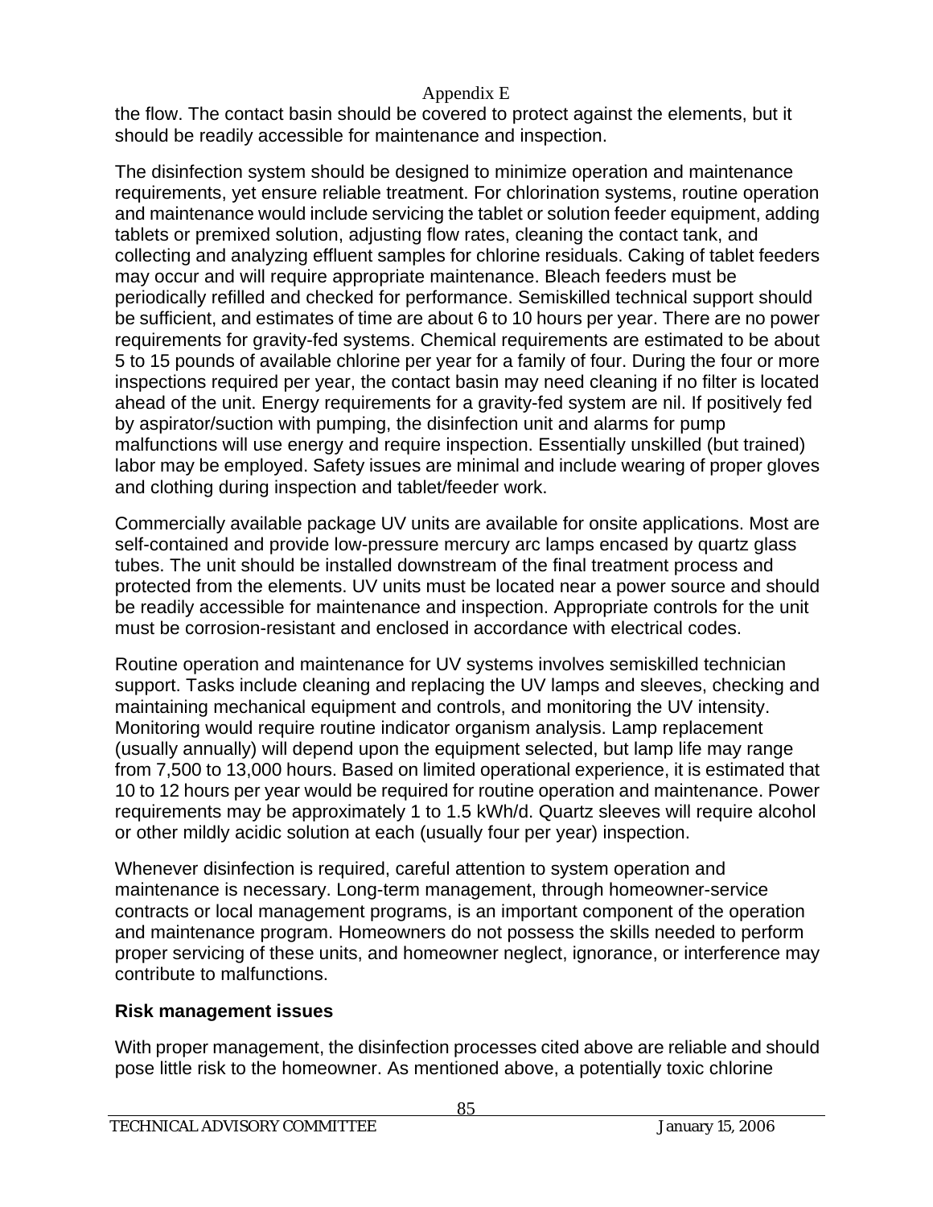the flow. The contact basin should be covered to protect against the elements, but it should be readily accessible for maintenance and inspection.

The disinfection system should be designed to minimize operation and maintenance requirements, yet ensure reliable treatment. For chlorination systems, routine operation and maintenance would include servicing the tablet or solution feeder equipment, adding tablets or premixed solution, adjusting flow rates, cleaning the contact tank, and collecting and analyzing effluent samples for chlorine residuals. Caking of tablet feeders may occur and will require appropriate maintenance. Bleach feeders must be periodically refilled and checked for performance. Semiskilled technical support should be sufficient, and estimates of time are about 6 to 10 hours per year. There are no power requirements for gravity-fed systems. Chemical requirements are estimated to be about 5 to 15 pounds of available chlorine per year for a family of four. During the four or more inspections required per year, the contact basin may need cleaning if no filter is located ahead of the unit. Energy requirements for a gravity-fed system are nil. If positively fed by aspirator/suction with pumping, the disinfection unit and alarms for pump malfunctions will use energy and require inspection. Essentially unskilled (but trained) labor may be employed. Safety issues are minimal and include wearing of proper gloves and clothing during inspection and tablet/feeder work.

Commercially available package UV units are available for onsite applications. Most are self-contained and provide low-pressure mercury arc lamps encased by quartz glass tubes. The unit should be installed downstream of the final treatment process and protected from the elements. UV units must be located near a power source and should be readily accessible for maintenance and inspection. Appropriate controls for the unit must be corrosion-resistant and enclosed in accordance with electrical codes.

Routine operation and maintenance for UV systems involves semiskilled technician support. Tasks include cleaning and replacing the UV lamps and sleeves, checking and maintaining mechanical equipment and controls, and monitoring the UV intensity. Monitoring would require routine indicator organism analysis. Lamp replacement (usually annually) will depend upon the equipment selected, but lamp life may range from 7,500 to 13,000 hours. Based on limited operational experience, it is estimated that 10 to 12 hours per year would be required for routine operation and maintenance. Power requirements may be approximately 1 to 1.5 kWh/d. Quartz sleeves will require alcohol or other mildly acidic solution at each (usually four per year) inspection.

Whenever disinfection is required, careful attention to system operation and maintenance is necessary. Long-term management, through homeowner-service contracts or local management programs, is an important component of the operation and maintenance program. Homeowners do not possess the skills needed to perform proper servicing of these units, and homeowner neglect, ignorance, or interference may contribute to malfunctions.

**Risk management issues**

With proper management, the disinfection processes cited above are reliable and should pose little risk to the homeowner. As mentioned above, a potentially toxic chlorine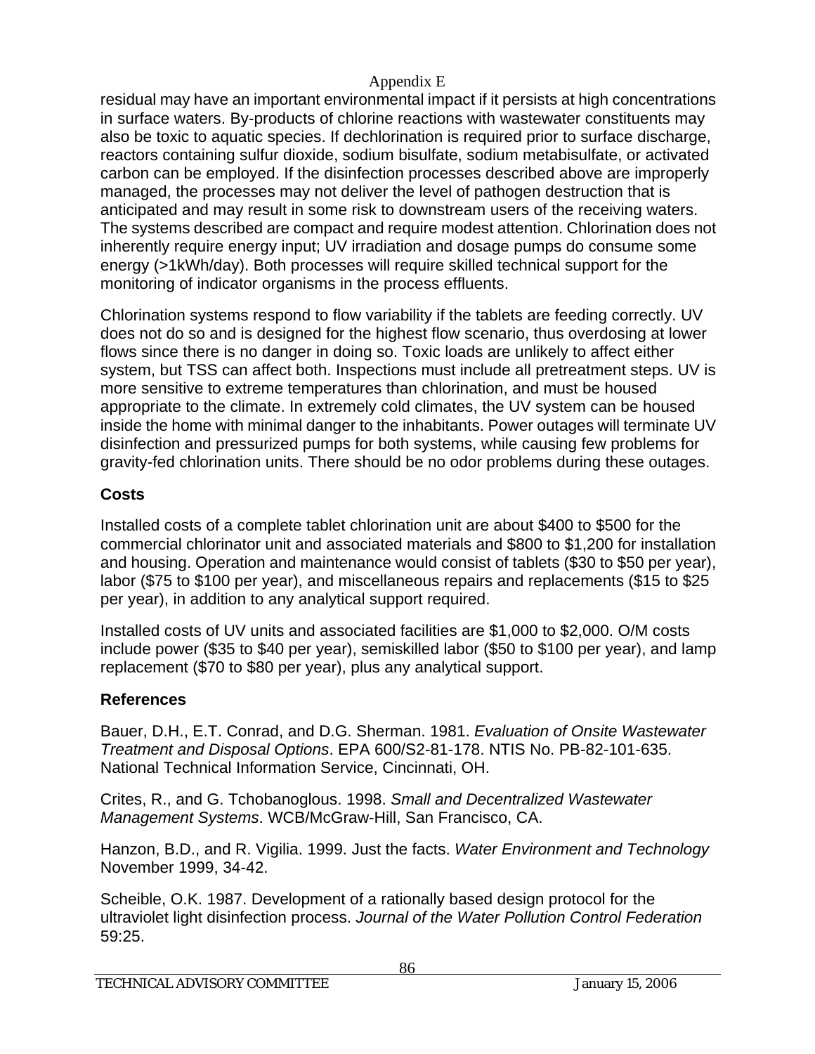residual may have an important environmental impact if it persists at high concentrations in surface waters. By-products of chlorine reactions with wastewater constituents may also be toxic to aquatic species. If dechlorination is required prior to surface discharge, reactors containing sulfur dioxide, sodium bisulfate, sodium metabisulfate, or activated carbon can be employed. If the disinfection processes described above are improperly managed, the processes may not deliver the level of pathogen destruction that is anticipated and may result in some risk to downstream users of the receiving waters. The systems described are compact and require modest attention. Chlorination does not inherently require energy input; UV irradiation and dosage pumps do consume some energy (>1kWh/day). Both processes will require skilled technical support for the monitoring of indicator organisms in the process effluents.

Chlorination systems respond to flow variability if the tablets are feeding correctly. UV does not do so and is designed for the highest flow scenario, thus overdosing at lower flows since there is no danger in doing so. Toxic loads are unlikely to affect either system, but TSS can affect both. Inspections must include all pretreatment steps. UV is more sensitive to extreme temperatures than chlorination, and must be housed appropriate to the climate. In extremely cold climates, the UV system can be housed inside the home with minimal danger to the inhabitants. Power outages will terminate UV disinfection and pressurized pumps for both systems, while causing few problems for gravity-fed chlorination units. There should be no odor problems during these outages.

## Costs

Installed costs of a complete tablet chlorination unit are about $400 to $500 for the commercial chlorinator unit and associated materials and $800 to $1,200 for installation and housing. Operation and maintenance would consist of tablets ($30 to $50 per year), labor ($75 to $100 per year), and miscellaneous repairs and replacements ($15 to $25 per year), in addition to any analytical support required.

Installed costs of UV units and associated facilities are $1,000 to $2,000. O/M costs include power ($35 to $40 per year), semiskilled labor ($50 to $100 per year), and lamp replacement ($70 to $80 per year), plus any analytical support.

## References

Bauer, D.H., E.T. Conrad, and D.G. Sherman. 1981. *Evaluation of Onsite Wastewater Treatment and Disposal Options*. EPA 600/S2-81-178. NTIS No. PB-82-101-635. National Technical Information Service, Cincinnati, OH.

Crites, R., and G. Tchobanoglous. 1998. *Small and Decentralized Wastewater Management Systems*. WCB/McGraw-Hill, San Francisco, CA.

Hanzon, B.D., and R. Vigilia. 1999. Just the facts. *Water Environment and Technology* November 1999, 34-42.

Scheible, O.K. 1987. Development of a rationally based design protocol for the ultraviolet light disinfection process. *Journal of the Water Pollution Control Federation* 59:25.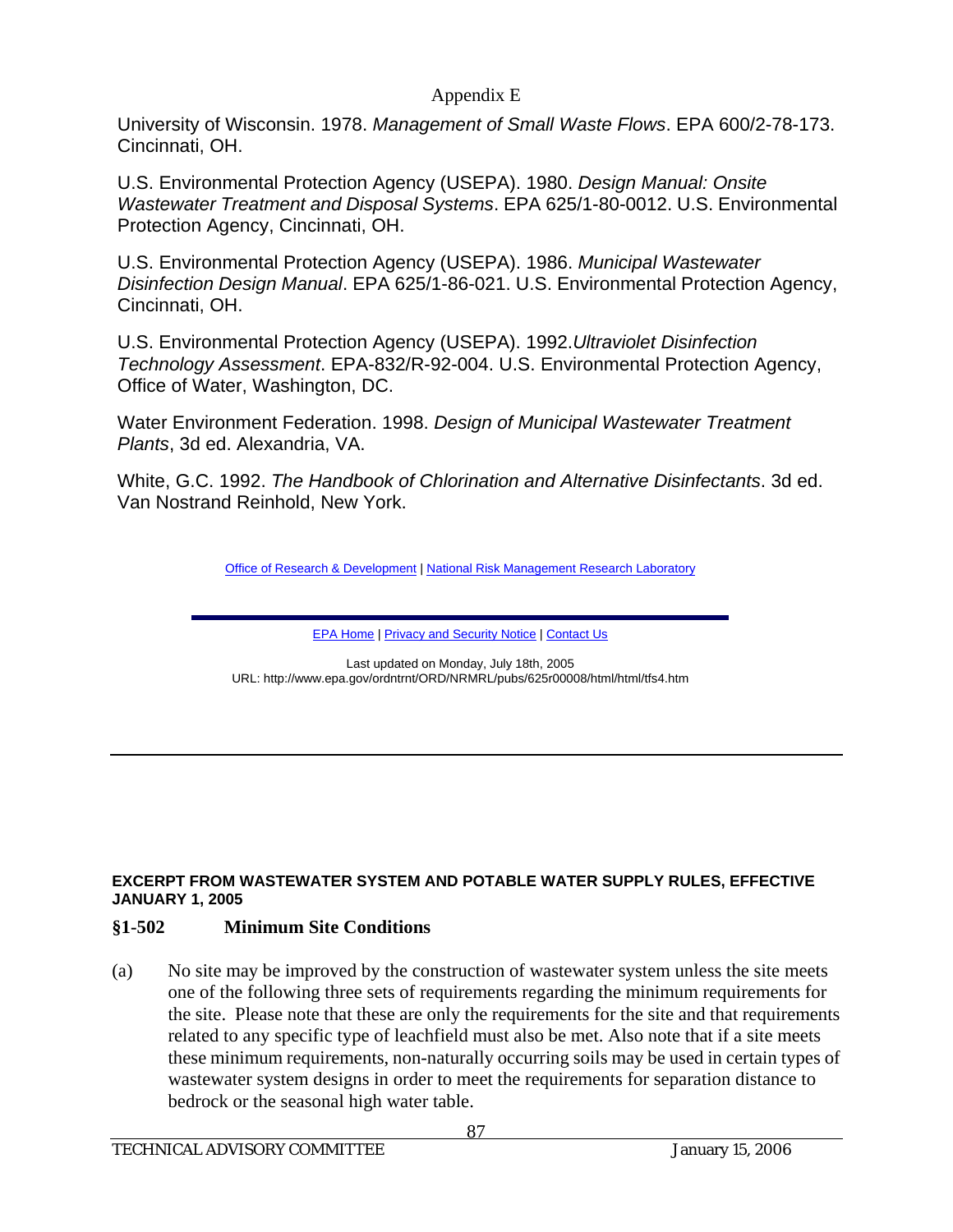University of Wisconsin. 1978. *Management of Small Waste Flows*. EPA 600/2-78-173. Cincinnati, OH.

U.S. Environmental Protection Agency (USEPA). 1980. *Design Manual: Onsite Wastewater Treatment and Disposal Systems*. EPA 625/1-80-0012. U.S. Environmental Protection Agency, Cincinnati, OH.

U.S. Environmental Protection Agency (USEPA). 1986. *Municipal Wastewater Disinfection Design Manual*. EPA 625/1-86-021. U.S. Environmental Protection Agency, Cincinnati, OH.

U.S. Environmental Protection Agency (USEPA). 1992.*Ultraviolet Disinfection Technology Assessment*. EPA-832/R-92-004. U.S. Environmental Protection Agency, Office of Water, Washington, DC.

Water Environment Federation. 1998. *Design of Municipal Wastewater Treatment Plants*, 3d ed. Alexandria, VA.

White, G.C. 1992. *The Handbook of Chlorination and Alternative Disinfectants*. 3d ed. Van Nostrand Reinhold, New York.

Office of Research & Development | National Risk Management Research Laboratory

EPA Home | Privacy and Security Notice | Contact Us

Last updated on Monday, July 18th, 2005
URL: http://www.epa.gov/ordntrnt/ORD/NRMRL/pubs/625r00008/html/html/tfs4.htm

---

**EXCERPT FROM WASTEWATER SYSTEM AND POTABLE WATER SUPPLY RULES, EFFECTIVE JANUARY 1, 2005**

## §1-502 Minimum Site Conditions

(a) No site may be improved by the construction of wastewater system unless the site meets one of the following three sets of requirements regarding the minimum requirements for the site. Please note that these are only the requirements for the site and that requirements related to any specific type of leachfield must also be met. Also note that if a site meets these minimum requirements, non-naturally occurring soils may be used in certain types of wastewater system designs in order to meet the requirements for separation distance to bedrock or the seasonal high water table.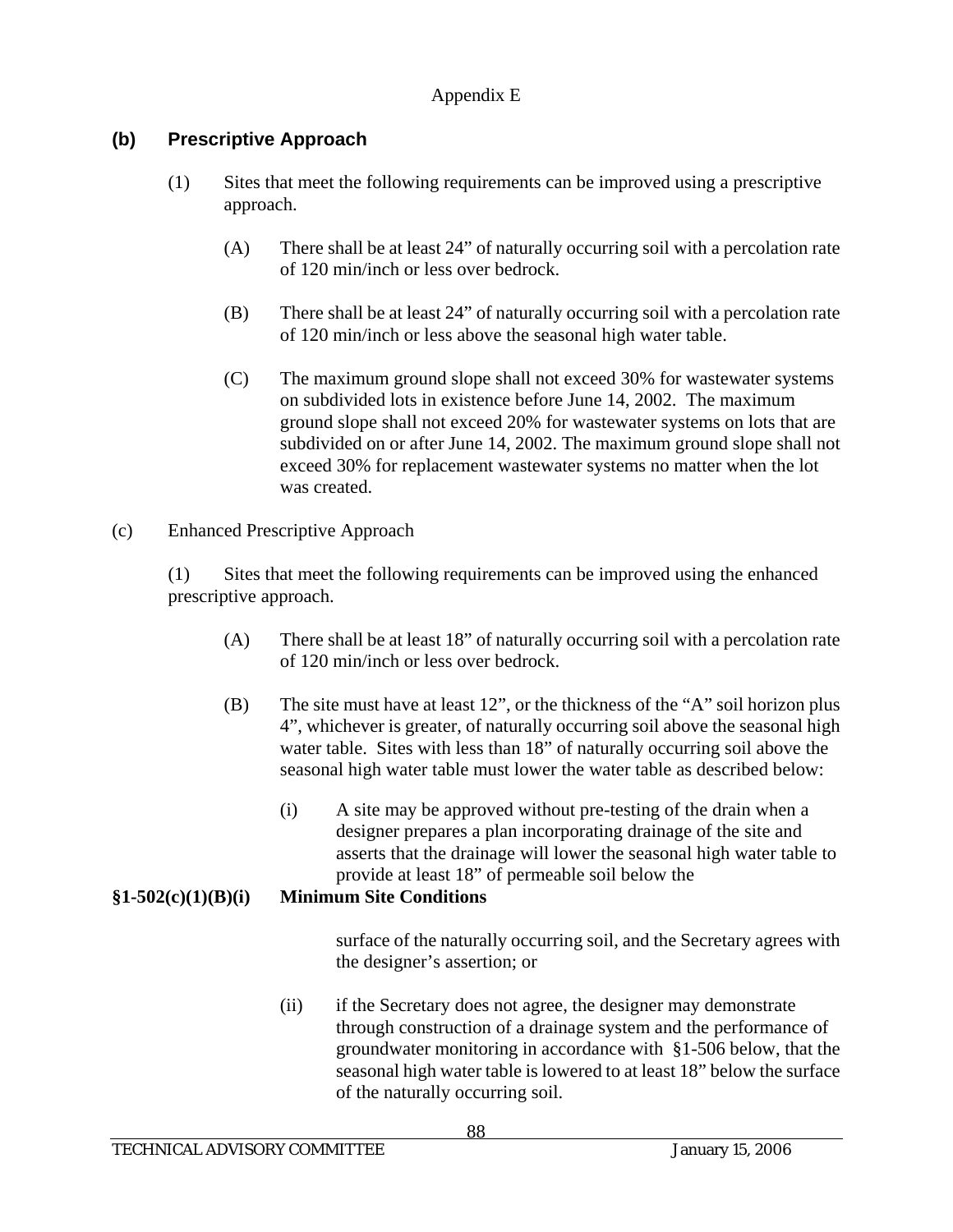Appendix E

## (b) Prescriptive Approach

(1) Sites that meet the following requirements can be improved using a prescriptive approach.

(A) There shall be at least 24” of naturally occurring soil with a percolation rate of 120 min/inch or less over bedrock.

(B) There shall be at least 24” of naturally occurring soil with a percolation rate of 120 min/inch or less above the seasonal high water table.

(C) The maximum ground slope shall not exceed 30% for wastewater systems on subdivided lots in existence before June 14, 2002. The maximum ground slope shall not exceed 20% for wastewater systems on lots that are subdivided on or after June 14, 2002. The maximum ground slope shall not exceed 30% for replacement wastewater systems no matter when the lot was created.

(c) Enhanced Prescriptive Approach

(1) Sites that meet the following requirements can be improved using the enhanced prescriptive approach.

(A) There shall be at least 18” of naturally occurring soil with a percolation rate of 120 min/inch or less over bedrock.

(B) The site must have at least 12”, or the thickness of the “A” soil horizon plus 4”, whichever is greater, of naturally occurring soil above the seasonal high water table. Sites with less than 18” of naturally occurring soil above the seasonal high water table must lower the water table as described below:

(i) A site may be approved without pre-testing of the drain when a designer prepares a plan incorporating drainage of the site and asserts that the drainage will lower the seasonal high water table to provide at least 18” of permeable soil below the

**§1-502(c)(1)(B)(i) Minimum Site Conditions**

surface of the naturally occurring soil, and the Secretary agrees with the designer’s assertion; or

(ii) if the Secretary does not agree, the designer may demonstrate through construction of a drainage system and the performance of groundwater monitoring in accordance with §1-506 below, that the seasonal high water table is lowered to at least 18” below the surface of the naturally occurring soil.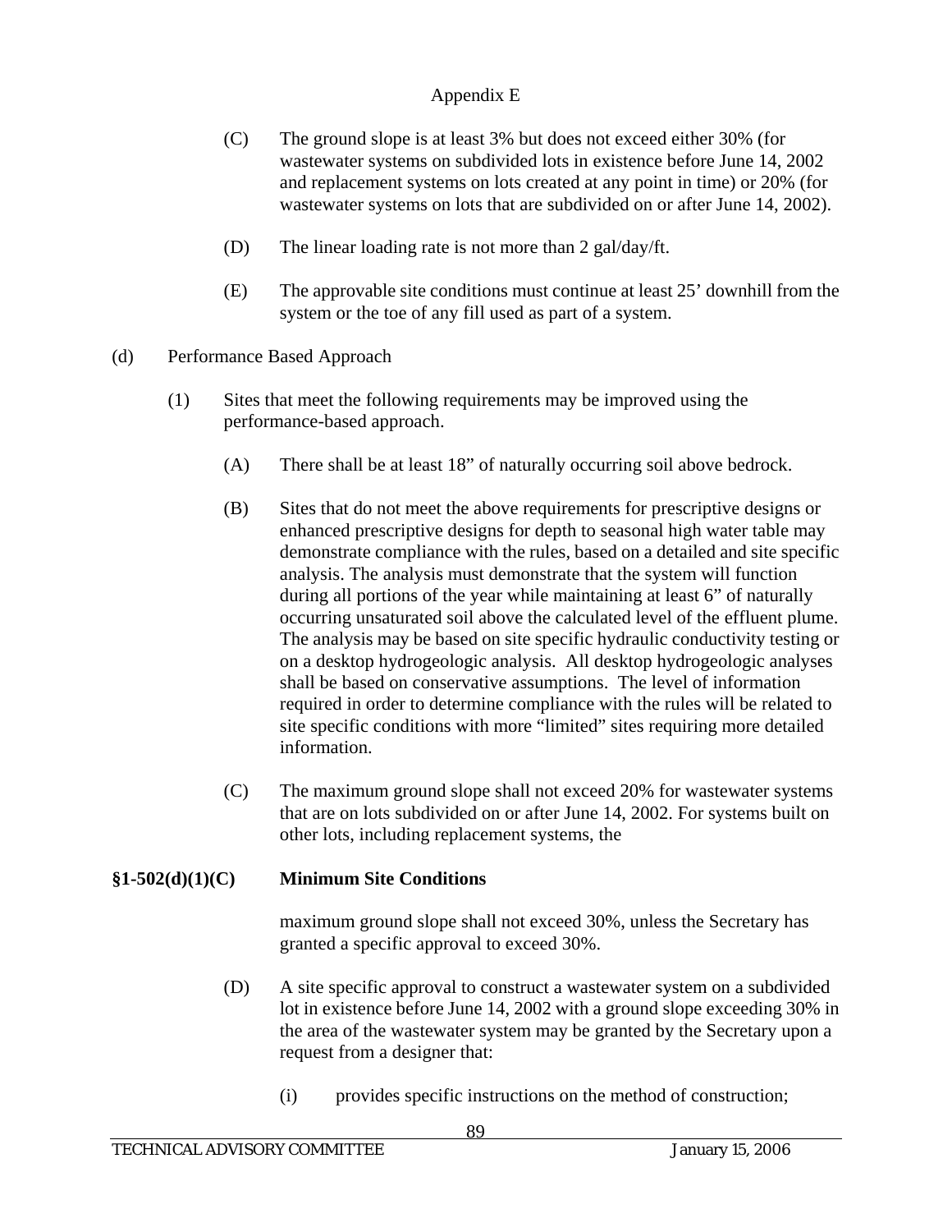(C) The ground slope is at least 3% but does not exceed either 30% (for wastewater systems on subdivided lots in existence before June 14, 2002 and replacement systems on lots created at any point in time) or 20% (for wastewater systems on lots that are subdivided on or after June 14, 2002).

(D) The linear loading rate is not more than 2 gal/day/ft.

(E) The approvable site conditions must continue at least 25' downhill from the system or the toe of any fill used as part of a system.

(d) Performance Based Approach

(1) Sites that meet the following requirements may be improved using the performance-based approach.

(A) There shall be at least 18" of naturally occurring soil above bedrock.

(B) Sites that do not meet the above requirements for prescriptive designs or enhanced prescriptive designs for depth to seasonal high water table may demonstrate compliance with the rules, based on a detailed and site specific analysis. The analysis must demonstrate that the system will function during all portions of the year while maintaining at least 6" of naturally occurring unsaturated soil above the calculated level of the effluent plume. The analysis may be based on site specific hydraulic conductivity testing or on a desktop hydrogeologic analysis. All desktop hydrogeologic analyses shall be based on conservative assumptions. The level of information required in order to determine compliance with the rules will be related to site specific conditions with more "limited" sites requiring more detailed information.

(C) The maximum ground slope shall not exceed 20% for wastewater systems that are on lots subdivided on or after June 14, 2002. For systems built on other lots, including replacement systems, the

**§1-502(d)(1)(C) Minimum Site Conditions**

maximum ground slope shall not exceed 30%, unless the Secretary has granted a specific approval to exceed 30%.

(D) A site specific approval to construct a wastewater system on a subdivided lot in existence before June 14, 2002 with a ground slope exceeding 30% in the area of the wastewater system may be granted by the Secretary upon a request from a designer that:

(i) provides specific instructions on the method of construction;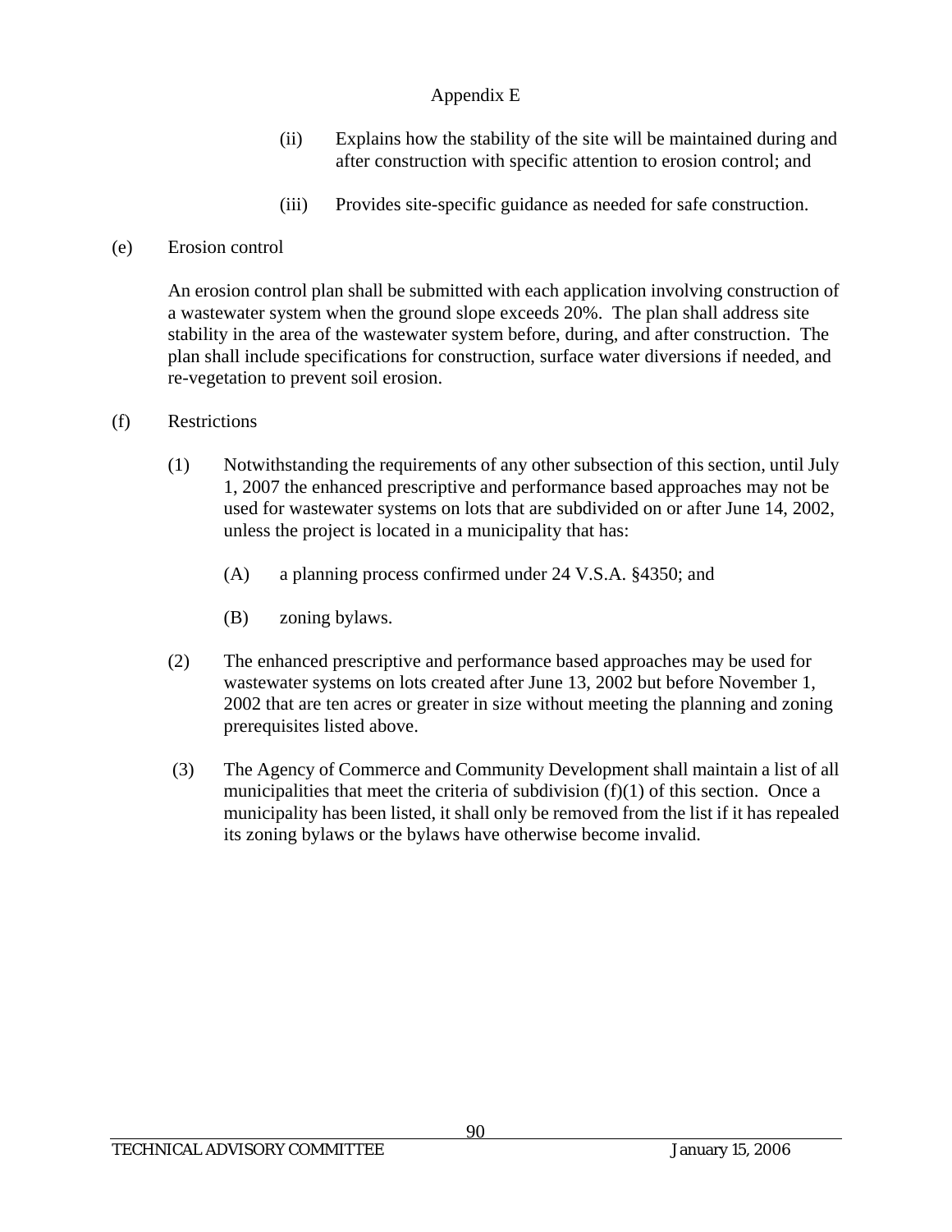(ii) Explains how the stability of the site will be maintained during and after construction with specific attention to erosion control; and

(iii) Provides site-specific guidance as needed for safe construction.

(e) Erosion control

An erosion control plan shall be submitted with each application involving construction of a wastewater system when the ground slope exceeds 20%. The plan shall address site stability in the area of the wastewater system before, during, and after construction. The plan shall include specifications for construction, surface water diversions if needed, and re-vegetation to prevent soil erosion.

(f) Restrictions

(1) Notwithstanding the requirements of any other subsection of this section, until July 1, 2007 the enhanced prescriptive and performance based approaches may not be used for wastewater systems on lots that are subdivided on or after June 14, 2002, unless the project is located in a municipality that has:

(A) a planning process confirmed under 24 V.S.A. §4350; and

(B) zoning bylaws.

(2) The enhanced prescriptive and performance based approaches may be used for wastewater systems on lots created after June 13, 2002 but before November 1, 2002 that are ten acres or greater in size without meeting the planning and zoning prerequisites listed above.

(3) The Agency of Commerce and Community Development shall maintain a list of all municipalities that meet the criteria of subdivision (f)(1) of this section. Once a municipality has been listed, it shall only be removed from the list if it has repealed its zoning bylaws or the bylaws have otherwise become invalid.